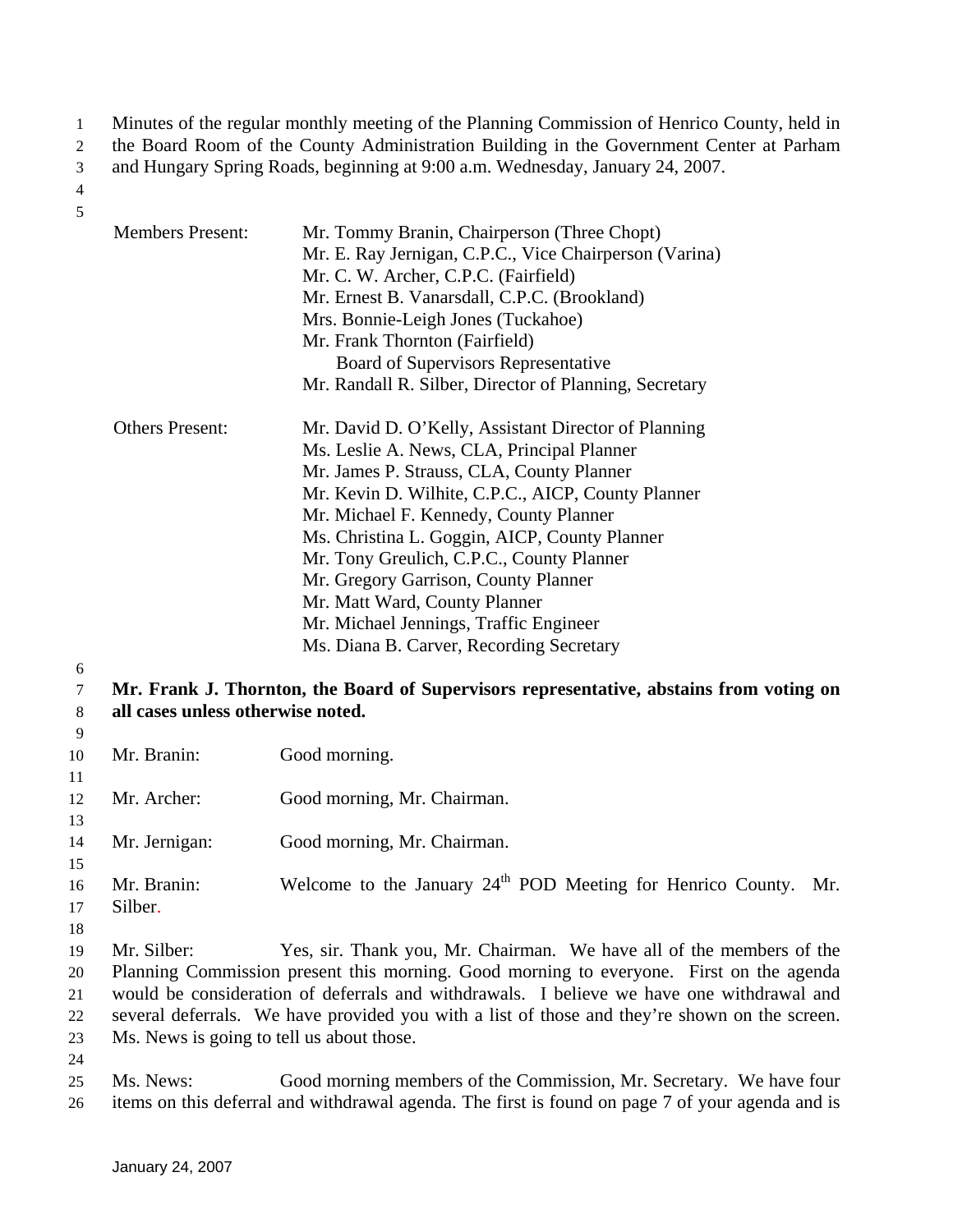Minutes of the regular monthly meeting of the Planning Commission of Henrico County, held in the Board Room of the County Administration Building in the Government Center at Parham and Hungary Spring Roads, beginning at 9:00 a.m. Wednesday, January 24, 2007.

| | |
|---|---|
| Members Present: | Mr. Tommy Branin, Chairperson (Three Chopt) |
| | Mr. E. Ray Jernigan, C.P.C., Vice Chairperson (Varina) |
| | Mr. C. W. Archer, C.P.C. (Fairfield) |
| | Mr. Ernest B. Vanarsdall, C.P.C. (Brookland) |
| | Mrs. Bonnie-Leigh Jones (Tuckahoe) |
| | Mr. Frank Thornton (Fairfield) |
| | Board of Supervisors Representative |
| | Mr. Randall R. Silber, Director of Planning, Secretary |
| Others Present: | Mr. David D. O'Kelly, Assistant Director of Planning |
| | Ms. Leslie A. News, CLA, Principal Planner |
| | Mr. James P. Strauss, CLA, County Planner |
| | Mr. Kevin D. Wilhite, C.P.C., AICP, County Planner |
| | Mr. Michael F. Kennedy, County Planner |
| | Ms. Christina L. Goggin, AICP, County Planner |
| | Mr. Tony Greulich, C.P.C., County Planner |
| | Mr. Gregory Garrison, County Planner |
| | Mr. Matt Ward, County Planner |
| | Mr. Michael Jennings, Traffic Engineer |
| | Ms. Diana B. Carver, Recording Secretary |

**Mr. Frank J. Thornton, the Board of Supervisors representative, abstains from voting on all cases unless otherwise noted.**

Mr. Branin: Good morning.

Mr. Archer: Good morning, Mr. Chairman.

Mr. Jernigan: Good morning, Mr. Chairman.

Mr. Branin: Welcome to the January 24th POD Meeting for Henrico County. Mr. Silber.

Mr. Silber: Yes, sir. Thank you, Mr. Chairman. We have all of the members of the Planning Commission present this morning. Good morning to everyone. First on the agenda would be consideration of deferrals and withdrawals. I believe we have one withdrawal and several deferrals. We have provided you with a list of those and they're shown on the screen. Ms. News is going to tell us about those.

Ms. News: Good morning members of the Commission, Mr. Secretary. We have four items on this deferral and withdrawal agenda. The first is found on page 7 of your agenda and is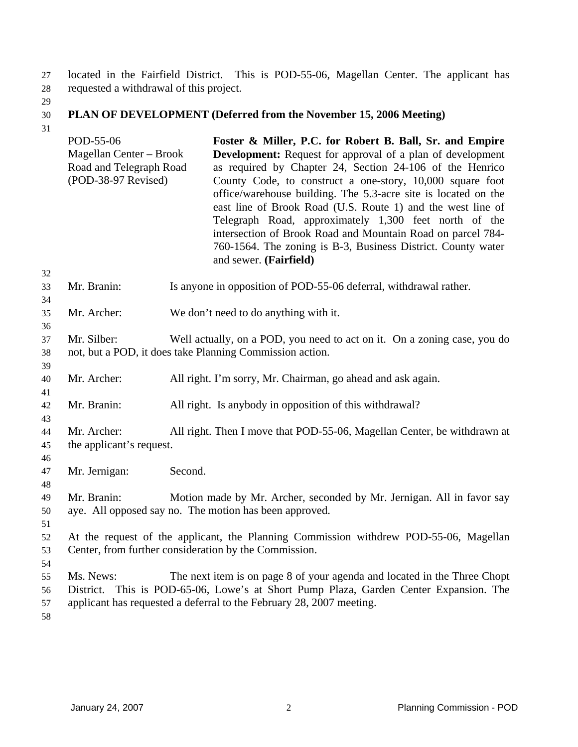located in the Fairfield District. This is POD-55-06, Magellan Center. The applicant has requested a withdrawal of this project.

**PLAN OF DEVELOPMENT (Deferred from the November 15, 2006 Meeting)**

| | |
|---|---|
| POD-55-06<br>Magellan Center – Brook Road and Telegraph Road<br>(POD-38-97 Revised) | **Foster & Miller, P.C. for Robert B. Ball, Sr. and Empire Development:** Request for approval of a plan of development as required by Chapter 24, Section 24-106 of the Henrico County Code, to construct a one-story, 10,000 square foot office/warehouse building. The 5.3-acre site is located on the east line of Brook Road (U.S. Route 1) and the west line of Telegraph Road, approximately 1,300 feet north of the intersection of Brook Road and Mountain Road on parcel 784-760-1564. The zoning is B-3, Business District. County water and sewer. **(Fairfield)** |

Mr. Branin: Is anyone in opposition of POD-55-06 deferral, withdrawal rather.

Mr. Archer: We don't need to do anything with it.

Mr. Silber: Well actually, on a POD, you need to act on it. On a zoning case, you do not, but a POD, it does take Planning Commission action.

Mr. Archer: All right. I'm sorry, Mr. Chairman, go ahead and ask again.

Mr. Branin: All right. Is anybody in opposition of this withdrawal?

Mr. Archer: All right. Then I move that POD-55-06, Magellan Center, be withdrawn at the applicant's request.

Mr. Jernigan: Second.

Mr. Branin: Motion made by Mr. Archer, seconded by Mr. Jernigan. All in favor say aye. All opposed say no. The motion has been approved.

At the request of the applicant, the Planning Commission withdrew POD-55-06, Magellan Center, from further consideration by the Commission.

Ms. News: The next item is on page 8 of your agenda and located in the Three Chopt District. This is POD-65-06, Lowe's at Short Pump Plaza, Garden Center Expansion. The applicant has requested a deferral to the February 28, 2007 meeting.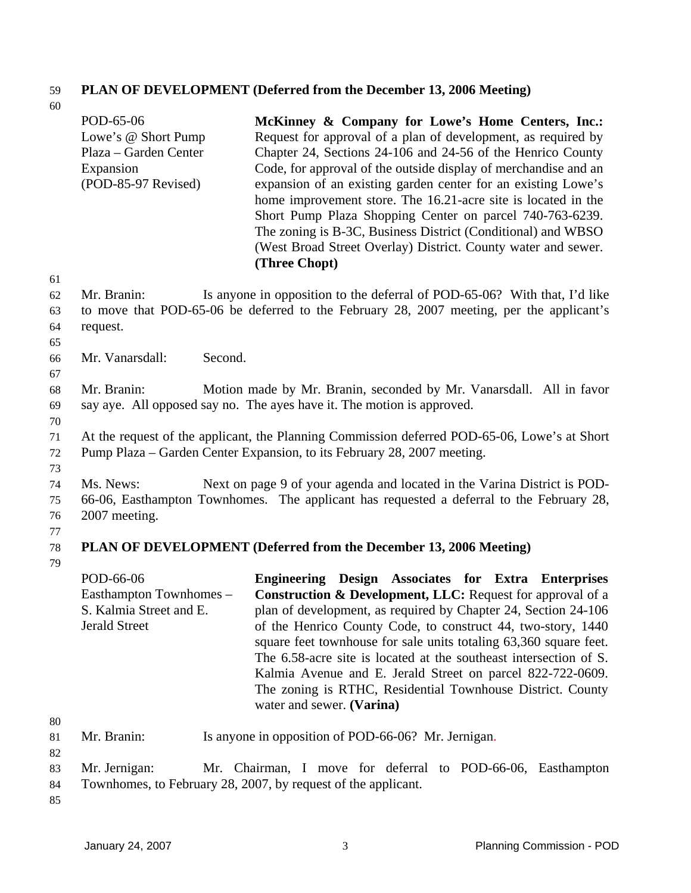**PLAN OF DEVELOPMENT (Deferred from the December 13, 2006 Meeting)**

POD-65-06
Lowe's @ Short Pump Plaza – Garden Center Expansion
(POD-85-97 Revised)

**McKinney & Company for Lowe's Home Centers, Inc.:** Request for approval of a plan of development, as required by Chapter 24, Sections 24-106 and 24-56 of the Henrico County Code, for approval of the outside display of merchandise and an expansion of an existing garden center for an existing Lowe's home improvement store. The 16.21-acre site is located in the Short Pump Plaza Shopping Center on parcel 740-763-6239. The zoning is B-3C, Business District (Conditional) and WBSO (West Broad Street Overlay) District. County water and sewer. **(Three Chopt)**

Mr. Branin: Is anyone in opposition to the deferral of POD-65-06? With that, I'd like to move that POD-65-06 be deferred to the February 28, 2007 meeting, per the applicant's request.

Mr. Vanarsdall: Second.

Mr. Branin: Motion made by Mr. Branin, seconded by Mr. Vanarsdall. All in favor say aye. All opposed say no. The ayes have it. The motion is approved.

At the request of the applicant, the Planning Commission deferred POD-65-06, Lowe's at Short Pump Plaza – Garden Center Expansion, to its February 28, 2007 meeting.

Ms. News: Next on page 9 of your agenda and located in the Varina District is POD-66-06, Easthampton Townhomes. The applicant has requested a deferral to the February 28, 2007 meeting.

**PLAN OF DEVELOPMENT (Deferred from the December 13, 2006 Meeting)**

POD-66-06
Easthampton Townhomes – S. Kalmia Street and E. Jerald Street

**Engineering Design Associates for Extra Enterprises Construction & Development, LLC:** Request for approval of a plan of development, as required by Chapter 24, Section 24-106 of the Henrico County Code, to construct 44, two-story, 1440 square feet townhouse for sale units totaling 63,360 square feet. The 6.58-acre site is located at the southeast intersection of S. Kalmia Avenue and E. Jerald Street on parcel 822-722-0609. The zoning is RTHC, Residential Townhouse District. County water and sewer. **(Varina)**

Mr. Branin: Is anyone in opposition of POD-66-06? Mr. Jernigan.

Mr. Jernigan: Mr. Chairman, I move for deferral to POD-66-06, Easthampton Townhomes, to February 28, 2007, by request of the applicant.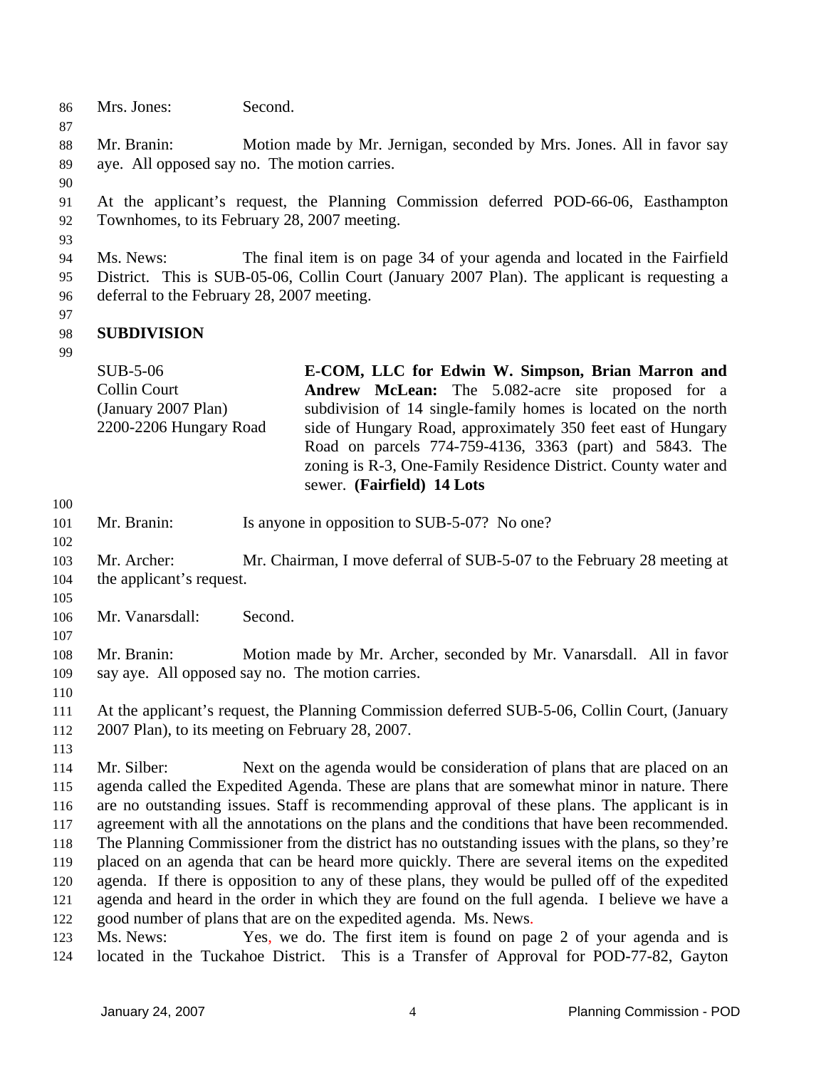Mrs. Jones: Second.

Mr. Branin: Motion made by Mr. Jernigan, seconded by Mrs. Jones. All in favor say aye. All opposed say no. The motion carries.

At the applicant's request, the Planning Commission deferred POD-66-06, Easthampton Townhomes, to its February 28, 2007 meeting.

Ms. News: The final item is on page 34 of your agenda and located in the Fairfield District. This is SUB-05-06, Collin Court (January 2007 Plan). The applicant is requesting a deferral to the February 28, 2007 meeting.

**SUBDIVISION**

SUB-5-06
Collin Court
(January 2007 Plan)
2200-2206 Hungary Road

**E-COM, LLC for Edwin W. Simpson, Brian Marron and Andrew McLean:** The 5.082-acre site proposed for a subdivision of 14 single-family homes is located on the north side of Hungary Road, approximately 350 feet east of Hungary Road on parcels 774-759-4136, 3363 (part) and 5843. The zoning is R-3, One-Family Residence District. County water and sewer. **(Fairfield) 14 Lots**

Mr. Branin: Is anyone in opposition to SUB-5-07? No one?

Mr. Archer: Mr. Chairman, I move deferral of SUB-5-07 to the February 28 meeting at the applicant's request.

Mr. Vanarsdall: Second.

Mr. Branin: Motion made by Mr. Archer, seconded by Mr. Vanarsdall. All in favor say aye. All opposed say no. The motion carries.

At the applicant's request, the Planning Commission deferred SUB-5-06, Collin Court, (January 2007 Plan), to its meeting on February 28, 2007.

Mr. Silber: Next on the agenda would be consideration of plans that are placed on an agenda called the Expedited Agenda. These are plans that are somewhat minor in nature. There are no outstanding issues. Staff is recommending approval of these plans. The applicant is in agreement with all the annotations on the plans and the conditions that have been recommended. The Planning Commissioner from the district has no outstanding issues with the plans, so they're placed on an agenda that can be heard more quickly. There are several items on the expedited agenda. If there is opposition to any of these plans, they would be pulled off of the expedited agenda and heard in the order in which they are found on the full agenda. I believe we have a good number of plans that are on the expedited agenda. Ms. News.

Ms. News: Yes, we do. The first item is found on page 2 of your agenda and is located in the Tuckahoe District. This is a Transfer of Approval for POD-77-82, Gayton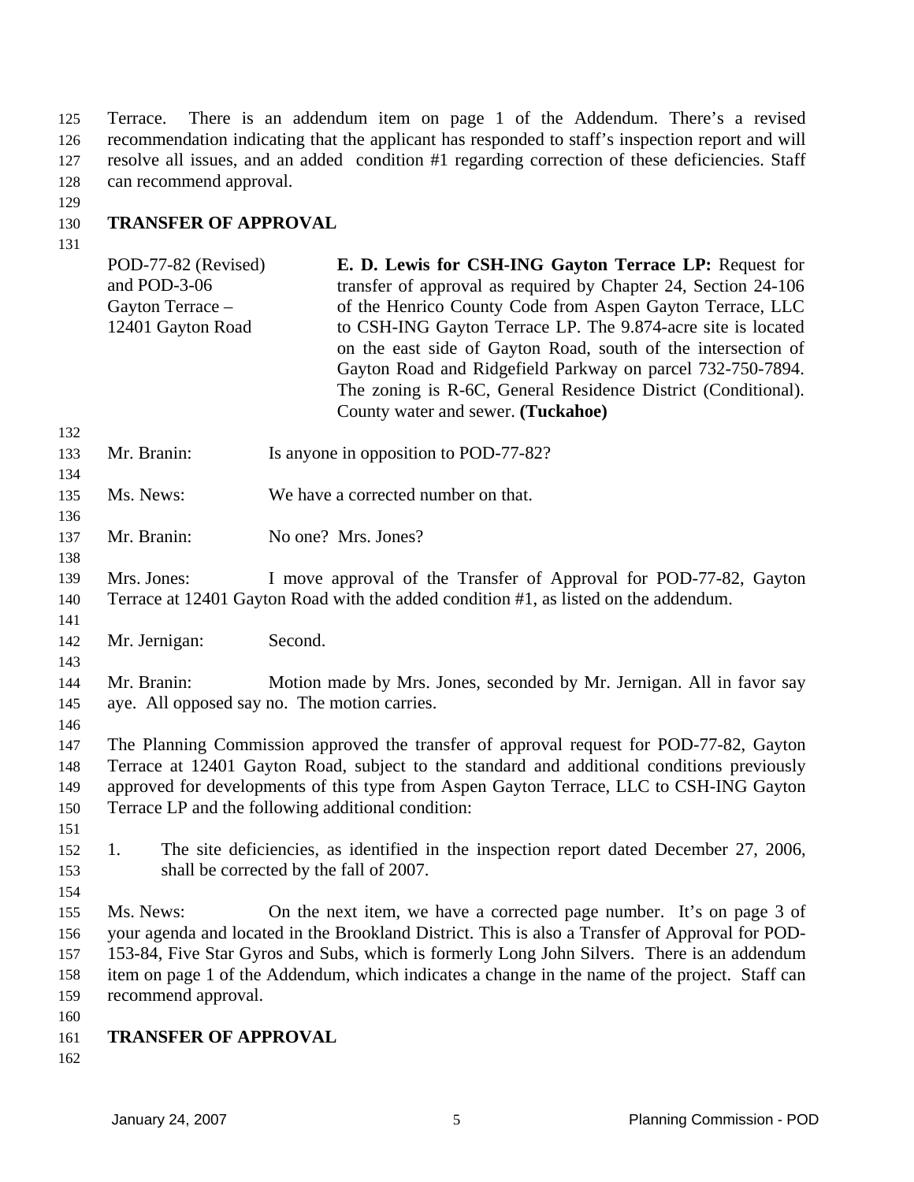Terrace. There is an addendum item on page 1 of the Addendum. There's a revised recommendation indicating that the applicant has responded to staff's inspection report and will resolve all issues, and an added condition #1 regarding correction of these deficiencies. Staff can recommend approval.

## TRANSFER OF APPROVAL

| | |
|---|---|
| POD-77-82 (Revised) and POD-3-06 Gayton Terrace – 12401 Gayton Road | **E. D. Lewis for CSH-ING Gayton Terrace LP:** Request for transfer of approval as required by Chapter 24, Section 24-106 of the Henrico County Code from Aspen Gayton Terrace, LLC to CSH-ING Gayton Terrace LP. The 9.874-acre site is located on the east side of Gayton Road, south of the intersection of Gayton Road and Ridgefield Parkway on parcel 732-750-7894. The zoning is R-6C, General Residence District (Conditional). County water and sewer. **(Tuckahoe)** |

Mr. Branin: Is anyone in opposition to POD-77-82?

Ms. News: We have a corrected number on that.

Mr. Branin: No one? Mrs. Jones?

Mrs. Jones: I move approval of the Transfer of Approval for POD-77-82, Gayton Terrace at 12401 Gayton Road with the added condition #1, as listed on the addendum.

Mr. Jernigan: Second.

Mr. Branin: Motion made by Mrs. Jones, seconded by Mr. Jernigan. All in favor say aye. All opposed say no. The motion carries.

The Planning Commission approved the transfer of approval request for POD-77-82, Gayton Terrace at 12401 Gayton Road, subject to the standard and additional conditions previously approved for developments of this type from Aspen Gayton Terrace, LLC to CSH-ING Gayton Terrace LP and the following additional condition:

1. The site deficiencies, as identified in the inspection report dated December 27, 2006, shall be corrected by the fall of 2007.

Ms. News: On the next item, we have a corrected page number. It's on page 3 of your agenda and located in the Brookland District. This is also a Transfer of Approval for POD-153-84, Five Star Gyros and Subs, which is formerly Long John Silvers. There is an addendum item on page 1 of the Addendum, which indicates a change in the name of the project. Staff can recommend approval.

## TRANSFER OF APPROVAL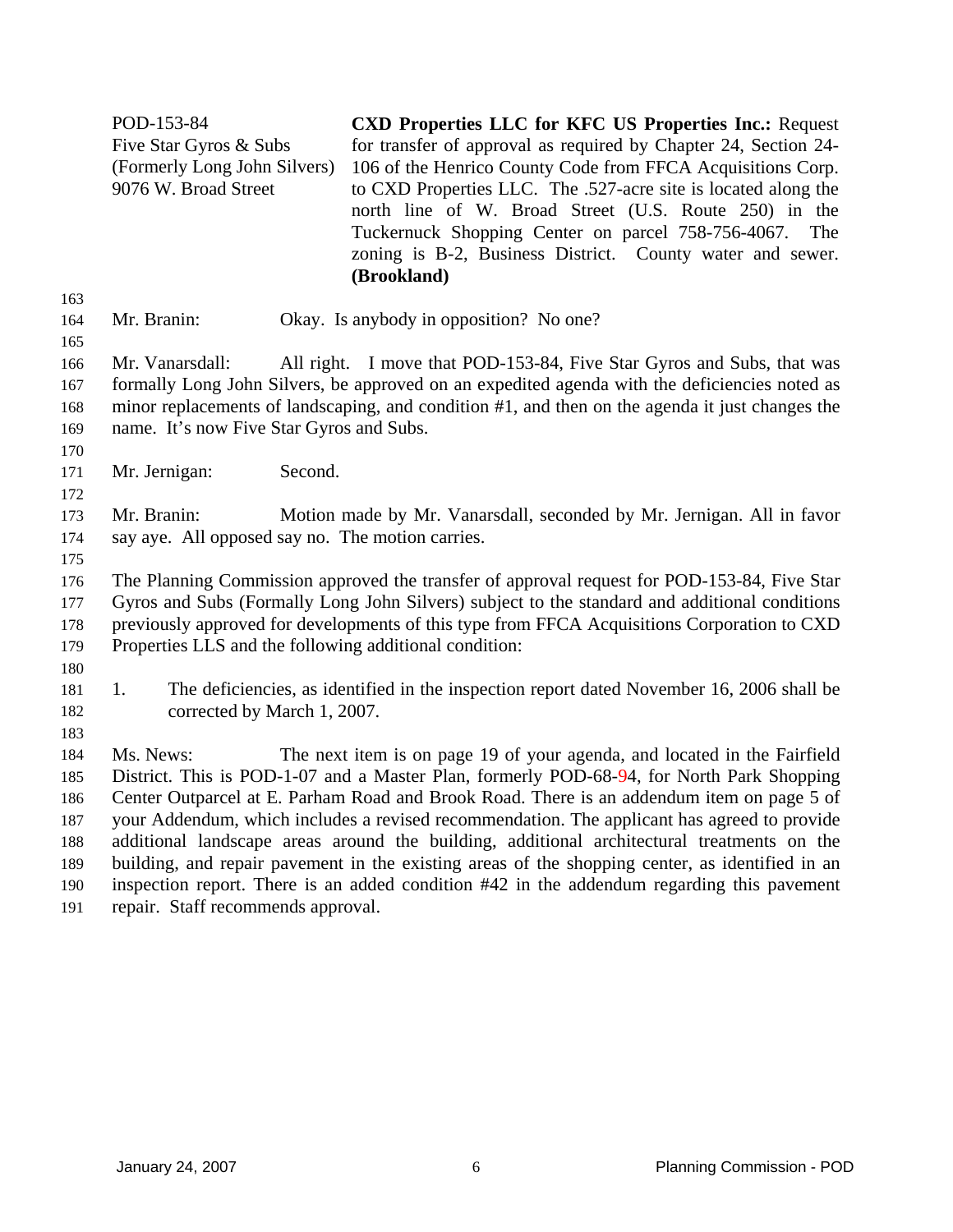| | |
|---|---|
| POD-153-84<br>Five Star Gyros & Subs<br>(Formerly Long John Silvers)<br>9076 W. Broad Street | **CXD Properties LLC for KFC US Properties Inc.:** Request for transfer of approval as required by Chapter 24, Section 24-106 of the Henrico County Code from FFCA Acquisitions Corp. to CXD Properties LLC. The .527-acre site is located along the north line of W. Broad Street (U.S. Route 250) in the Tuckernuck Shopping Center on parcel 758-756-4067. The zoning is B-2, Business District. County water and sewer. **(Brookland)** |

Mr. Branin: Okay. Is anybody in opposition? No one?

Mr. Vanarsdall: All right. I move that POD-153-84, Five Star Gyros and Subs, that was formally Long John Silvers, be approved on an expedited agenda with the deficiencies noted as minor replacements of landscaping, and condition #1, and then on the agenda it just changes the name. It's now Five Star Gyros and Subs.

Mr. Jernigan: Second.

Mr. Branin: Motion made by Mr. Vanarsdall, seconded by Mr. Jernigan. All in favor say aye. All opposed say no. The motion carries.

The Planning Commission approved the transfer of approval request for POD-153-84, Five Star Gyros and Subs (Formally Long John Silvers) subject to the standard and additional conditions previously approved for developments of this type from FFCA Acquisitions Corporation to CXD Properties LLS and the following additional condition:

1. The deficiencies, as identified in the inspection report dated November 16, 2006 shall be corrected by March 1, 2007.

Ms. News: The next item is on page 19 of your agenda, and located in the Fairfield District. This is POD-1-07 and a Master Plan, formerly POD-68-94, for North Park Shopping Center Outparcel at E. Parham Road and Brook Road. There is an addendum item on page 5 of your Addendum, which includes a revised recommendation. The applicant has agreed to provide additional landscape areas around the building, additional architectural treatments on the building, and repair pavement in the existing areas of the shopping center, as identified in an inspection report. There is an added condition #42 in the addendum regarding this pavement repair. Staff recommends approval.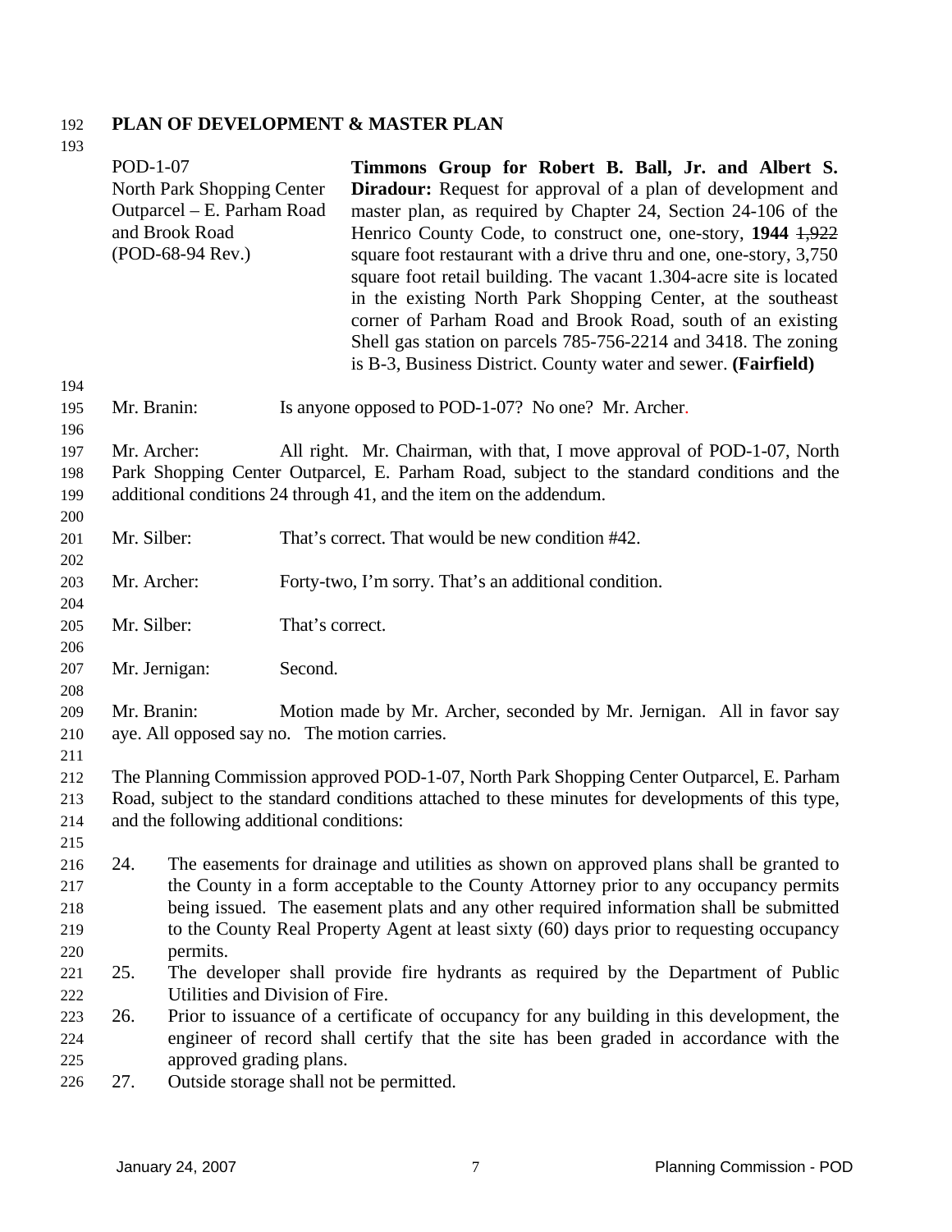## PLAN OF DEVELOPMENT & MASTER PLAN

POD-1-07
North Park Shopping Center Outparcel – E. Parham Road and Brook Road
(POD-68-94 Rev.)

**Timmons Group for Robert B. Ball, Jr. and Albert S. Diradour:** Request for approval of a plan of development and master plan, as required by Chapter 24, Section 24-106 of the Henrico County Code, to construct one, one-story, **1944** ~~1,922~~ square foot restaurant with a drive thru and one, one-story, 3,750 square foot retail building. The vacant 1.304-acre site is located in the existing North Park Shopping Center, at the southeast corner of Parham Road and Brook Road, south of an existing Shell gas station on parcels 785-756-2214 and 3418. The zoning is B-3, Business District. County water and sewer. **(Fairfield)**

Mr. Branin: Is anyone opposed to POD-1-07? No one? Mr. Archer.

Mr. Archer: All right. Mr. Chairman, with that, I move approval of POD-1-07, North Park Shopping Center Outparcel, E. Parham Road, subject to the standard conditions and the additional conditions 24 through 41, and the item on the addendum.

Mr. Silber: That's correct. That would be new condition #42.

Mr. Archer: Forty-two, I'm sorry. That's an additional condition.

Mr. Silber: That's correct.

Mr. Jernigan: Second.

Mr. Branin: Motion made by Mr. Archer, seconded by Mr. Jernigan. All in favor say aye. All opposed say no. The motion carries.

The Planning Commission approved POD-1-07, North Park Shopping Center Outparcel, E. Parham Road, subject to the standard conditions attached to these minutes for developments of this type, and the following additional conditions:

24. The easements for drainage and utilities as shown on approved plans shall be granted to the County in a form acceptable to the County Attorney prior to any occupancy permits being issued. The easement plats and any other required information shall be submitted to the County Real Property Agent at least sixty (60) days prior to requesting occupancy permits.
25. The developer shall provide fire hydrants as required by the Department of Public Utilities and Division of Fire.
26. Prior to issuance of a certificate of occupancy for any building in this development, the engineer of record shall certify that the site has been graded in accordance with the approved grading plans.
27. Outside storage shall not be permitted.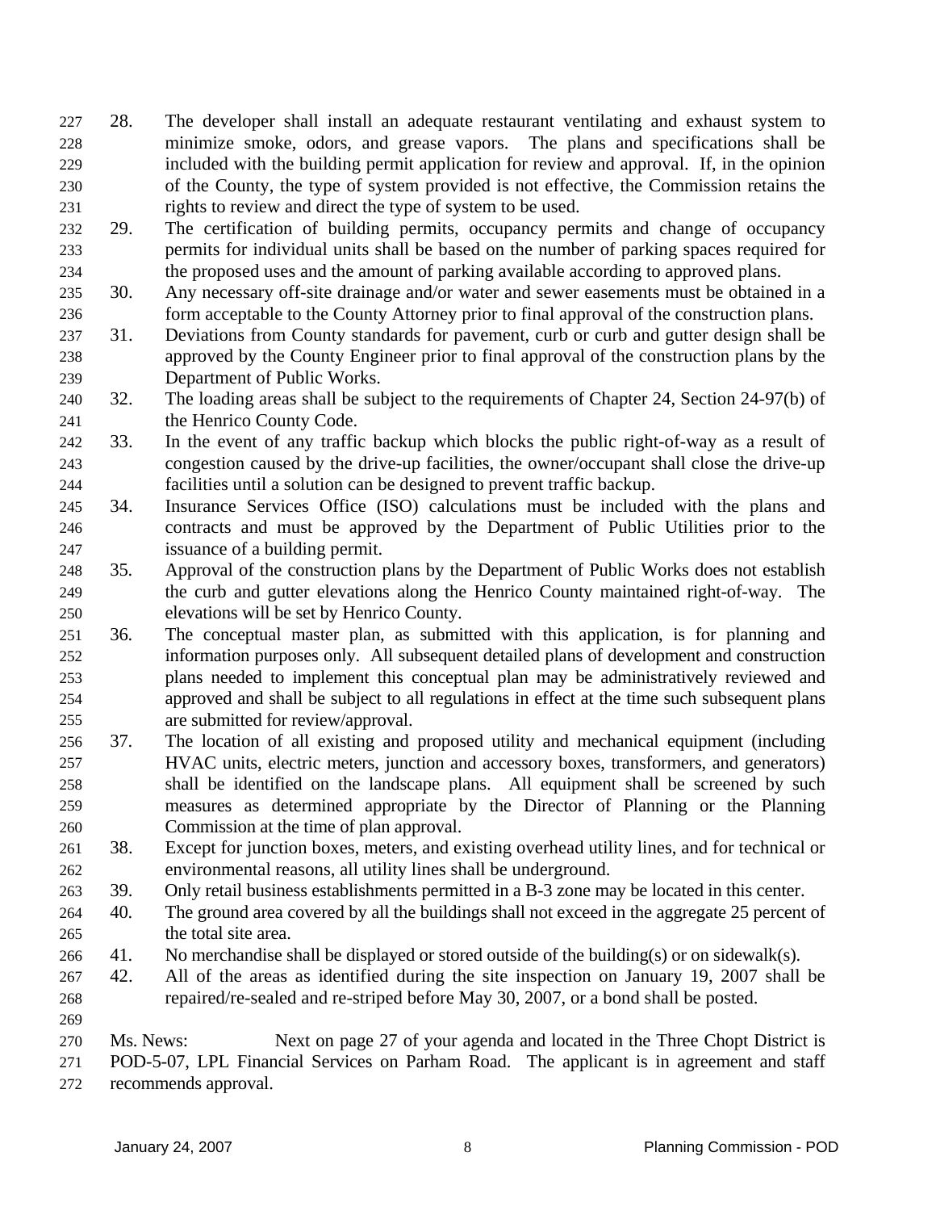28. The developer shall install an adequate restaurant ventilating and exhaust system to minimize smoke, odors, and grease vapors. The plans and specifications shall be included with the building permit application for review and approval. If, in the opinion of the County, the type of system provided is not effective, the Commission retains the rights to review and direct the type of system to be used.
29. The certification of building permits, occupancy permits and change of occupancy permits for individual units shall be based on the number of parking spaces required for the proposed uses and the amount of parking available according to approved plans.
30. Any necessary off-site drainage and/or water and sewer easements must be obtained in a form acceptable to the County Attorney prior to final approval of the construction plans.
31. Deviations from County standards for pavement, curb or curb and gutter design shall be approved by the County Engineer prior to final approval of the construction plans by the Department of Public Works.
32. The loading areas shall be subject to the requirements of Chapter 24, Section 24-97(b) of the Henrico County Code.
33. In the event of any traffic backup which blocks the public right-of-way as a result of congestion caused by the drive-up facilities, the owner/occupant shall close the drive-up facilities until a solution can be designed to prevent traffic backup.
34. Insurance Services Office (ISO) calculations must be included with the plans and contracts and must be approved by the Department of Public Utilities prior to the issuance of a building permit.
35. Approval of the construction plans by the Department of Public Works does not establish the curb and gutter elevations along the Henrico County maintained right-of-way. The elevations will be set by Henrico County.
36. The conceptual master plan, as submitted with this application, is for planning and information purposes only. All subsequent detailed plans of development and construction plans needed to implement this conceptual plan may be administratively reviewed and approved and shall be subject to all regulations in effect at the time such subsequent plans are submitted for review/approval.
37. The location of all existing and proposed utility and mechanical equipment (including HVAC units, electric meters, junction and accessory boxes, transformers, and generators) shall be identified on the landscape plans. All equipment shall be screened by such measures as determined appropriate by the Director of Planning or the Planning Commission at the time of plan approval.
38. Except for junction boxes, meters, and existing overhead utility lines, and for technical or environmental reasons, all utility lines shall be underground.
39. Only retail business establishments permitted in a B-3 zone may be located in this center.
40. The ground area covered by all the buildings shall not exceed in the aggregate 25 percent of the total site area.
41. No merchandise shall be displayed or stored outside of the building(s) or on sidewalk(s).
42. All of the areas as identified during the site inspection on January 19, 2007 shall be repaired/re-sealed and re-striped before May 30, 2007, or a bond shall be posted.

Ms. News: Next on page 27 of your agenda and located in the Three Chopt District is POD-5-07, LPL Financial Services on Parham Road. The applicant is in agreement and staff recommends approval.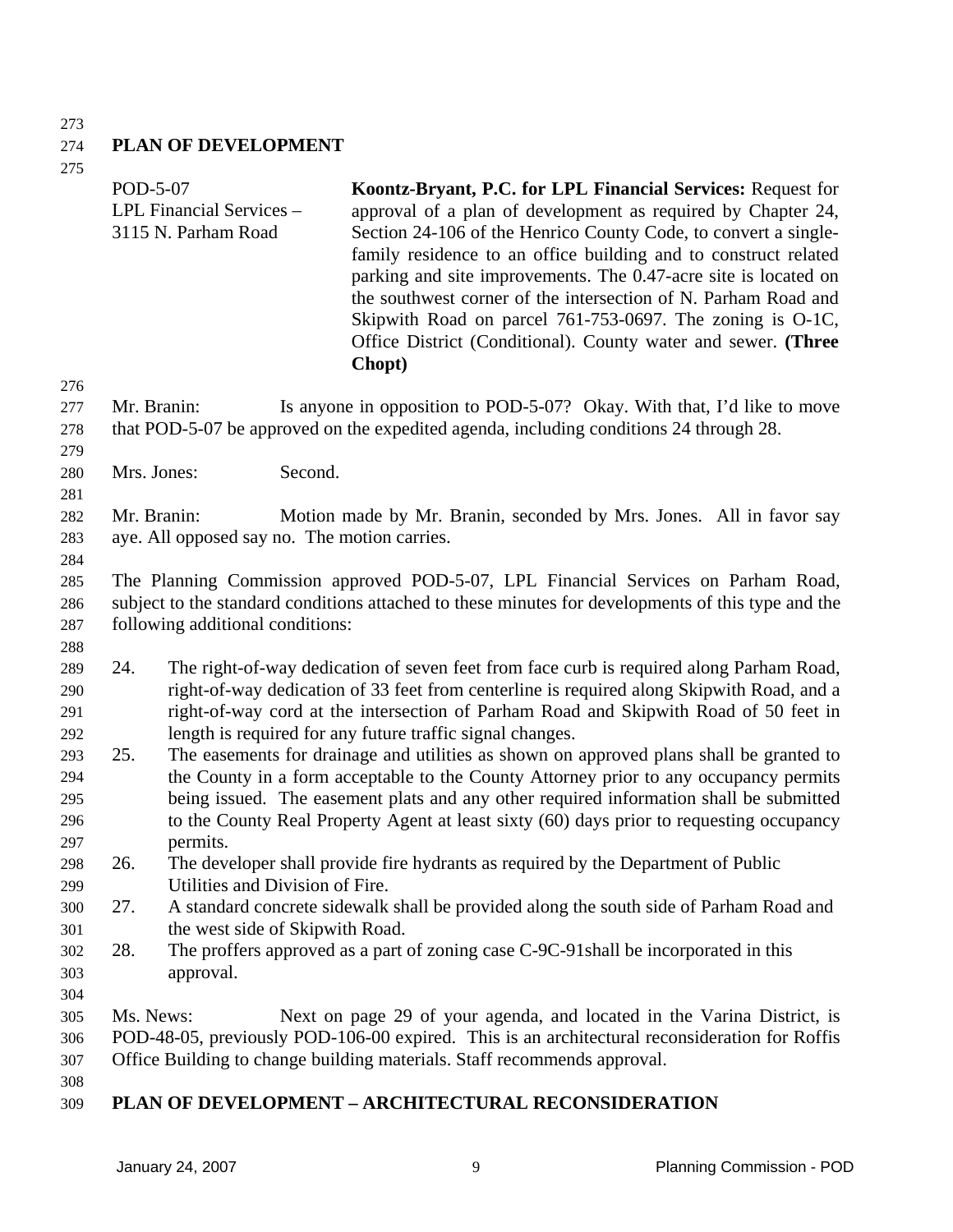## PLAN OF DEVELOPMENT

POD-5-07
LPL Financial Services –
3115 N. Parham Road

**Koontz-Bryant, P.C. for LPL Financial Services:** Request for approval of a plan of development as required by Chapter 24, Section 24-106 of the Henrico County Code, to convert a single-family residence to an office building and to construct related parking and site improvements. The 0.47-acre site is located on the southwest corner of the intersection of N. Parham Road and Skipwith Road on parcel 761-753-0697. The zoning is O-1C, Office District (Conditional). County water and sewer. **(Three Chopt)**

Mr. Branin: Is anyone in opposition to POD-5-07? Okay. With that, I'd like to move that POD-5-07 be approved on the expedited agenda, including conditions 24 through 28.

Mrs. Jones: Second.

Mr. Branin: Motion made by Mr. Branin, seconded by Mrs. Jones. All in favor say aye. All opposed say no. The motion carries.

The Planning Commission approved POD-5-07, LPL Financial Services on Parham Road, subject to the standard conditions attached to these minutes for developments of this type and the following additional conditions:

24. The right-of-way dedication of seven feet from face curb is required along Parham Road, right-of-way dedication of 33 feet from centerline is required along Skipwith Road, and a right-of-way cord at the intersection of Parham Road and Skipwith Road of 50 feet in length is required for any future traffic signal changes.
25. The easements for drainage and utilities as shown on approved plans shall be granted to the County in a form acceptable to the County Attorney prior to any occupancy permits being issued. The easement plats and any other required information shall be submitted to the County Real Property Agent at least sixty (60) days prior to requesting occupancy permits.
26. The developer shall provide fire hydrants as required by the Department of Public Utilities and Division of Fire.
27. A standard concrete sidewalk shall be provided along the south side of Parham Road and the west side of Skipwith Road.
28. The proffers approved as a part of zoning case C-9C-91shall be incorporated in this approval.

Ms. News: Next on page 29 of your agenda, and located in the Varina District, is POD-48-05, previously POD-106-00 expired. This is an architectural reconsideration for Roffis Office Building to change building materials. Staff recommends approval.

## PLAN OF DEVELOPMENT – ARCHITECTURAL RECONSIDERATION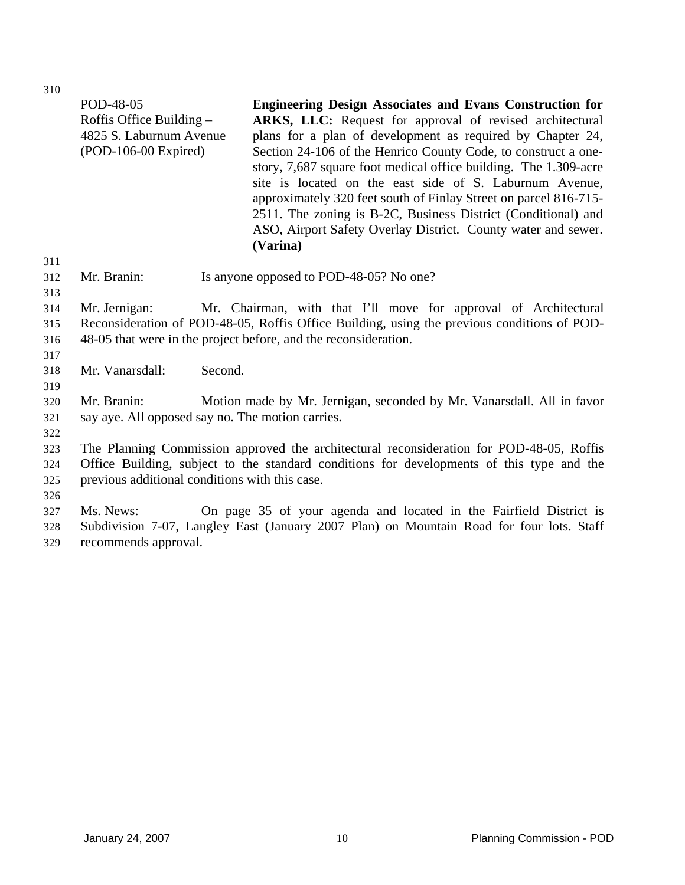POD-48-05
Roffis Office Building –
4825 S. Laburnum Avenue
(POD-106-00 Expired)

**Engineering Design Associates and Evans Construction for ARKS, LLC:** Request for approval of revised architectural plans for a plan of development as required by Chapter 24, Section 24-106 of the Henrico County Code, to construct a one-story, 7,687 square foot medical office building. The 1.309-acre site is located on the east side of S. Laburnum Avenue, approximately 320 feet south of Finlay Street on parcel 816-715-2511. The zoning is B-2C, Business District (Conditional) and ASO, Airport Safety Overlay District. County water and sewer. **(Varina)**

Mr. Branin: Is anyone opposed to POD-48-05? No one?

Mr. Jernigan: Mr. Chairman, with that I'll move for approval of Architectural Reconsideration of POD-48-05, Roffis Office Building, using the previous conditions of POD-48-05 that were in the project before, and the reconsideration.

Mr. Vanarsdall: Second.

Mr. Branin: Motion made by Mr. Jernigan, seconded by Mr. Vanarsdall. All in favor say aye. All opposed say no. The motion carries.

The Planning Commission approved the architectural reconsideration for POD-48-05, Roffis Office Building, subject to the standard conditions for developments of this type and the previous additional conditions with this case.

Ms. News: On page 35 of your agenda and located in the Fairfield District is Subdivision 7-07, Langley East (January 2007 Plan) on Mountain Road for four lots. Staff recommends approval.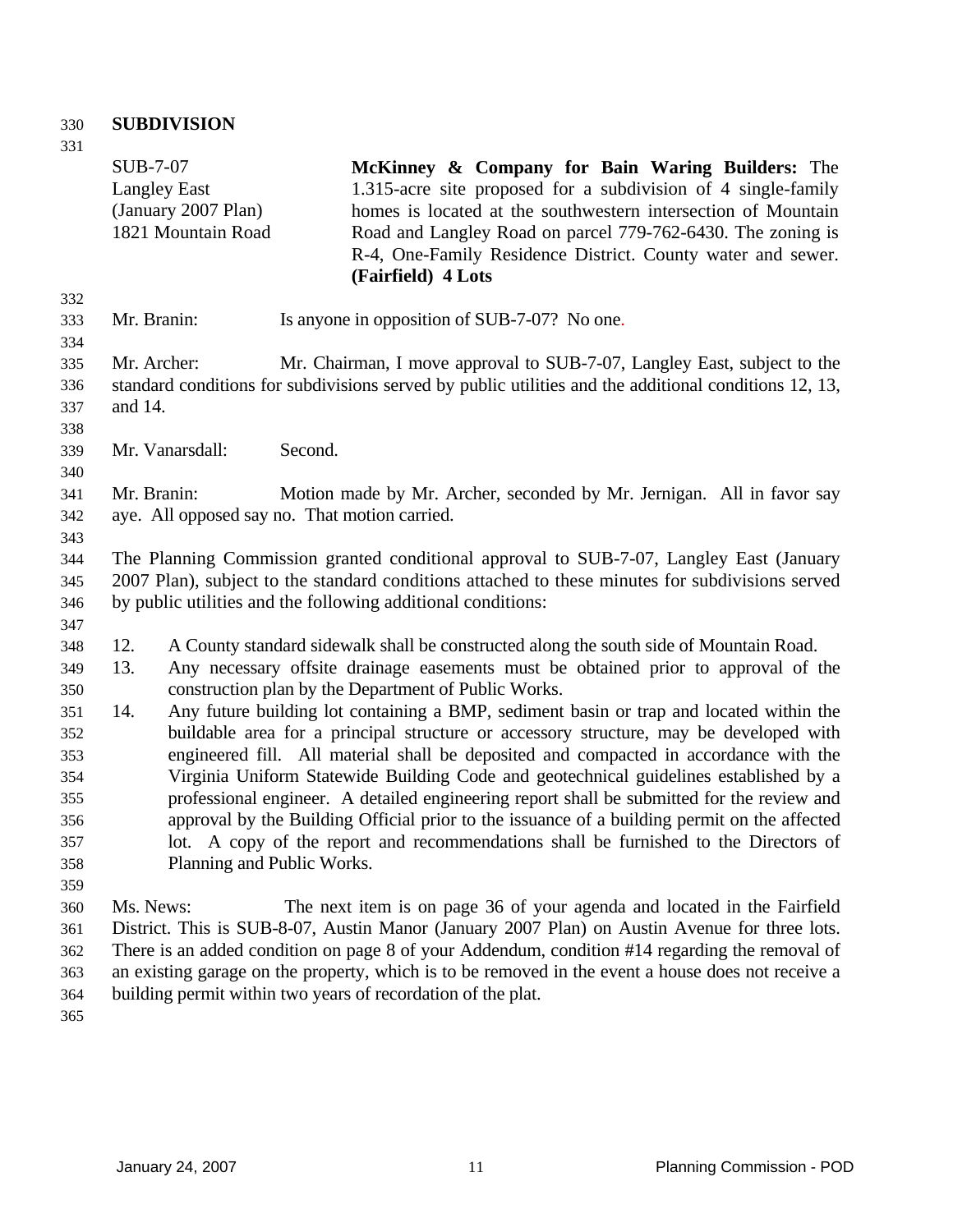**SUBDIVISION**

| | |
|---|---|
| SUB-7-07<br>Langley East<br>(January 2007 Plan)<br>1821 Mountain Road | **McKinney & Company for Bain Waring Builders:** The 1.315-acre site proposed for a subdivision of 4 single-family homes is located at the southwestern intersection of Mountain Road and Langley Road on parcel 779-762-6430. The zoning is R-4, One-Family Residence District. County water and sewer. **(Fairfield) 4 Lots** |

Mr. Branin: Is anyone in opposition of SUB-7-07? No one.

Mr. Archer: Mr. Chairman, I move approval to SUB-7-07, Langley East, subject to the standard conditions for subdivisions served by public utilities and the additional conditions 12, 13, and 14.

Mr. Vanarsdall: Second.

Mr. Branin: Motion made by Mr. Archer, seconded by Mr. Jernigan. All in favor say aye. All opposed say no. That motion carried.

The Planning Commission granted conditional approval to SUB-7-07, Langley East (January 2007 Plan), subject to the standard conditions attached to these minutes for subdivisions served by public utilities and the following additional conditions:

12. A County standard sidewalk shall be constructed along the south side of Mountain Road.
13. Any necessary offsite drainage easements must be obtained prior to approval of the construction plan by the Department of Public Works.
14. Any future building lot containing a BMP, sediment basin or trap and located within the buildable area for a principal structure or accessory structure, may be developed with engineered fill. All material shall be deposited and compacted in accordance with the Virginia Uniform Statewide Building Code and geotechnical guidelines established by a professional engineer. A detailed engineering report shall be submitted for the review and approval by the Building Official prior to the issuance of a building permit on the affected lot. A copy of the report and recommendations shall be furnished to the Directors of Planning and Public Works.

Ms. News: The next item is on page 36 of your agenda and located in the Fairfield District. This is SUB-8-07, Austin Manor (January 2007 Plan) on Austin Avenue for three lots. There is an added condition on page 8 of your Addendum, condition #14 regarding the removal of an existing garage on the property, which is to be removed in the event a house does not receive a building permit within two years of recordation of the plat.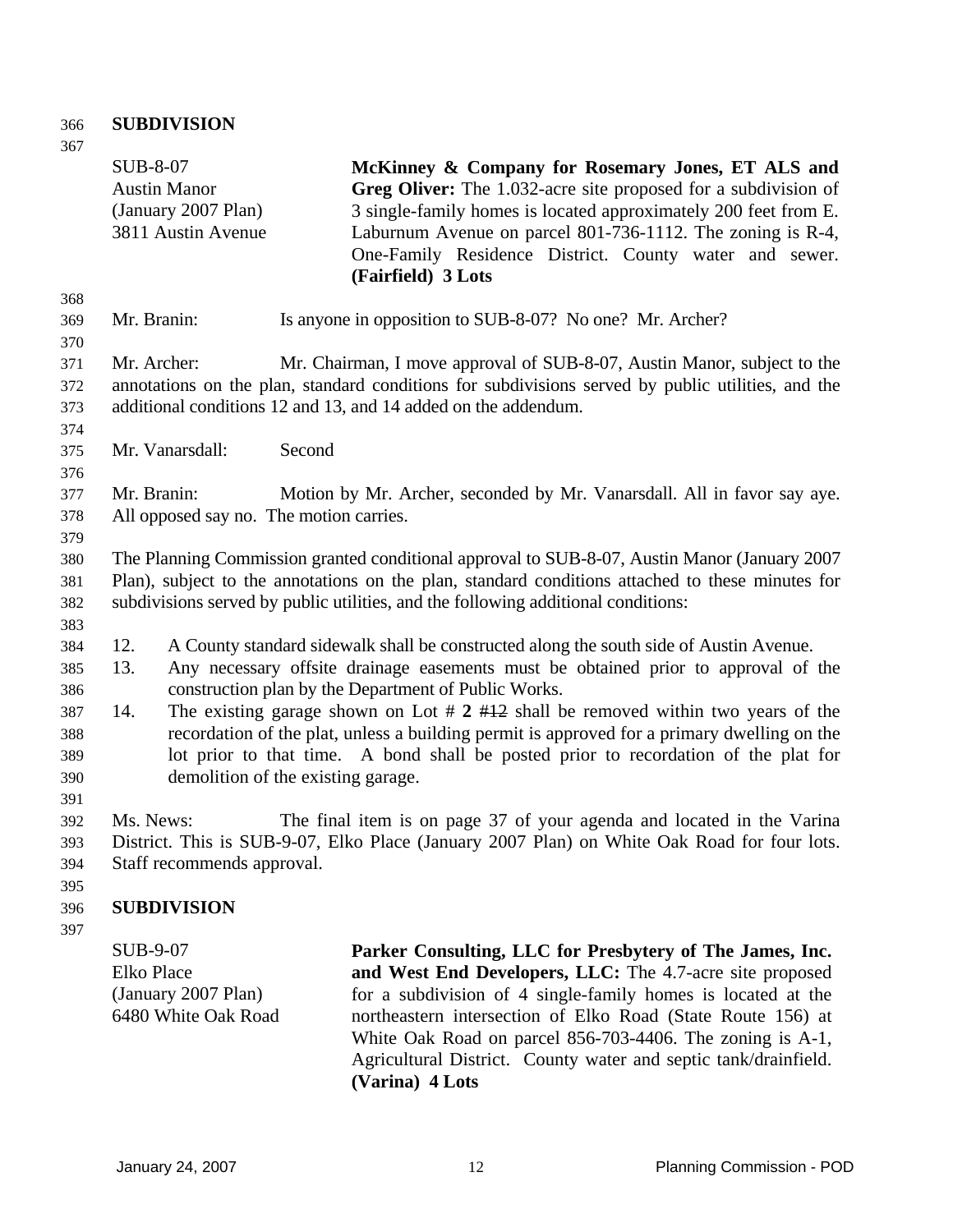**SUBDIVISION**

| | |
|---|---|
| SUB-8-07<br>Austin Manor<br>(January 2007 Plan)<br>3811 Austin Avenue | **McKinney & Company for Rosemary Jones, ET ALS and Greg Oliver:** The 1.032-acre site proposed for a subdivision of 3 single-family homes is located approximately 200 feet from E. Laburnum Avenue on parcel 801-736-1112. The zoning is R-4, One-Family Residence District. County water and sewer. **(Fairfield) 3 Lots** |

Mr. Branin: Is anyone in opposition to SUB-8-07? No one? Mr. Archer?

Mr. Archer: Mr. Chairman, I move approval of SUB-8-07, Austin Manor, subject to the annotations on the plan, standard conditions for subdivisions served by public utilities, and the additional conditions 12 and 13, and 14 added on the addendum.

Mr. Vanarsdall: Second

Mr. Branin: Motion by Mr. Archer, seconded by Mr. Vanarsdall. All in favor say aye. All opposed say no. The motion carries.

The Planning Commission granted conditional approval to SUB-8-07, Austin Manor (January 2007 Plan), subject to the annotations on the plan, standard conditions attached to these minutes for subdivisions served by public utilities, and the following additional conditions:

12. A County standard sidewalk shall be constructed along the south side of Austin Avenue.
13. Any necessary offsite drainage easements must be obtained prior to approval of the construction plan by the Department of Public Works.
14. The existing garage shown on Lot # **2** ~~#12~~ shall be removed within two years of the recordation of the plat, unless a building permit is approved for a primary dwelling on the lot prior to that time. A bond shall be posted prior to recordation of the plat for demolition of the existing garage.

Ms. News: The final item is on page 37 of your agenda and located in the Varina District. This is SUB-9-07, Elko Place (January 2007 Plan) on White Oak Road for four lots. Staff recommends approval.

**SUBDIVISION**

| | |
|---|---|
| SUB-9-07<br>Elko Place<br>(January 2007 Plan)<br>6480 White Oak Road | **Parker Consulting, LLC for Presbytery of The James, Inc. and West End Developers, LLC:** The 4.7-acre site proposed for a subdivision of 4 single-family homes is located at the northeastern intersection of Elko Road (State Route 156) at White Oak Road on parcel 856-703-4406. The zoning is A-1, Agricultural District. County water and septic tank/drainfield. **(Varina) 4 Lots** |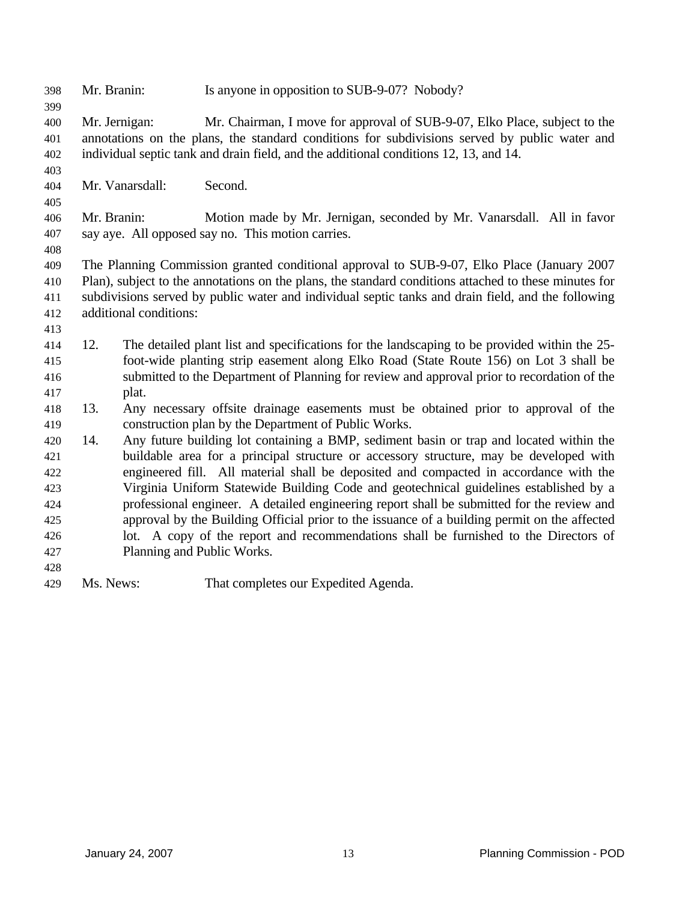Mr. Branin: Is anyone in opposition to SUB-9-07? Nobody?

Mr. Jernigan: Mr. Chairman, I move for approval of SUB-9-07, Elko Place, subject to the annotations on the plans, the standard conditions for subdivisions served by public water and individual septic tank and drain field, and the additional conditions 12, 13, and 14.

Mr. Vanarsdall: Second.

Mr. Branin: Motion made by Mr. Jernigan, seconded by Mr. Vanarsdall. All in favor say aye. All opposed say no. This motion carries.

The Planning Commission granted conditional approval to SUB-9-07, Elko Place (January 2007 Plan), subject to the annotations on the plans, the standard conditions attached to these minutes for subdivisions served by public water and individual septic tanks and drain field, and the following additional conditions:

12. The detailed plant list and specifications for the landscaping to be provided within the 25-foot-wide planting strip easement along Elko Road (State Route 156) on Lot 3 shall be submitted to the Department of Planning for review and approval prior to recordation of the plat.
13. Any necessary offsite drainage easements must be obtained prior to approval of the construction plan by the Department of Public Works.
14. Any future building lot containing a BMP, sediment basin or trap and located within the buildable area for a principal structure or accessory structure, may be developed with engineered fill. All material shall be deposited and compacted in accordance with the Virginia Uniform Statewide Building Code and geotechnical guidelines established by a professional engineer. A detailed engineering report shall be submitted for the review and approval by the Building Official prior to the issuance of a building permit on the affected lot. A copy of the report and recommendations shall be furnished to the Directors of Planning and Public Works.

Ms. News: That completes our Expedited Agenda.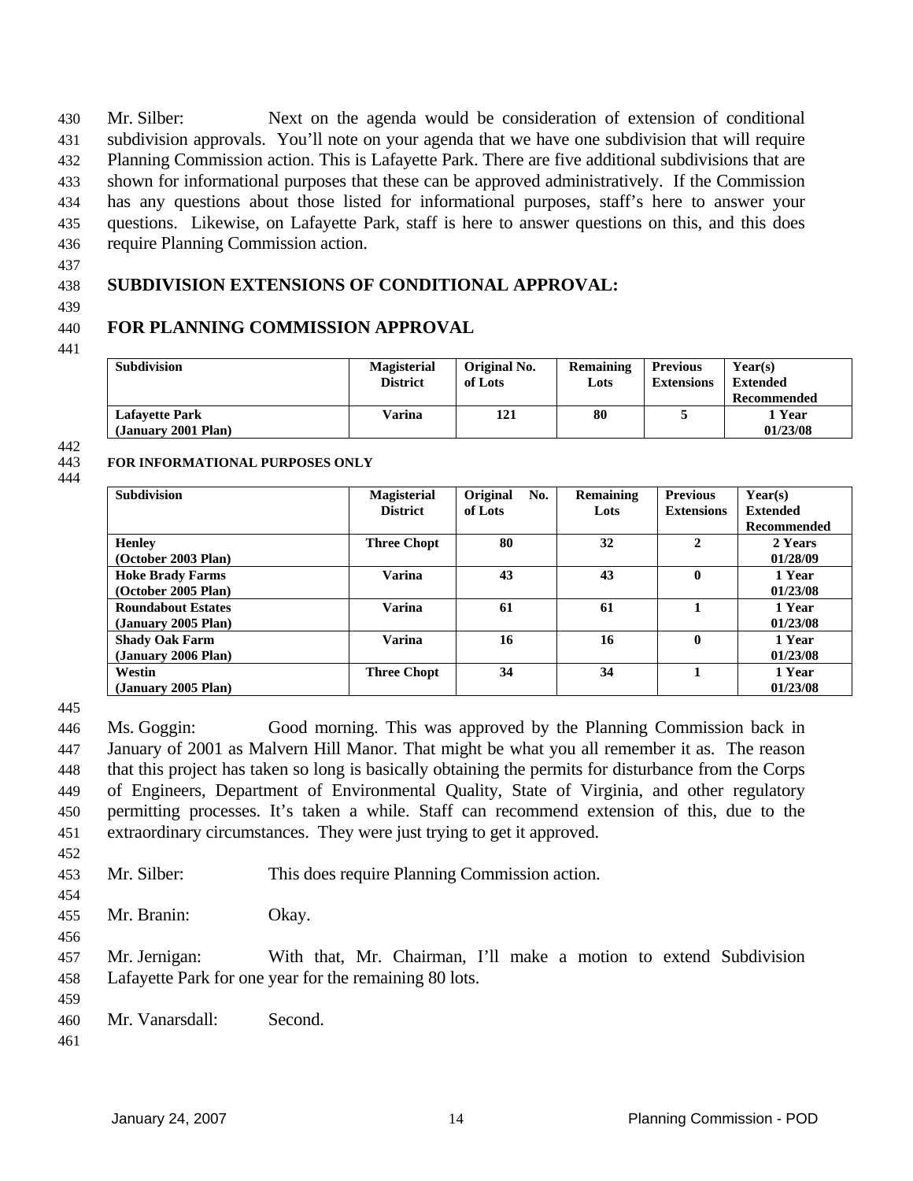Mr. Silber: Next on the agenda would be consideration of extension of conditional subdivision approvals. You'll note on your agenda that we have one subdivision that will require Planning Commission action. This is Lafayette Park. There are five additional subdivisions that are shown for informational purposes that these can be approved administratively. If the Commission has any questions about those listed for informational purposes, staff's here to answer your questions. Likewise, on Lafayette Park, staff is here to answer questions on this, and this does require Planning Commission action.

## SUBDIVISION EXTENSIONS OF CONDITIONAL APPROVAL:

## FOR PLANNING COMMISSION APPROVAL

| Subdivision | Magisterial District | Original No. of Lots | Remaining Lots | Previous Extensions | Year(s) Extended Recommended |
|---|---|---|---|---|---|
| **Lafayette Park (January 2001 Plan)** | **Varina** | **121** | **80** | **5** | **1 Year 01/23/08** |

**FOR INFORMATIONAL PURPOSES ONLY**

| Subdivision | Magisterial District | Original No. of Lots | Remaining Lots | Previous Extensions | Year(s) Extended Recommended |
|---|---|---|---|---|---|
| **Henley (October 2003 Plan)** | **Three Chopt** | **80** | **32** | **2** | **2 Years 01/28/09** |
| **Hoke Brady Farms (October 2005 Plan)** | **Varina** | **43** | **43** | **0** | **1 Year 01/23/08** |
| **Roundabout Estates (January 2005 Plan)** | **Varina** | **61** | **61** | **1** | **1 Year 01/23/08** |
| **Shady Oak Farm (January 2006 Plan)** | **Varina** | **16** | **16** | **0** | **1 Year 01/23/08** |
| **Westin (January 2005 Plan)** | **Three Chopt** | **34** | **34** | **1** | **1 Year 01/23/08** |

Ms. Goggin: Good morning. This was approved by the Planning Commission back in January of 2001 as Malvern Hill Manor. That might be what you all remember it as. The reason that this project has taken so long is basically obtaining the permits for disturbance from the Corps of Engineers, Department of Environmental Quality, State of Virginia, and other regulatory permitting processes. It's taken a while. Staff can recommend extension of this, due to the extraordinary circumstances. They were just trying to get it approved.

Mr. Silber: This does require Planning Commission action.

Mr. Branin: Okay.

Mr. Jernigan: With that, Mr. Chairman, I'll make a motion to extend Subdivision Lafayette Park for one year for the remaining 80 lots.

Mr. Vanarsdall: Second.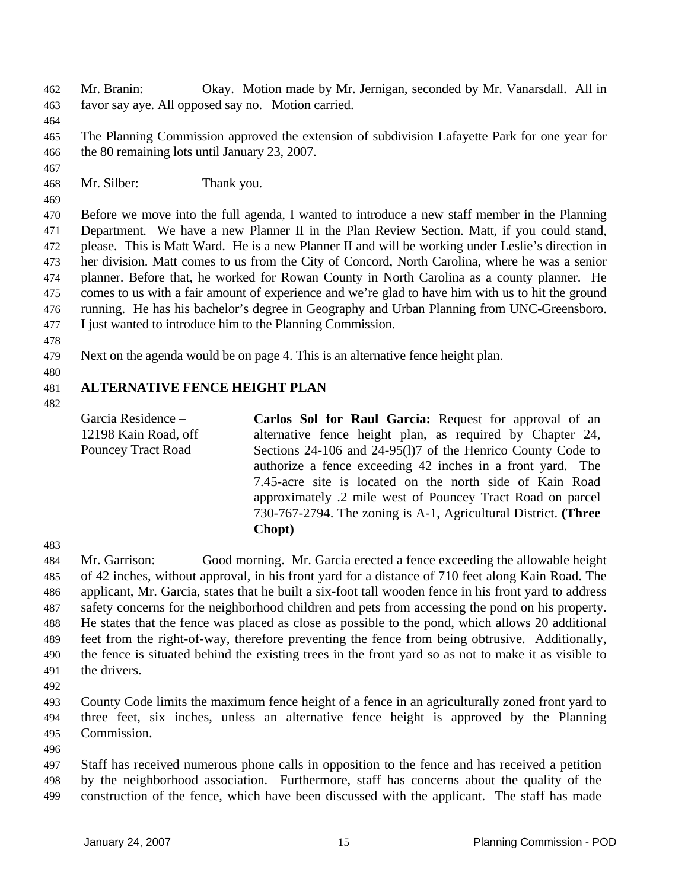Mr. Branin: Okay. Motion made by Mr. Jernigan, seconded by Mr. Vanarsdall. All in favor say aye. All opposed say no. Motion carried.

The Planning Commission approved the extension of subdivision Lafayette Park for one year for the 80 remaining lots until January 23, 2007.

Mr. Silber: Thank you.

Before we move into the full agenda, I wanted to introduce a new staff member in the Planning Department. We have a new Planner II in the Plan Review Section. Matt, if you could stand, please. This is Matt Ward. He is a new Planner II and will be working under Leslie's direction in her division. Matt comes to us from the City of Concord, North Carolina, where he was a senior planner. Before that, he worked for Rowan County in North Carolina as a county planner. He comes to us with a fair amount of experience and we're glad to have him with us to hit the ground running. He has his bachelor's degree in Geography and Urban Planning from UNC-Greensboro. I just wanted to introduce him to the Planning Commission.

Next on the agenda would be on page 4. This is an alternative fence height plan.

## ALTERNATIVE FENCE HEIGHT PLAN

| | |
|---|---|
| Garcia Residence – 12198 Kain Road, off Pouncey Tract Road | **Carlos Sol for Raul Garcia:** Request for approval of an alternative fence height plan, as required by Chapter 24, Sections 24-106 and 24-95(l)7 of the Henrico County Code to authorize a fence exceeding 42 inches in a front yard. The 7.45-acre site is located on the north side of Kain Road approximately .2 mile west of Pouncey Tract Road on parcel 730-767-2794. The zoning is A-1, Agricultural District. **(Three Chopt)** |

Mr. Garrison: Good morning. Mr. Garcia erected a fence exceeding the allowable height of 42 inches, without approval, in his front yard for a distance of 710 feet along Kain Road. The applicant, Mr. Garcia, states that he built a six-foot tall wooden fence in his front yard to address safety concerns for the neighborhood children and pets from accessing the pond on his property. He states that the fence was placed as close as possible to the pond, which allows 20 additional feet from the right-of-way, therefore preventing the fence from being obtrusive. Additionally, the fence is situated behind the existing trees in the front yard so as not to make it as visible to the drivers.

County Code limits the maximum fence height of a fence in an agriculturally zoned front yard to three feet, six inches, unless an alternative fence height is approved by the Planning Commission.

Staff has received numerous phone calls in opposition to the fence and has received a petition by the neighborhood association. Furthermore, staff has concerns about the quality of the construction of the fence, which have been discussed with the applicant. The staff has made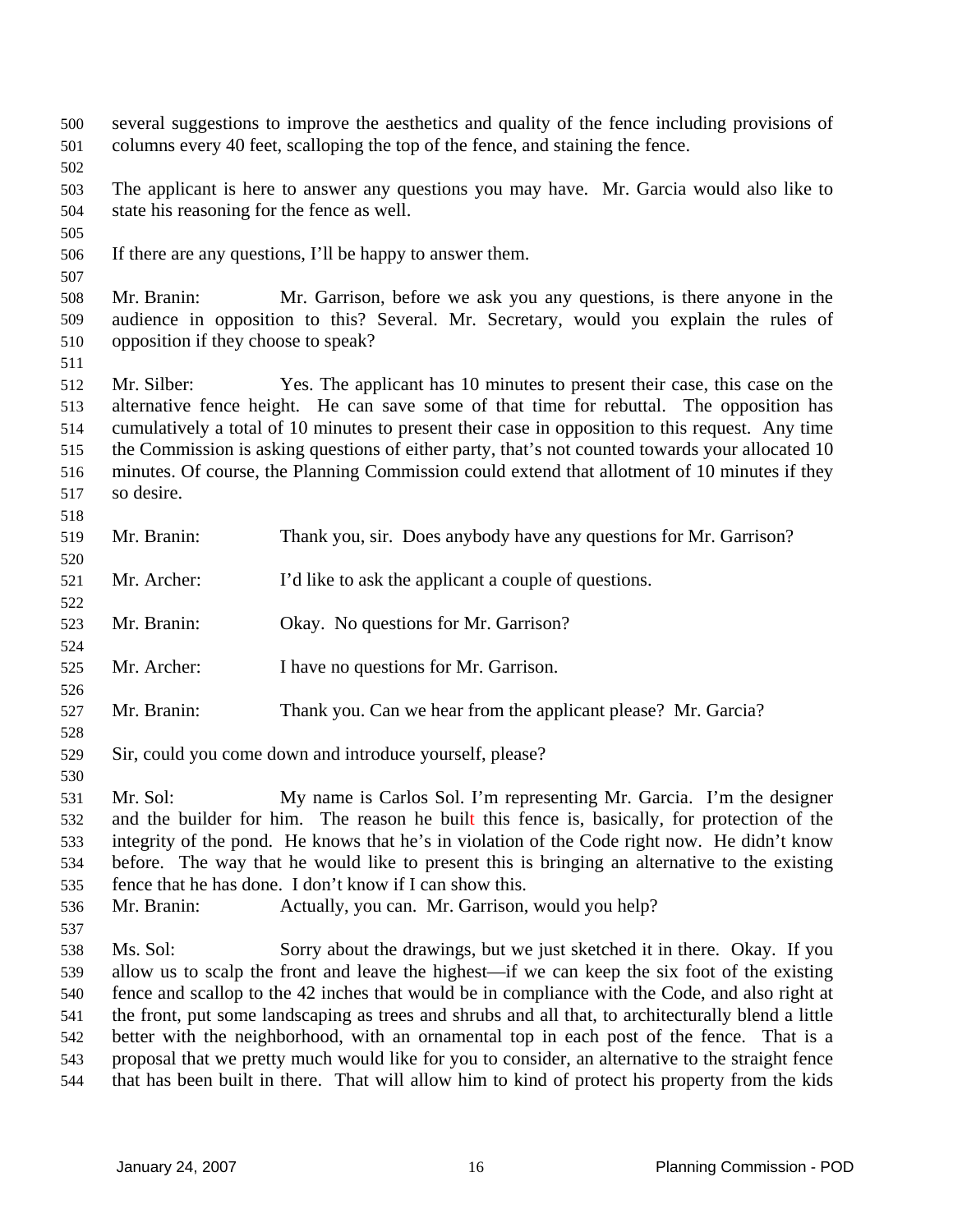several suggestions to improve the aesthetics and quality of the fence including provisions of columns every 40 feet, scalloping the top of the fence, and staining the fence.

The applicant is here to answer any questions you may have. Mr. Garcia would also like to state his reasoning for the fence as well.

If there are any questions, I'll be happy to answer them.

Mr. Branin: Mr. Garrison, before we ask you any questions, is there anyone in the audience in opposition to this? Several. Mr. Secretary, would you explain the rules of opposition if they choose to speak?

Mr. Silber: Yes. The applicant has 10 minutes to present their case, this case on the alternative fence height. He can save some of that time for rebuttal. The opposition has cumulatively a total of 10 minutes to present their case in opposition to this request. Any time the Commission is asking questions of either party, that's not counted towards your allocated 10 minutes. Of course, the Planning Commission could extend that allotment of 10 minutes if they so desire.

Mr. Branin: Thank you, sir. Does anybody have any questions for Mr. Garrison?

Mr. Archer: I'd like to ask the applicant a couple of questions.

Mr. Branin: Okay. No questions for Mr. Garrison?

Mr. Archer: I have no questions for Mr. Garrison.

Mr. Branin: Thank you. Can we hear from the applicant please? Mr. Garcia?

Sir, could you come down and introduce yourself, please?

Mr. Sol: My name is Carlos Sol. I'm representing Mr. Garcia. I'm the designer and the builder for him. The reason he built this fence is, basically, for protection of the integrity of the pond. He knows that he's in violation of the Code right now. He didn't know before. The way that he would like to present this is bringing an alternative to the existing fence that he has done. I don't know if I can show this.

Mr. Branin: Actually, you can. Mr. Garrison, would you help?

Ms. Sol: Sorry about the drawings, but we just sketched it in there. Okay. If you allow us to scalp the front and leave the highest—if we can keep the six foot of the existing fence and scallop to the 42 inches that would be in compliance with the Code, and also right at the front, put some landscaping as trees and shrubs and all that, to architecturally blend a little better with the neighborhood, with an ornamental top in each post of the fence. That is a proposal that we pretty much would like for you to consider, an alternative to the straight fence that has been built in there. That will allow him to kind of protect his property from the kids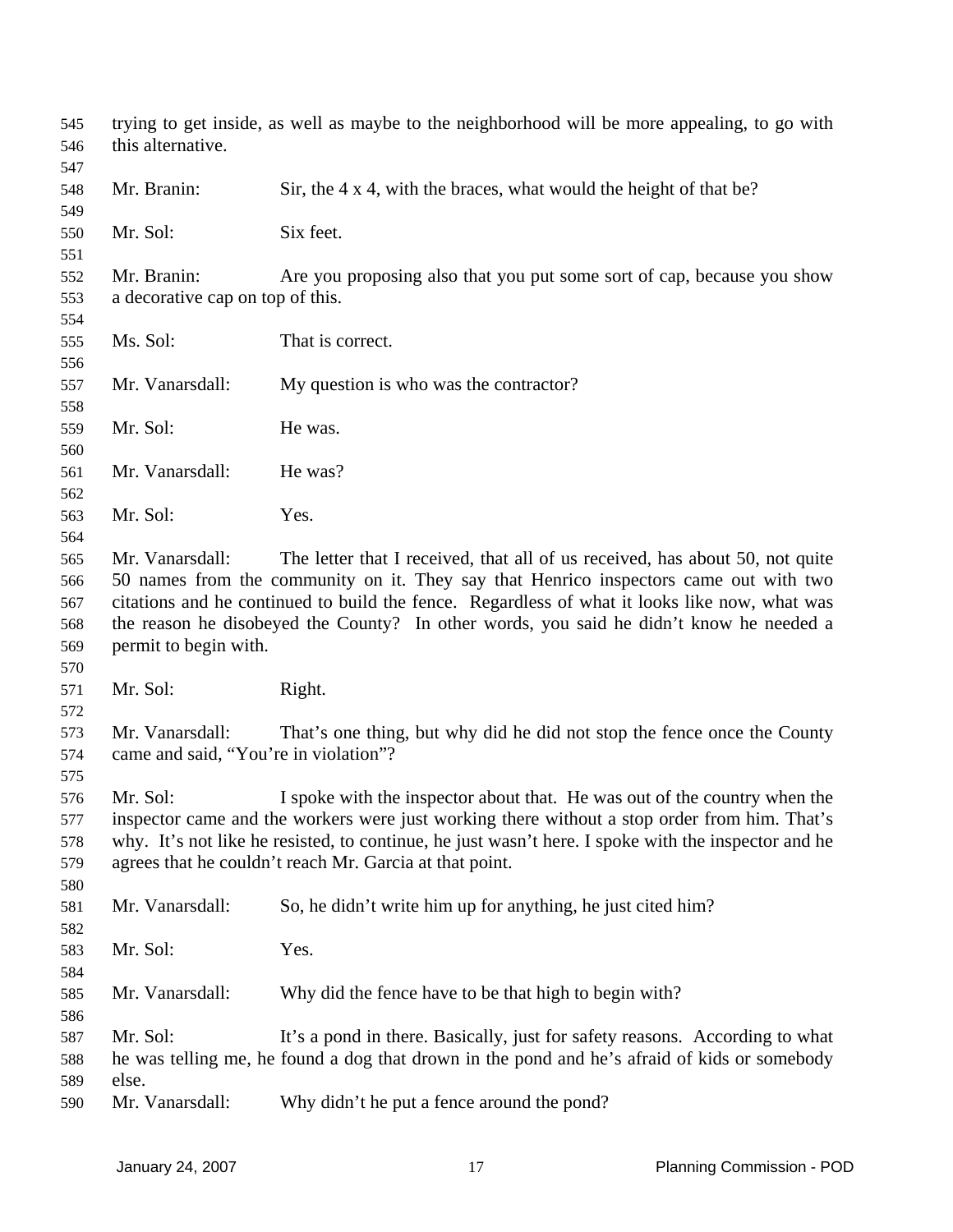trying to get inside, as well as maybe to the neighborhood will be more appealing, to go with this alternative.

Mr. Branin: Sir, the 4 x 4, with the braces, what would the height of that be?

Mr. Sol: Six feet.

Mr. Branin: Are you proposing also that you put some sort of cap, because you show a decorative cap on top of this.

Ms. Sol: That is correct.

Mr. Vanarsdall: My question is who was the contractor?

Mr. Sol: He was.

Mr. Vanarsdall: He was?

Mr. Sol: Yes.

Mr. Vanarsdall: The letter that I received, that all of us received, has about 50, not quite 50 names from the community on it. They say that Henrico inspectors came out with two citations and he continued to build the fence. Regardless of what it looks like now, what was the reason he disobeyed the County? In other words, you said he didn't know he needed a permit to begin with.

Mr. Sol: Right.

Mr. Vanarsdall: That's one thing, but why did he did not stop the fence once the County came and said, "You're in violation"?

Mr. Sol: I spoke with the inspector about that. He was out of the country when the inspector came and the workers were just working there without a stop order from him. That's why. It's not like he resisted, to continue, he just wasn't here. I spoke with the inspector and he agrees that he couldn't reach Mr. Garcia at that point.

Mr. Vanarsdall: So, he didn't write him up for anything, he just cited him?

Mr. Sol: Yes.

Mr. Vanarsdall: Why did the fence have to be that high to begin with?

Mr. Sol: It's a pond in there. Basically, just for safety reasons. According to what he was telling me, he found a dog that drown in the pond and he's afraid of kids or somebody else.

Mr. Vanarsdall: Why didn't he put a fence around the pond?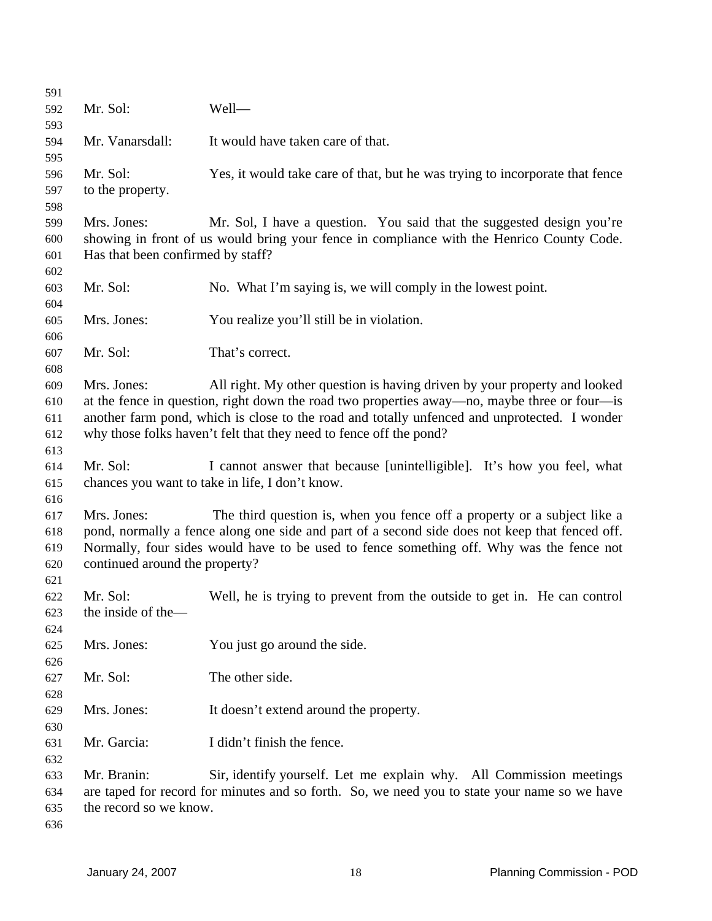Mr. Sol: Well—

Mr. Vanarsdall: It would have taken care of that.

Mr. Sol: Yes, it would take care of that, but he was trying to incorporate that fence to the property.

Mrs. Jones: Mr. Sol, I have a question. You said that the suggested design you're showing in front of us would bring your fence in compliance with the Henrico County Code. Has that been confirmed by staff?

Mr. Sol: No. What I'm saying is, we will comply in the lowest point.

Mrs. Jones: You realize you'll still be in violation.

Mr. Sol: That's correct.

Mrs. Jones: All right. My other question is having driven by your property and looked at the fence in question, right down the road two properties away—no, maybe three or four—is another farm pond, which is close to the road and totally unfenced and unprotected. I wonder why those folks haven't felt that they need to fence off the pond?

Mr. Sol: I cannot answer that because [unintelligible]. It's how you feel, what chances you want to take in life, I don't know.

Mrs. Jones: The third question is, when you fence off a property or a subject like a pond, normally a fence along one side and part of a second side does not keep that fenced off. Normally, four sides would have to be used to fence something off. Why was the fence not continued around the property?

Mr. Sol: Well, he is trying to prevent from the outside to get in. He can control the inside of the—

Mrs. Jones: You just go around the side.

Mr. Sol: The other side.

Mrs. Jones: It doesn't extend around the property.

Mr. Garcia: I didn't finish the fence.

Mr. Branin: Sir, identify yourself. Let me explain why. All Commission meetings are taped for record for minutes and so forth. So, we need you to state your name so we have the record so we know.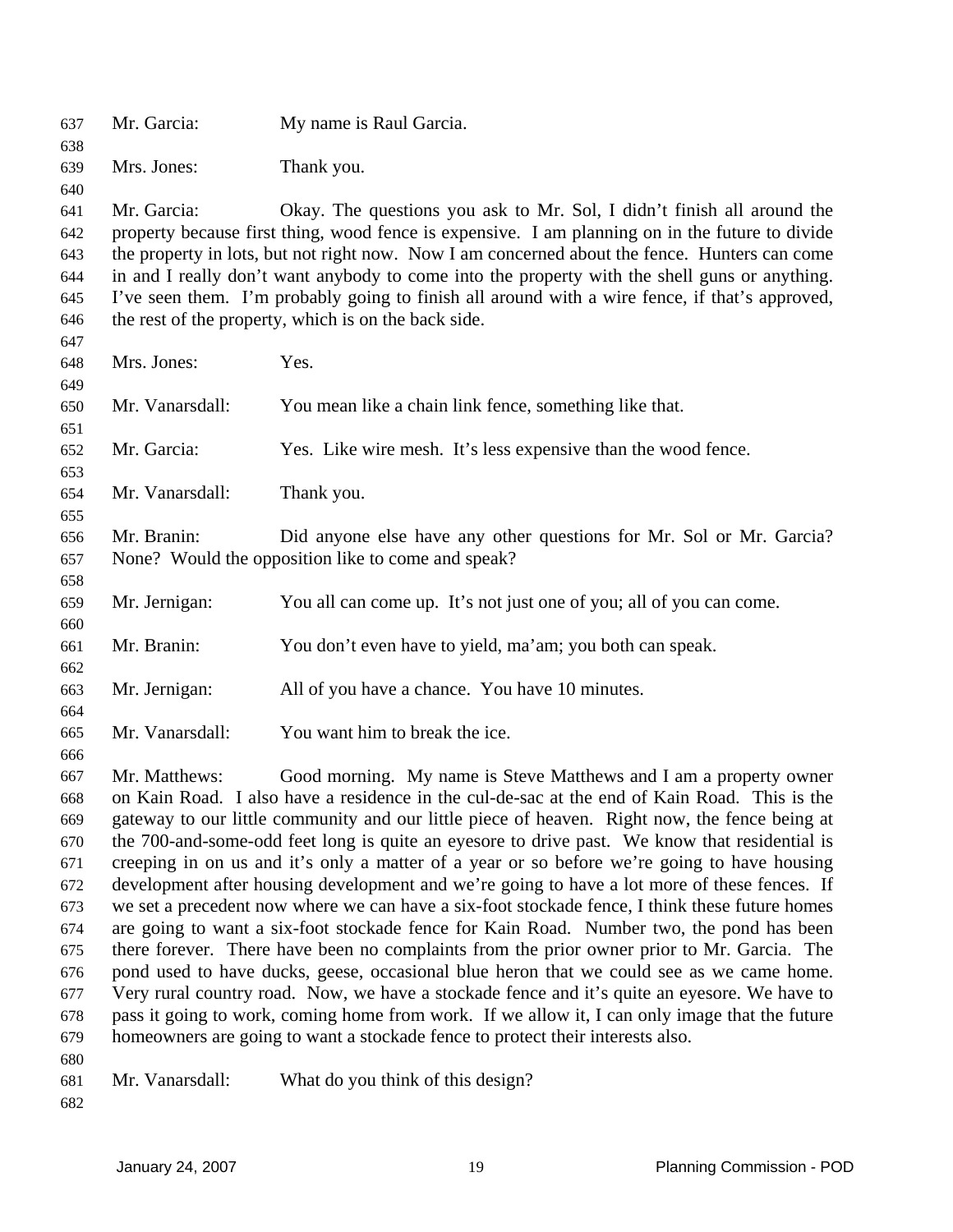Mr. Garcia: My name is Raul Garcia.

Mrs. Jones: Thank you.

Mr. Garcia: Okay. The questions you ask to Mr. Sol, I didn't finish all around the property because first thing, wood fence is expensive. I am planning on in the future to divide the property in lots, but not right now. Now I am concerned about the fence. Hunters can come in and I really don't want anybody to come into the property with the shell guns or anything. I've seen them. I'm probably going to finish all around with a wire fence, if that's approved, the rest of the property, which is on the back side.

Mrs. Jones: Yes.

Mr. Vanarsdall: You mean like a chain link fence, something like that.

Mr. Garcia: Yes. Like wire mesh. It's less expensive than the wood fence.

Mr. Vanarsdall: Thank you.

Mr. Branin: Did anyone else have any other questions for Mr. Sol or Mr. Garcia? None? Would the opposition like to come and speak?

Mr. Jernigan: You all can come up. It's not just one of you; all of you can come.

Mr. Branin: You don't even have to yield, ma'am; you both can speak.

Mr. Jernigan: All of you have a chance. You have 10 minutes.

Mr. Vanarsdall: You want him to break the ice.

Mr. Matthews: Good morning. My name is Steve Matthews and I am a property owner on Kain Road. I also have a residence in the cul-de-sac at the end of Kain Road. This is the gateway to our little community and our little piece of heaven. Right now, the fence being at the 700-and-some-odd feet long is quite an eyesore to drive past. We know that residential is creeping in on us and it's only a matter of a year or so before we're going to have housing development after housing development and we're going to have a lot more of these fences. If we set a precedent now where we can have a six-foot stockade fence, I think these future homes are going to want a six-foot stockade fence for Kain Road. Number two, the pond has been there forever. There have been no complaints from the prior owner prior to Mr. Garcia. The pond used to have ducks, geese, occasional blue heron that we could see as we came home. Very rural country road. Now, we have a stockade fence and it's quite an eyesore. We have to pass it going to work, coming home from work. If we allow it, I can only image that the future homeowners are going to want a stockade fence to protect their interests also.

Mr. Vanarsdall: What do you think of this design?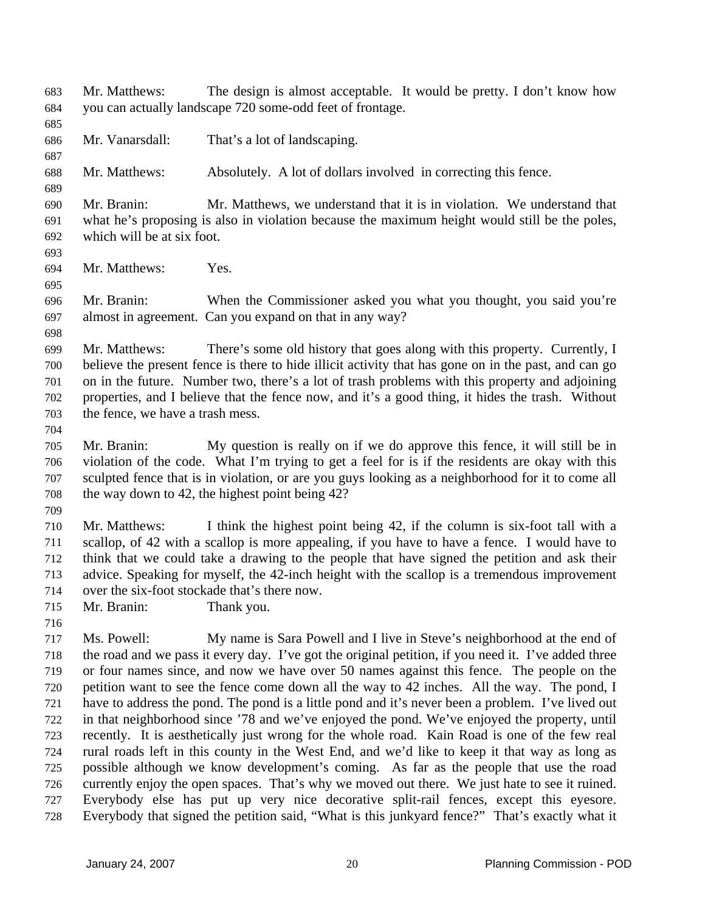Mr. Matthews: The design is almost acceptable. It would be pretty. I don't know how you can actually landscape 720 some-odd feet of frontage.

Mr. Vanarsdall: That's a lot of landscaping.

Mr. Matthews: Absolutely. A lot of dollars involved in correcting this fence.

Mr. Branin: Mr. Matthews, we understand that it is in violation. We understand that what he's proposing is also in violation because the maximum height would still be the poles, which will be at six foot.

Mr. Matthews: Yes.

Mr. Branin: When the Commissioner asked you what you thought, you said you're almost in agreement. Can you expand on that in any way?

Mr. Matthews: There's some old history that goes along with this property. Currently, I believe the present fence is there to hide illicit activity that has gone on in the past, and can go on in the future. Number two, there's a lot of trash problems with this property and adjoining properties, and I believe that the fence now, and it's a good thing, it hides the trash. Without the fence, we have a trash mess.

Mr. Branin: My question is really on if we do approve this fence, it will still be in violation of the code. What I'm trying to get a feel for is if the residents are okay with this sculpted fence that is in violation, or are you guys looking as a neighborhood for it to come all the way down to 42, the highest point being 42?

Mr. Matthews: I think the highest point being 42, if the column is six-foot tall with a scallop, of 42 with a scallop is more appealing, if you have to have a fence. I would have to think that we could take a drawing to the people that have signed the petition and ask their advice. Speaking for myself, the 42-inch height with the scallop is a tremendous improvement over the six-foot stockade that's there now.

Mr. Branin: Thank you.

Ms. Powell: My name is Sara Powell and I live in Steve's neighborhood at the end of the road and we pass it every day. I've got the original petition, if you need it. I've added three or four names since, and now we have over 50 names against this fence. The people on the petition want to see the fence come down all the way to 42 inches. All the way. The pond, I have to address the pond. The pond is a little pond and it's never been a problem. I've lived out in that neighborhood since '78 and we've enjoyed the pond. We've enjoyed the property, until recently. It is aesthetically just wrong for the whole road. Kain Road is one of the few real rural roads left in this county in the West End, and we'd like to keep it that way as long as possible although we know development's coming. As far as the people that use the road currently enjoy the open spaces. That's why we moved out there. We just hate to see it ruined. Everybody else has put up very nice decorative split-rail fences, except this eyesore. Everybody that signed the petition said, "What is this junkyard fence?" That's exactly what it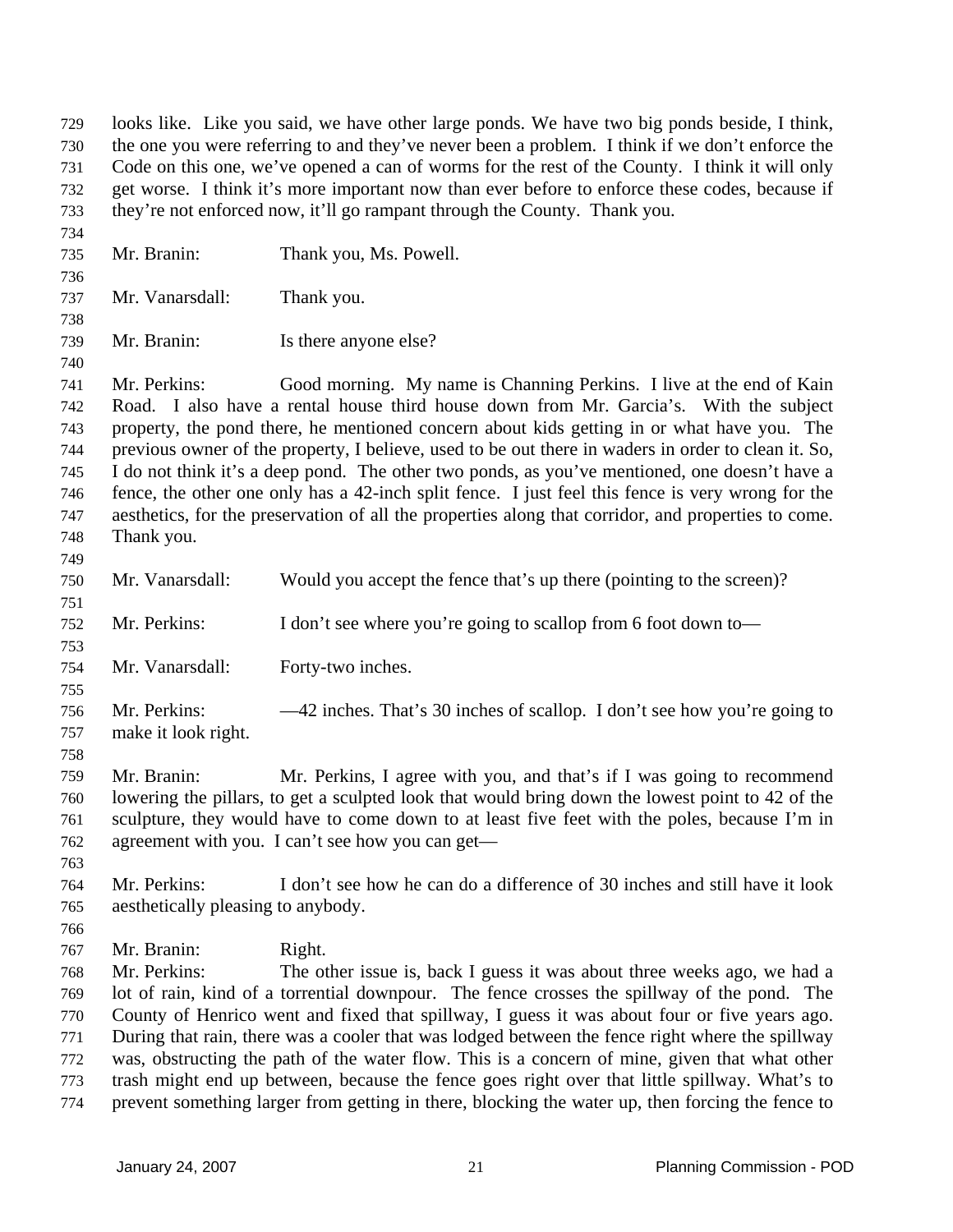looks like. Like you said, we have other large ponds. We have two big ponds beside, I think, the one you were referring to and they've never been a problem. I think if we don't enforce the Code on this one, we've opened a can of worms for the rest of the County. I think it will only get worse. I think it's more important now than ever before to enforce these codes, because if they're not enforced now, it'll go rampant through the County. Thank you.

Mr. Branin: Thank you, Ms. Powell.

Mr. Vanarsdall: Thank you.

Mr. Branin: Is there anyone else?

Mr. Perkins: Good morning. My name is Channing Perkins. I live at the end of Kain Road. I also have a rental house third house down from Mr. Garcia's. With the subject property, the pond there, he mentioned concern about kids getting in or what have you. The previous owner of the property, I believe, used to be out there in waders in order to clean it. So, I do not think it's a deep pond. The other two ponds, as you've mentioned, one doesn't have a fence, the other one only has a 42-inch split fence. I just feel this fence is very wrong for the aesthetics, for the preservation of all the properties along that corridor, and properties to come. Thank you.

Mr. Vanarsdall: Would you accept the fence that's up there (pointing to the screen)?

Mr. Perkins: I don't see where you're going to scallop from 6 foot down to—

Mr. Vanarsdall: Forty-two inches.

Mr. Perkins: —42 inches. That's 30 inches of scallop. I don't see how you're going to make it look right.

Mr. Branin: Mr. Perkins, I agree with you, and that's if I was going to recommend lowering the pillars, to get a sculpted look that would bring down the lowest point to 42 of the sculpture, they would have to come down to at least five feet with the poles, because I'm in agreement with you. I can't see how you can get—

Mr. Perkins: I don't see how he can do a difference of 30 inches and still have it look aesthetically pleasing to anybody.

Mr. Branin: Right.

Mr. Perkins: The other issue is, back I guess it was about three weeks ago, we had a lot of rain, kind of a torrential downpour. The fence crosses the spillway of the pond. The County of Henrico went and fixed that spillway, I guess it was about four or five years ago. During that rain, there was a cooler that was lodged between the fence right where the spillway was, obstructing the path of the water flow. This is a concern of mine, given that what other trash might end up between, because the fence goes right over that little spillway. What's to prevent something larger from getting in there, blocking the water up, then forcing the fence to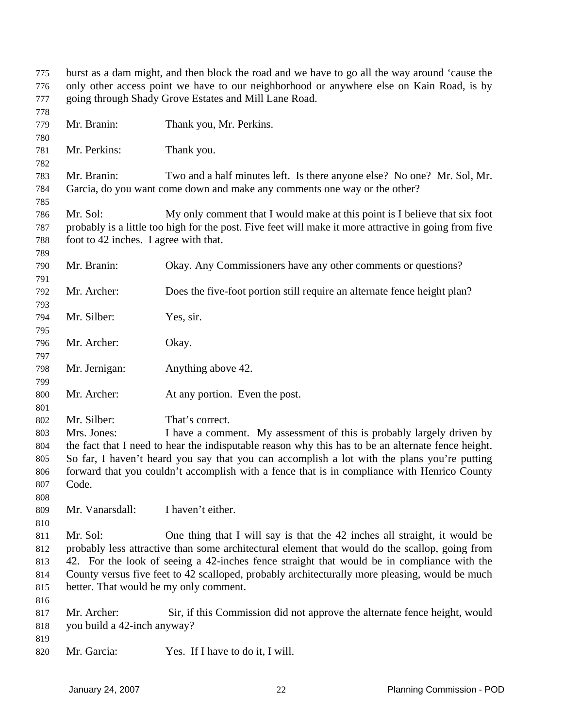burst as a dam might, and then block the road and we have to go all the way around 'cause the only other access point we have to our neighborhood or anywhere else on Kain Road, is by going through Shady Grove Estates and Mill Lane Road.

Mr. Branin: Thank you, Mr. Perkins.

Mr. Perkins: Thank you.

Mr. Branin: Two and a half minutes left. Is there anyone else? No one? Mr. Sol, Mr. Garcia, do you want come down and make any comments one way or the other?

Mr. Sol: My only comment that I would make at this point is I believe that six foot probably is a little too high for the post. Five feet will make it more attractive in going from five foot to 42 inches. I agree with that.

Mr. Branin: Okay. Any Commissioners have any other comments or questions?

Mr. Archer: Does the five-foot portion still require an alternate fence height plan?

Mr. Silber: Yes, sir.

Mr. Archer: Okay.

Mr. Jernigan: Anything above 42.

Mr. Archer: At any portion. Even the post.

Mr. Silber: That's correct.

Mrs. Jones: I have a comment. My assessment of this is probably largely driven by the fact that I need to hear the indisputable reason why this has to be an alternate fence height. So far, I haven't heard you say that you can accomplish a lot with the plans you're putting forward that you couldn't accomplish with a fence that is in compliance with Henrico County Code.

Mr. Vanarsdall: I haven't either.

Mr. Sol: One thing that I will say is that the 42 inches all straight, it would be probably less attractive than some architectural element that would do the scallop, going from 42. For the look of seeing a 42-inches fence straight that would be in compliance with the County versus five feet to 42 scalloped, probably architecturally more pleasing, would be much better. That would be my only comment.

Mr. Archer: Sir, if this Commission did not approve the alternate fence height, would you build a 42-inch anyway?

Mr. Garcia: Yes. If I have to do it, I will.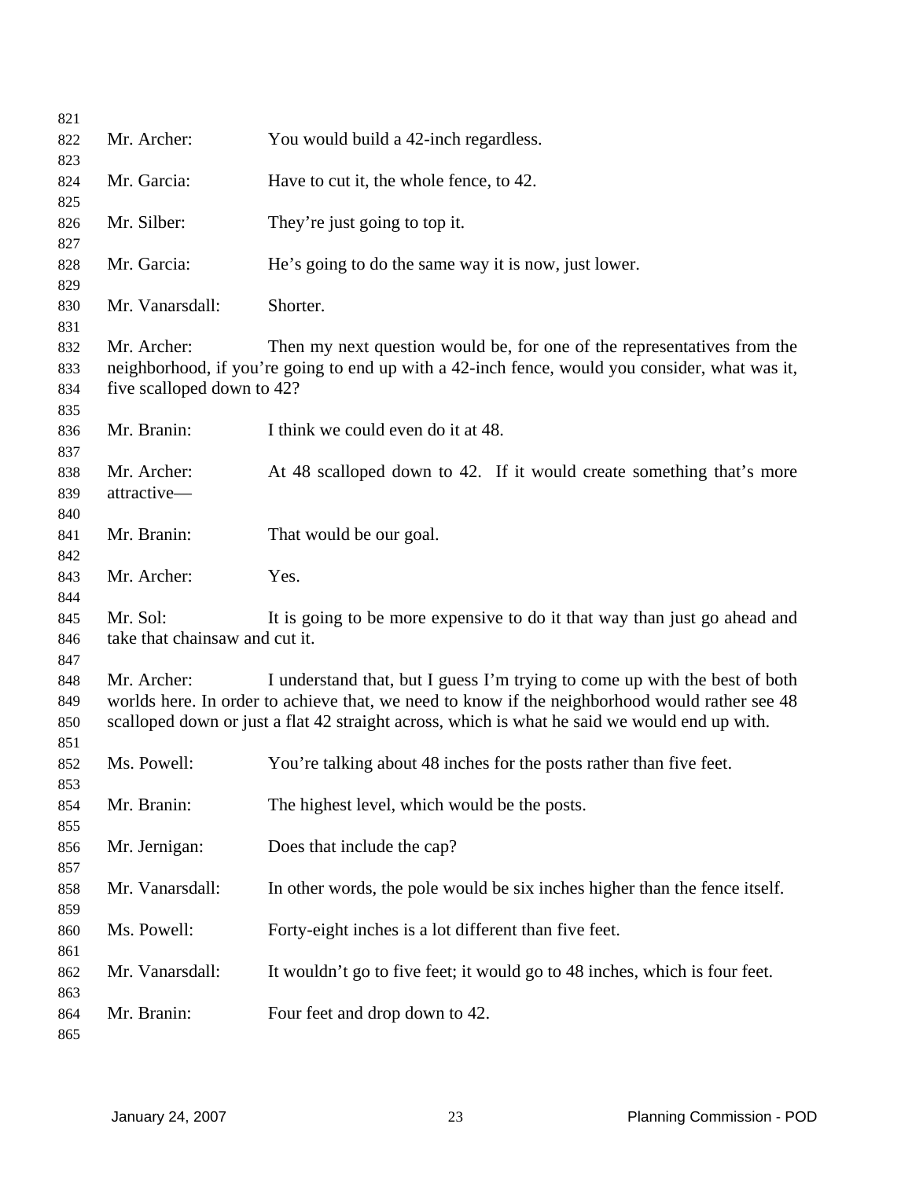Mr. Archer: You would build a 42-inch regardless.

Mr. Garcia: Have to cut it, the whole fence, to 42.

Mr. Silber: They're just going to top it.

Mr. Garcia: He's going to do the same way it is now, just lower.

Mr. Vanarsdall: Shorter.

Mr. Archer: Then my next question would be, for one of the representatives from the neighborhood, if you're going to end up with a 42-inch fence, would you consider, what was it, five scalloped down to 42?

Mr. Branin: I think we could even do it at 48.

Mr. Archer: At 48 scalloped down to 42. If it would create something that's more attractive—

Mr. Branin: That would be our goal.

Mr. Archer: Yes.

Mr. Sol: It is going to be more expensive to do it that way than just go ahead and take that chainsaw and cut it.

Mr. Archer: I understand that, but I guess I'm trying to come up with the best of both worlds here. In order to achieve that, we need to know if the neighborhood would rather see 48 scalloped down or just a flat 42 straight across, which is what he said we would end up with.

Ms. Powell: You're talking about 48 inches for the posts rather than five feet.

Mr. Branin: The highest level, which would be the posts.

Mr. Jernigan: Does that include the cap?

Mr. Vanarsdall: In other words, the pole would be six inches higher than the fence itself.

Ms. Powell: Forty-eight inches is a lot different than five feet.

Mr. Vanarsdall: It wouldn't go to five feet; it would go to 48 inches, which is four feet.

Mr. Branin: Four feet and drop down to 42.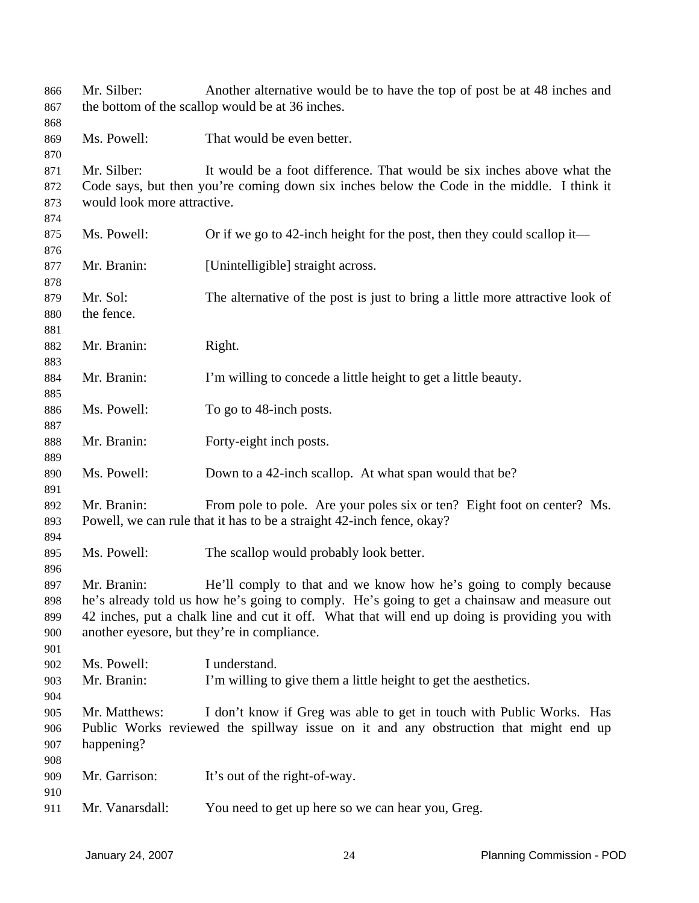Mr. Silber: Another alternative would be to have the top of post be at 48 inches and the bottom of the scallop would be at 36 inches.

Ms. Powell: That would be even better.

Mr. Silber: It would be a foot difference. That would be six inches above what the Code says, but then you're coming down six inches below the Code in the middle. I think it would look more attractive.

Ms. Powell: Or if we go to 42-inch height for the post, then they could scallop it—

Mr. Branin: [Unintelligible] straight across.

Mr. Sol: The alternative of the post is just to bring a little more attractive look of the fence.

Mr. Branin: Right.

Mr. Branin: I'm willing to concede a little height to get a little beauty.

Ms. Powell: To go to 48-inch posts.

Mr. Branin: Forty-eight inch posts.

Ms. Powell: Down to a 42-inch scallop. At what span would that be?

Mr. Branin: From pole to pole. Are your poles six or ten? Eight foot on center? Ms. Powell, we can rule that it has to be a straight 42-inch fence, okay?

Ms. Powell: The scallop would probably look better.

Mr. Branin: He'll comply to that and we know how he's going to comply because he's already told us how he's going to comply. He's going to get a chainsaw and measure out 42 inches, put a chalk line and cut it off. What that will end up doing is providing you with another eyesore, but they're in compliance.

Ms. Powell: I understand.
Mr. Branin: I'm willing to give them a little height to get the aesthetics.

Mr. Matthews: I don't know if Greg was able to get in touch with Public Works. Has Public Works reviewed the spillway issue on it and any obstruction that might end up happening?

Mr. Garrison: It's out of the right-of-way.

Mr. Vanarsdall: You need to get up here so we can hear you, Greg.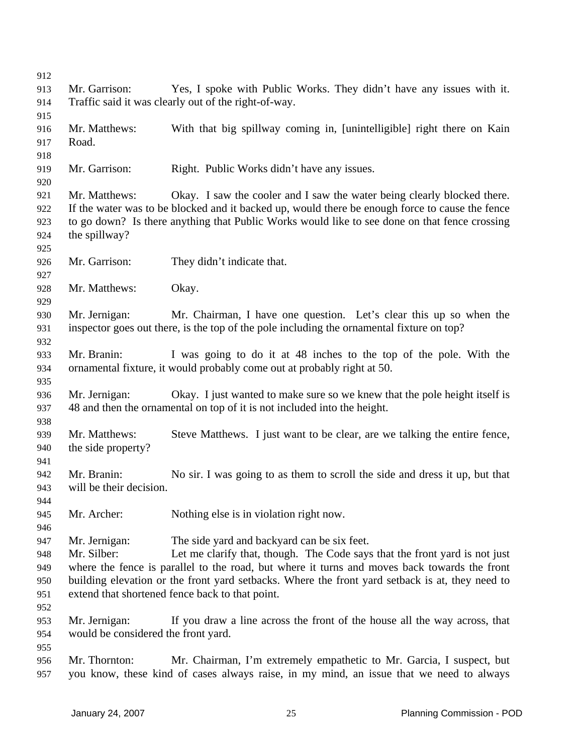Mr. Garrison: Yes, I spoke with Public Works. They didn't have any issues with it. Traffic said it was clearly out of the right-of-way.

Mr. Matthews: With that big spillway coming in, [unintelligible] right there on Kain Road.

Mr. Garrison: Right. Public Works didn't have any issues.

Mr. Matthews: Okay. I saw the cooler and I saw the water being clearly blocked there. If the water was to be blocked and it backed up, would there be enough force to cause the fence to go down? Is there anything that Public Works would like to see done on that fence crossing the spillway?

Mr. Garrison: They didn't indicate that.

Mr. Matthews: Okay.

Mr. Jernigan: Mr. Chairman, I have one question. Let's clear this up so when the inspector goes out there, is the top of the pole including the ornamental fixture on top?

Mr. Branin: I was going to do it at 48 inches to the top of the pole. With the ornamental fixture, it would probably come out at probably right at 50.

Mr. Jernigan: Okay. I just wanted to make sure so we knew that the pole height itself is 48 and then the ornamental on top of it is not included into the height.

Mr. Matthews: Steve Matthews. I just want to be clear, are we talking the entire fence, the side property?

Mr. Branin: No sir. I was going to as them to scroll the side and dress it up, but that will be their decision.

Mr. Archer: Nothing else is in violation right now.

Mr. Jernigan: The side yard and backyard can be six feet.

Mr. Silber: Let me clarify that, though. The Code says that the front yard is not just where the fence is parallel to the road, but where it turns and moves back towards the front building elevation or the front yard setbacks. Where the front yard setback is at, they need to extend that shortened fence back to that point.

Mr. Jernigan: If you draw a line across the front of the house all the way across, that would be considered the front yard.

Mr. Thornton: Mr. Chairman, I'm extremely empathetic to Mr. Garcia, I suspect, but you know, these kind of cases always raise, in my mind, an issue that we need to always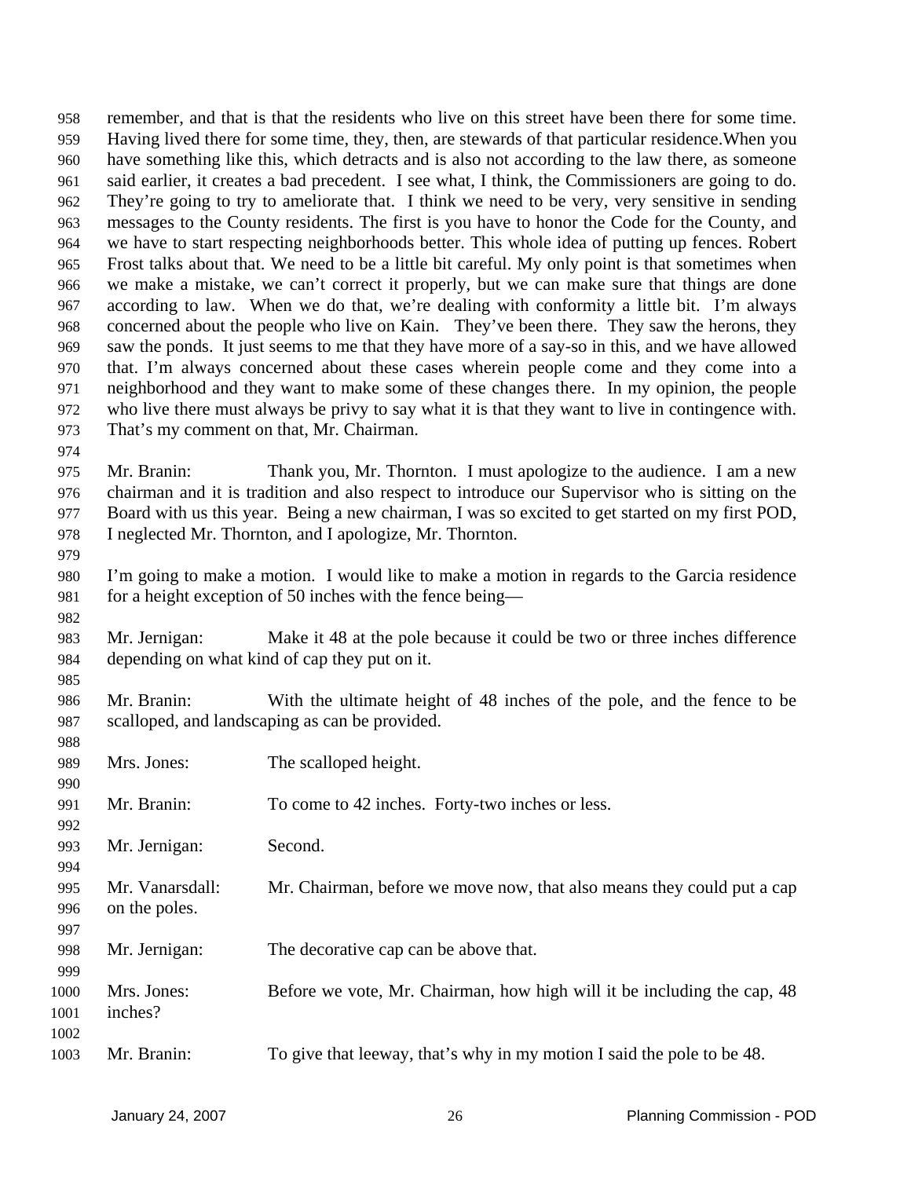remember, and that is that the residents who live on this street have been there for some time. Having lived there for some time, they, then, are stewards of that particular residence.When you have something like this, which detracts and is also not according to the law there, as someone said earlier, it creates a bad precedent. I see what, I think, the Commissioners are going to do. They're going to try to ameliorate that. I think we need to be very, very sensitive in sending messages to the County residents. The first is you have to honor the Code for the County, and we have to start respecting neighborhoods better. This whole idea of putting up fences. Robert Frost talks about that. We need to be a little bit careful. My only point is that sometimes when we make a mistake, we can't correct it properly, but we can make sure that things are done according to law. When we do that, we're dealing with conformity a little bit. I'm always concerned about the people who live on Kain. They've been there. They saw the herons, they saw the ponds. It just seems to me that they have more of a say-so in this, and we have allowed that. I'm always concerned about these cases wherein people come and they come into a neighborhood and they want to make some of these changes there. In my opinion, the people who live there must always be privy to say what it is that they want to live in contingence with. That's my comment on that, Mr. Chairman.

Mr. Branin: Thank you, Mr. Thornton. I must apologize to the audience. I am a new chairman and it is tradition and also respect to introduce our Supervisor who is sitting on the Board with us this year. Being a new chairman, I was so excited to get started on my first POD, I neglected Mr. Thornton, and I apologize, Mr. Thornton.

I'm going to make a motion. I would like to make a motion in regards to the Garcia residence for a height exception of 50 inches with the fence being—

Mr. Jernigan: Make it 48 at the pole because it could be two or three inches difference depending on what kind of cap they put on it.

Mr. Branin: With the ultimate height of 48 inches of the pole, and the fence to be scalloped, and landscaping as can be provided.

Mrs. Jones: The scalloped height.

Mr. Branin: To come to 42 inches. Forty-two inches or less.

Mr. Jernigan: Second.

Mr. Vanarsdall: Mr. Chairman, before we move now, that also means they could put a cap on the poles.

Mr. Jernigan: The decorative cap can be above that.

Mrs. Jones: Before we vote, Mr. Chairman, how high will it be including the cap, 48 inches?

Mr. Branin: To give that leeway, that's why in my motion I said the pole to be 48.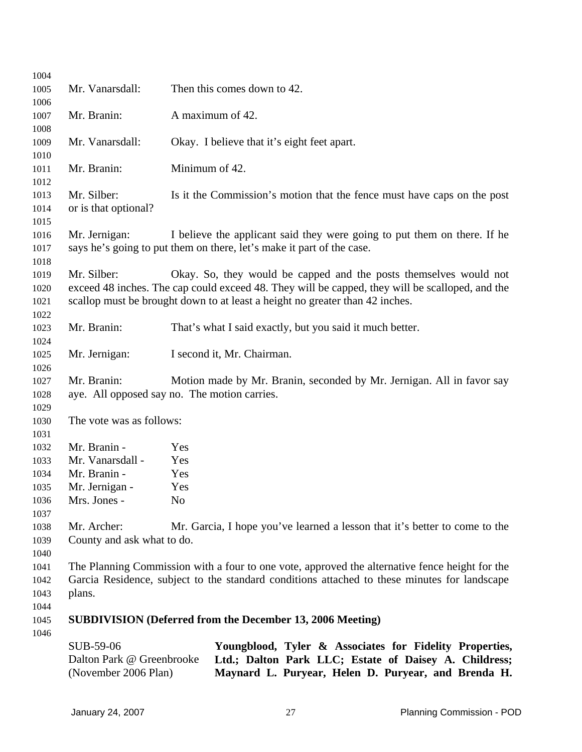Mr. Vanarsdall: Then this comes down to 42.

Mr. Branin: A maximum of 42.

Mr. Vanarsdall: Okay. I believe that it's eight feet apart.

Mr. Branin: Minimum of 42.

Mr. Silber: Is it the Commission's motion that the fence must have caps on the post or is that optional?

Mr. Jernigan: I believe the applicant said they were going to put them on there. If he says he's going to put them on there, let's make it part of the case.

Mr. Silber: Okay. So, they would be capped and the posts themselves would not exceed 48 inches. The cap could exceed 48. They will be capped, they will be scalloped, and the scallop must be brought down to at least a height no greater than 42 inches.

Mr. Branin: That's what I said exactly, but you said it much better.

Mr. Jernigan: I second it, Mr. Chairman.

Mr. Branin: Motion made by Mr. Branin, seconded by Mr. Jernigan. All in favor say aye. All opposed say no. The motion carries.

The vote was as follows:

Mr. Branin - Yes
Mr. Vanarsdall - Yes
Mr. Branin - Yes
Mr. Jernigan - Yes
Mrs. Jones - No

Mr. Archer: Mr. Garcia, I hope you've learned a lesson that it's better to come to the County and ask what to do.

The Planning Commission with a four to one vote, approved the alternative fence height for the Garcia Residence, subject to the standard conditions attached to these minutes for landscape plans.

**SUBDIVISION (Deferred from the December 13, 2006 Meeting)**

SUB-59-06
Dalton Park @ Greenbrooke
(November 2006 Plan)

**Youngblood, Tyler & Associates for Fidelity Properties, Ltd.; Dalton Park LLC; Estate of Daisey A. Childress; Maynard L. Puryear, Helen D. Puryear, and Brenda H.**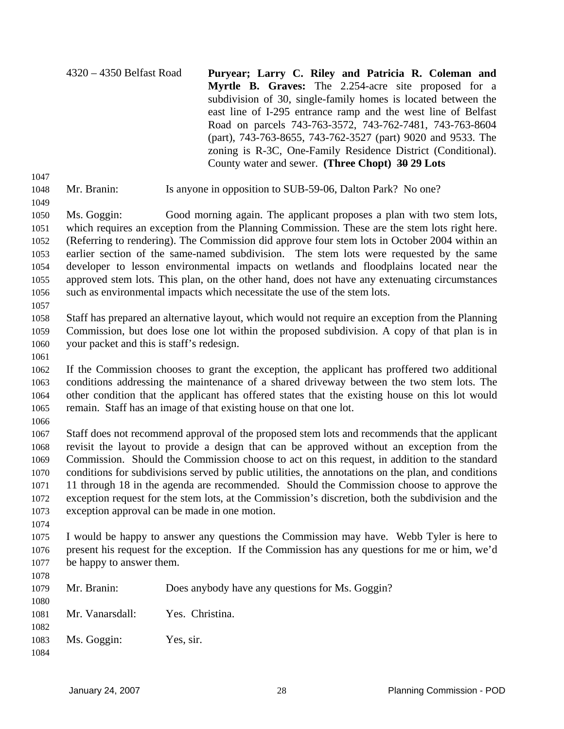4320 – 4350 Belfast Road

**Puryear; Larry C. Riley and Patricia R. Coleman and Myrtle B. Graves:** The 2.254-acre site proposed for a subdivision of 30, single-family homes is located between the east line of I-295 entrance ramp and the west line of Belfast Road on parcels 743-763-3572, 743-762-7481, 743-763-8604 (part), 743-763-8655, 743-762-3527 (part) 9020 and 9533. The zoning is R-3C, One-Family Residence District (Conditional). County water and sewer. **(Three Chopt) ~~30~~ 29 Lots**

Mr. Branin: Is anyone in opposition to SUB-59-06, Dalton Park? No one?

Ms. Goggin: Good morning again. The applicant proposes a plan with two stem lots, which requires an exception from the Planning Commission. These are the stem lots right here. (Referring to rendering). The Commission did approve four stem lots in October 2004 within an earlier section of the same-named subdivision. The stem lots were requested by the same developer to lesson environmental impacts on wetlands and floodplains located near the approved stem lots. This plan, on the other hand, does not have any extenuating circumstances such as environmental impacts which necessitate the use of the stem lots.

Staff has prepared an alternative layout, which would not require an exception from the Planning Commission, but does lose one lot within the proposed subdivision. A copy of that plan is in your packet and this is staff's redesign.

If the Commission chooses to grant the exception, the applicant has proffered two additional conditions addressing the maintenance of a shared driveway between the two stem lots. The other condition that the applicant has offered states that the existing house on this lot would remain. Staff has an image of that existing house on that one lot.

Staff does not recommend approval of the proposed stem lots and recommends that the applicant revisit the layout to provide a design that can be approved without an exception from the Commission. Should the Commission choose to act on this request, in addition to the standard conditions for subdivisions served by public utilities, the annotations on the plan, and conditions 11 through 18 in the agenda are recommended. Should the Commission choose to approve the exception request for the stem lots, at the Commission's discretion, both the subdivision and the exception approval can be made in one motion.

I would be happy to answer any questions the Commission may have. Webb Tyler is here to present his request for the exception. If the Commission has any questions for me or him, we'd be happy to answer them.

Mr. Branin: Does anybody have any questions for Ms. Goggin?

Mr. Vanarsdall: Yes. Christina.

Ms. Goggin: Yes, sir.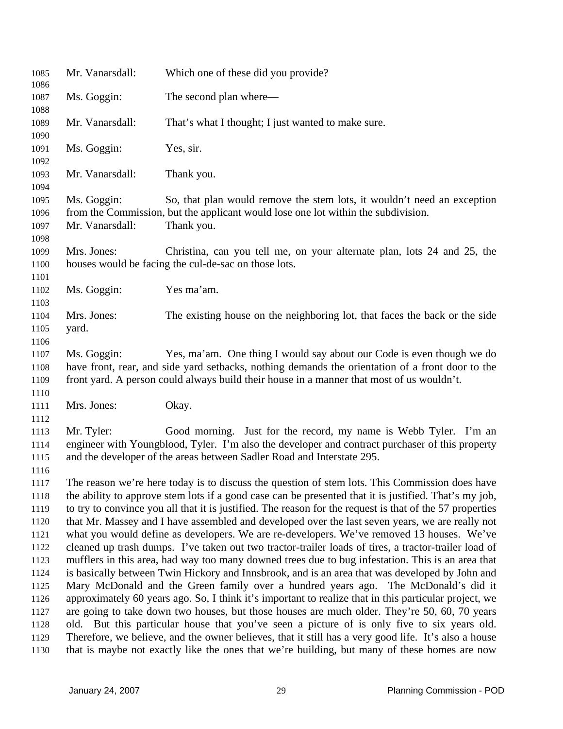Mr. Vanarsdall: Which one of these did you provide?

Ms. Goggin: The second plan where—

Mr. Vanarsdall: That's what I thought; I just wanted to make sure.

Ms. Goggin: Yes, sir.

Mr. Vanarsdall: Thank you.

Ms. Goggin: So, that plan would remove the stem lots, it wouldn't need an exception from the Commission, but the applicant would lose one lot within the subdivision.

Mr. Vanarsdall: Thank you.

Mrs. Jones: Christina, can you tell me, on your alternate plan, lots 24 and 25, the houses would be facing the cul-de-sac on those lots.

Ms. Goggin: Yes ma'am.

Mrs. Jones: The existing house on the neighboring lot, that faces the back or the side yard.

Ms. Goggin: Yes, ma'am. One thing I would say about our Code is even though we do have front, rear, and side yard setbacks, nothing demands the orientation of a front door to the front yard. A person could always build their house in a manner that most of us wouldn't.

Mrs. Jones: Okay.

Mr. Tyler: Good morning. Just for the record, my name is Webb Tyler. I'm an engineer with Youngblood, Tyler. I'm also the developer and contract purchaser of this property and the developer of the areas between Sadler Road and Interstate 295.

The reason we're here today is to discuss the question of stem lots. This Commission does have the ability to approve stem lots if a good case can be presented that it is justified. That's my job, to try to convince you all that it is justified. The reason for the request is that of the 57 properties that Mr. Massey and I have assembled and developed over the last seven years, we are really not what you would define as developers. We are re-developers. We've removed 13 houses. We've cleaned up trash dumps. I've taken out two tractor-trailer loads of tires, a tractor-trailer load of mufflers in this area, had way too many downed trees due to bug infestation. This is an area that is basically between Twin Hickory and Innsbrook, and is an area that was developed by John and Mary McDonald and the Green family over a hundred years ago. The McDonald's did it approximately 60 years ago. So, I think it's important to realize that in this particular project, we are going to take down two houses, but those houses are much older. They're 50, 60, 70 years old. But this particular house that you've seen a picture of is only five to six years old. Therefore, we believe, and the owner believes, that it still has a very good life. It's also a house that is maybe not exactly like the ones that we're building, but many of these homes are now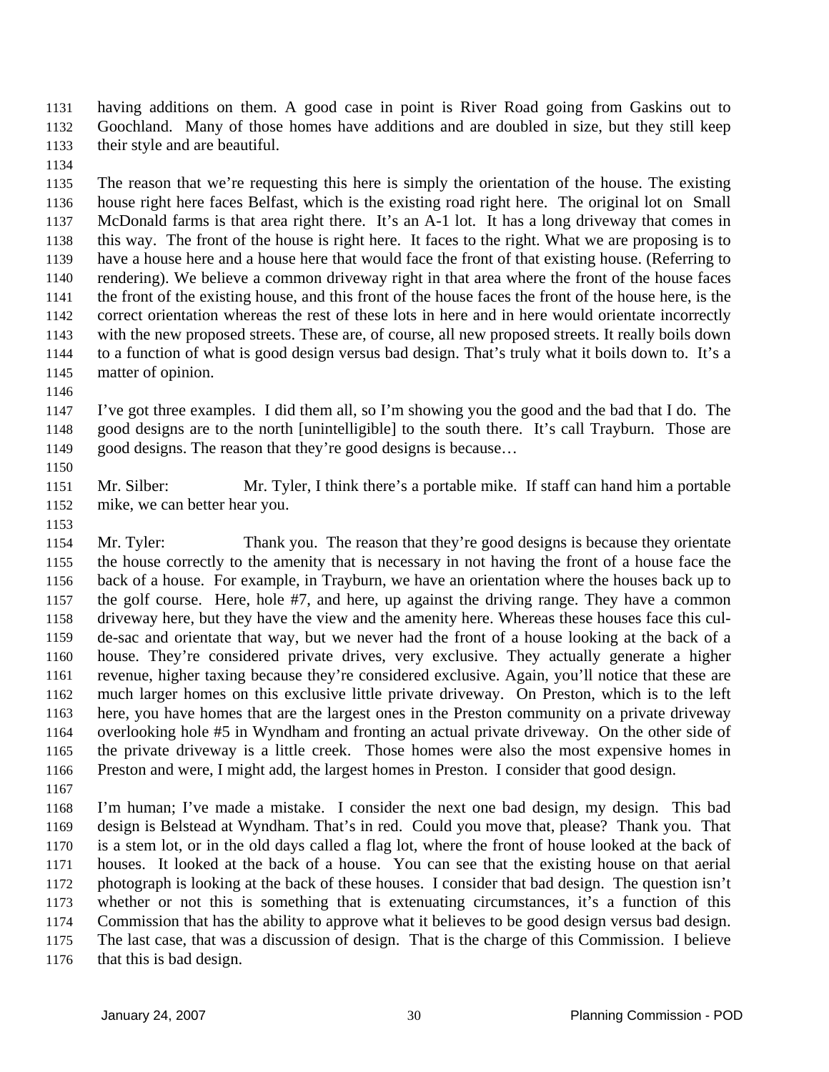having additions on them. A good case in point is River Road going from Gaskins out to Goochland. Many of those homes have additions and are doubled in size, but they still keep their style and are beautiful.

The reason that we're requesting this here is simply the orientation of the house. The existing house right here faces Belfast, which is the existing road right here. The original lot on Small McDonald farms is that area right there. It's an A-1 lot. It has a long driveway that comes in this way. The front of the house is right here. It faces to the right. What we are proposing is to have a house here and a house here that would face the front of that existing house. (Referring to rendering). We believe a common driveway right in that area where the front of the house faces the front of the existing house, and this front of the house faces the front of the house here, is the correct orientation whereas the rest of these lots in here and in here would orientate incorrectly with the new proposed streets. These are, of course, all new proposed streets. It really boils down to a function of what is good design versus bad design. That's truly what it boils down to. It's a matter of opinion.

I've got three examples. I did them all, so I'm showing you the good and the bad that I do. The good designs are to the north [unintelligible] to the south there. It's call Trayburn. Those are good designs. The reason that they're good designs is because…

Mr. Silber: Mr. Tyler, I think there's a portable mike. If staff can hand him a portable mike, we can better hear you.

Mr. Tyler: Thank you. The reason that they're good designs is because they orientate the house correctly to the amenity that is necessary in not having the front of a house face the back of a house. For example, in Trayburn, we have an orientation where the houses back up to the golf course. Here, hole #7, and here, up against the driving range. They have a common driveway here, but they have the view and the amenity here. Whereas these houses face this cul-de-sac and orientate that way, but we never had the front of a house looking at the back of a house. They're considered private drives, very exclusive. They actually generate a higher revenue, higher taxing because they're considered exclusive. Again, you'll notice that these are much larger homes on this exclusive little private driveway. On Preston, which is to the left here, you have homes that are the largest ones in the Preston community on a private driveway overlooking hole #5 in Wyndham and fronting an actual private driveway. On the other side of the private driveway is a little creek. Those homes were also the most expensive homes in Preston and were, I might add, the largest homes in Preston. I consider that good design.

I'm human; I've made a mistake. I consider the next one bad design, my design. This bad design is Belstead at Wyndham. That's in red. Could you move that, please? Thank you. That is a stem lot, or in the old days called a flag lot, where the front of house looked at the back of houses. It looked at the back of a house. You can see that the existing house on that aerial photograph is looking at the back of these houses. I consider that bad design. The question isn't whether or not this is something that is extenuating circumstances, it's a function of this Commission that has the ability to approve what it believes to be good design versus bad design. The last case, that was a discussion of design. That is the charge of this Commission. I believe that this is bad design.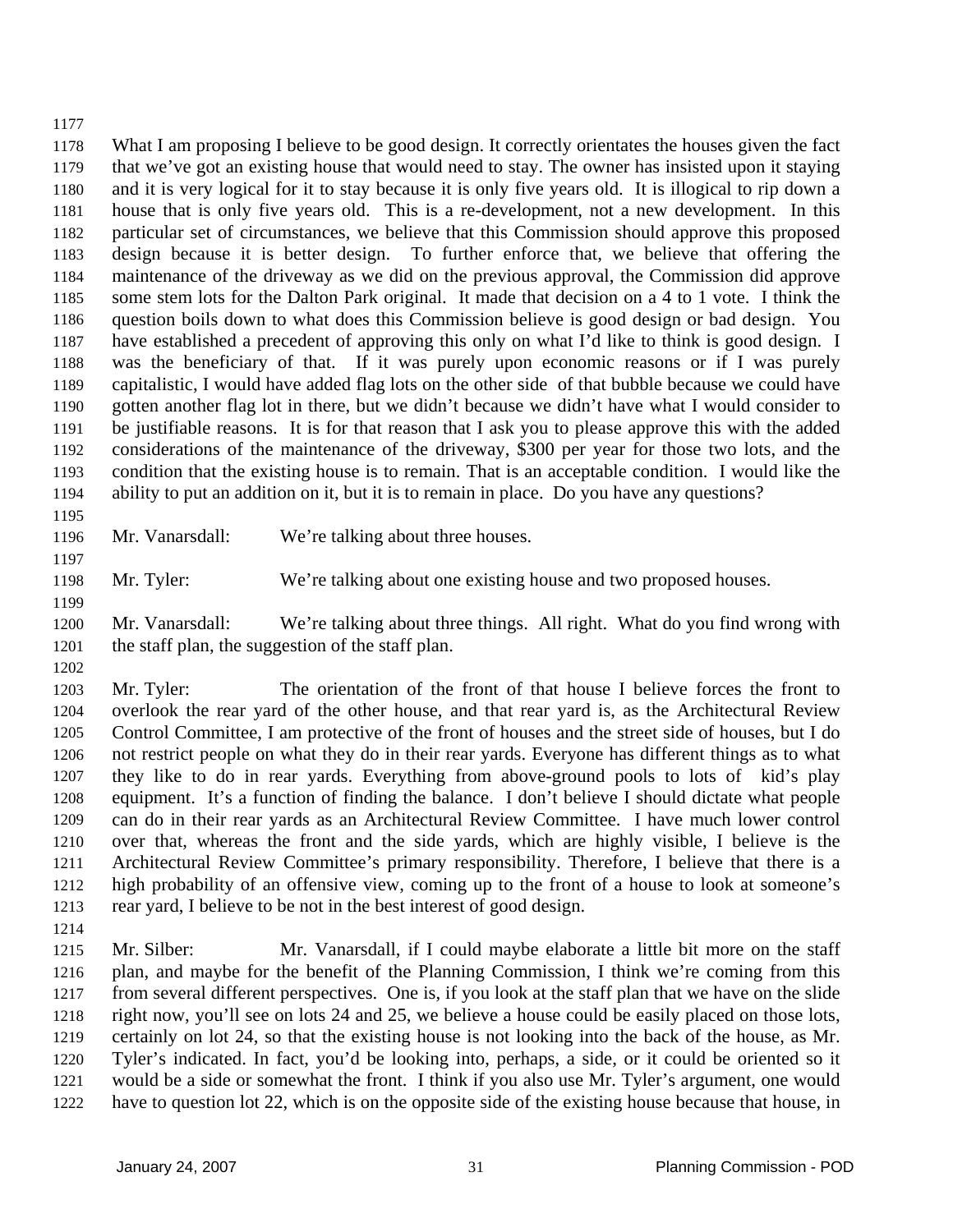What I am proposing I believe to be good design. It correctly orientates the houses given the fact that we've got an existing house that would need to stay. The owner has insisted upon it staying and it is very logical for it to stay because it is only five years old. It is illogical to rip down a house that is only five years old. This is a re-development, not a new development. In this particular set of circumstances, we believe that this Commission should approve this proposed design because it is better design. To further enforce that, we believe that offering the maintenance of the driveway as we did on the previous approval, the Commission did approve some stem lots for the Dalton Park original. It made that decision on a 4 to 1 vote. I think the question boils down to what does this Commission believe is good design or bad design. You have established a precedent of approving this only on what I'd like to think is good design. I was the beneficiary of that. If it was purely upon economic reasons or if I was purely capitalistic, I would have added flag lots on the other side of that bubble because we could have gotten another flag lot in there, but we didn't because we didn't have what I would consider to be justifiable reasons. It is for that reason that I ask you to please approve this with the added considerations of the maintenance of the driveway, $300 per year for those two lots, and the condition that the existing house is to remain. That is an acceptable condition. I would like the ability to put an addition on it, but it is to remain in place. Do you have any questions?

Mr. Vanarsdall: We're talking about three houses.

Mr. Tyler: We're talking about one existing house and two proposed houses.

Mr. Vanarsdall: We're talking about three things. All right. What do you find wrong with the staff plan, the suggestion of the staff plan.

Mr. Tyler: The orientation of the front of that house I believe forces the front to overlook the rear yard of the other house, and that rear yard is, as the Architectural Review Control Committee, I am protective of the front of houses and the street side of houses, but I do not restrict people on what they do in their rear yards. Everyone has different things as to what they like to do in rear yards. Everything from above-ground pools to lots of kid's play equipment. It's a function of finding the balance. I don't believe I should dictate what people can do in their rear yards as an Architectural Review Committee. I have much lower control over that, whereas the front and the side yards, which are highly visible, I believe is the Architectural Review Committee's primary responsibility. Therefore, I believe that there is a high probability of an offensive view, coming up to the front of a house to look at someone's rear yard, I believe to be not in the best interest of good design.

Mr. Silber: Mr. Vanarsdall, if I could maybe elaborate a little bit more on the staff plan, and maybe for the benefit of the Planning Commission, I think we're coming from this from several different perspectives. One is, if you look at the staff plan that we have on the slide right now, you'll see on lots 24 and 25, we believe a house could be easily placed on those lots, certainly on lot 24, so that the existing house is not looking into the back of the house, as Mr. Tyler's indicated. In fact, you'd be looking into, perhaps, a side, or it could be oriented so it would be a side or somewhat the front. I think if you also use Mr. Tyler's argument, one would have to question lot 22, which is on the opposite side of the existing house because that house, in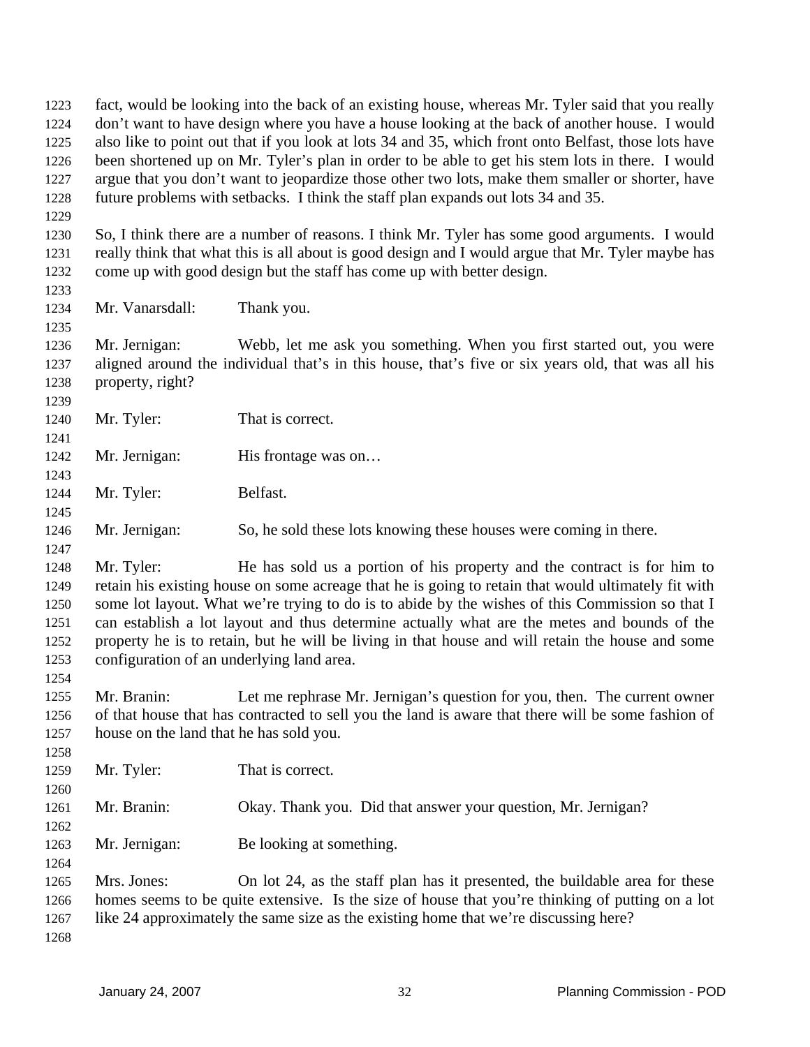fact, would be looking into the back of an existing house, whereas Mr. Tyler said that you really don't want to have design where you have a house looking at the back of another house. I would also like to point out that if you look at lots 34 and 35, which front onto Belfast, those lots have been shortened up on Mr. Tyler's plan in order to be able to get his stem lots in there. I would argue that you don't want to jeopardize those other two lots, make them smaller or shorter, have future problems with setbacks. I think the staff plan expands out lots 34 and 35.

So, I think there are a number of reasons. I think Mr. Tyler has some good arguments. I would really think that what this is all about is good design and I would argue that Mr. Tyler maybe has come up with good design but the staff has come up with better design.

Mr. Vanarsdall: Thank you.

Mr. Jernigan: Webb, let me ask you something. When you first started out, you were aligned around the individual that's in this house, that's five or six years old, that was all his property, right?

Mr. Tyler: That is correct.

Mr. Jernigan: His frontage was on…

Mr. Tyler: Belfast.

Mr. Jernigan: So, he sold these lots knowing these houses were coming in there.

Mr. Tyler: He has sold us a portion of his property and the contract is for him to retain his existing house on some acreage that he is going to retain that would ultimately fit with some lot layout. What we're trying to do is to abide by the wishes of this Commission so that I can establish a lot layout and thus determine actually what are the metes and bounds of the property he is to retain, but he will be living in that house and will retain the house and some configuration of an underlying land area.

Mr. Branin: Let me rephrase Mr. Jernigan's question for you, then. The current owner of that house that has contracted to sell you the land is aware that there will be some fashion of house on the land that he has sold you.

Mr. Tyler: That is correct.

Mr. Branin: Okay. Thank you. Did that answer your question, Mr. Jernigan?

Mr. Jernigan: Be looking at something.

Mrs. Jones: On lot 24, as the staff plan has it presented, the buildable area for these homes seems to be quite extensive. Is the size of house that you're thinking of putting on a lot like 24 approximately the same size as the existing home that we're discussing here?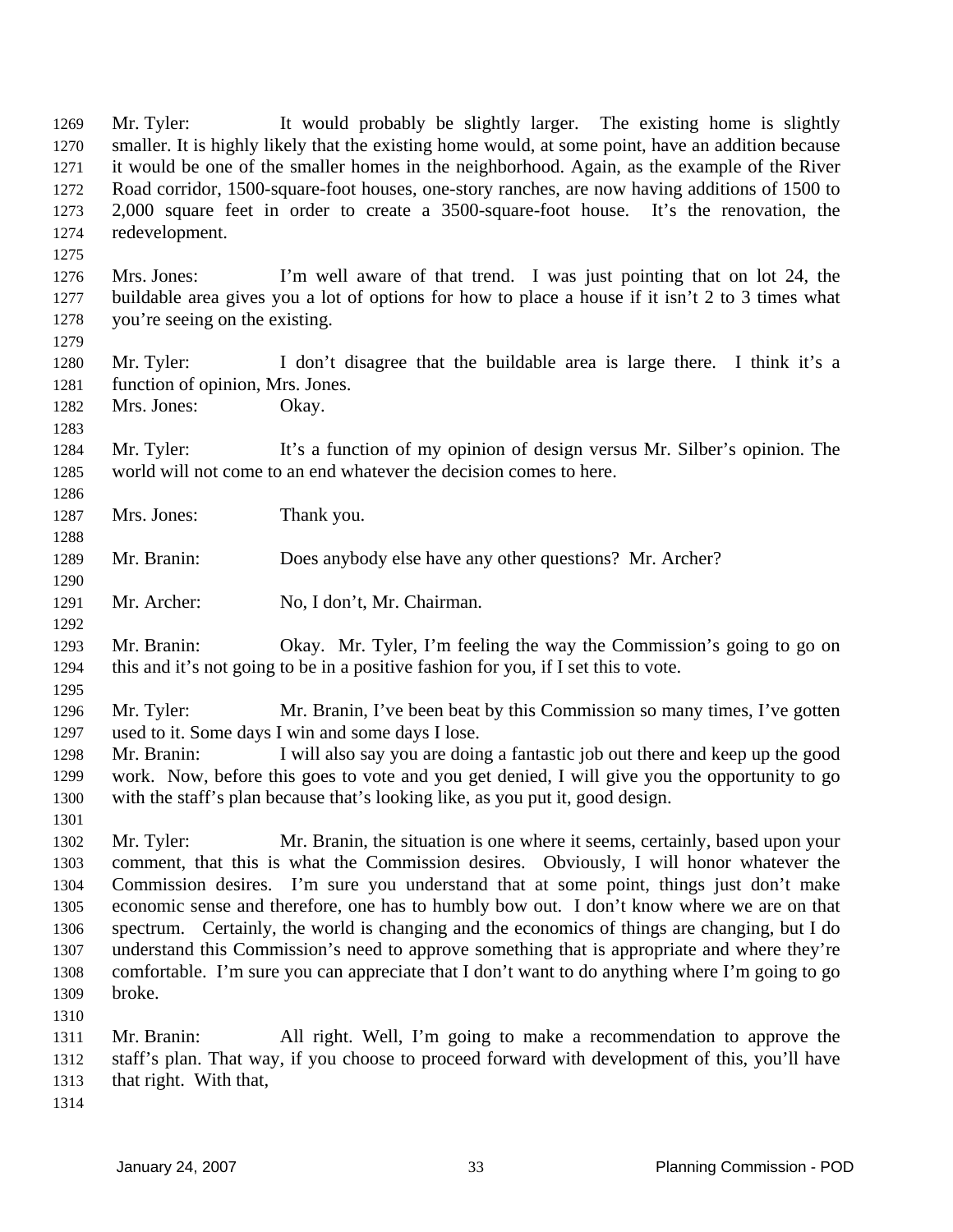Mr. Tyler: It would probably be slightly larger. The existing home is slightly smaller. It is highly likely that the existing home would, at some point, have an addition because it would be one of the smaller homes in the neighborhood. Again, as the example of the River Road corridor, 1500-square-foot houses, one-story ranches, are now having additions of 1500 to 2,000 square feet in order to create a 3500-square-foot house. It's the renovation, the redevelopment.

Mrs. Jones: I'm well aware of that trend. I was just pointing that on lot 24, the buildable area gives you a lot of options for how to place a house if it isn't 2 to 3 times what you're seeing on the existing.

Mr. Tyler: I don't disagree that the buildable area is large there. I think it's a function of opinion, Mrs. Jones.

Mrs. Jones: Okay.

Mr. Tyler: It's a function of my opinion of design versus Mr. Silber's opinion. The world will not come to an end whatever the decision comes to here.

Mrs. Jones: Thank you.

Mr. Branin: Does anybody else have any other questions? Mr. Archer?

Mr. Archer: No, I don't, Mr. Chairman.

Mr. Branin: Okay. Mr. Tyler, I'm feeling the way the Commission's going to go on this and it's not going to be in a positive fashion for you, if I set this to vote.

Mr. Tyler: Mr. Branin, I've been beat by this Commission so many times, I've gotten used to it. Some days I win and some days I lose.

Mr. Branin: I will also say you are doing a fantastic job out there and keep up the good work. Now, before this goes to vote and you get denied, I will give you the opportunity to go with the staff's plan because that's looking like, as you put it, good design.

Mr. Tyler: Mr. Branin, the situation is one where it seems, certainly, based upon your comment, that this is what the Commission desires. Obviously, I will honor whatever the Commission desires. I'm sure you understand that at some point, things just don't make economic sense and therefore, one has to humbly bow out. I don't know where we are on that spectrum. Certainly, the world is changing and the economics of things are changing, but I do understand this Commission's need to approve something that is appropriate and where they're comfortable. I'm sure you can appreciate that I don't want to do anything where I'm going to go broke.

Mr. Branin: All right. Well, I'm going to make a recommendation to approve the staff's plan. That way, if you choose to proceed forward with development of this, you'll have that right. With that,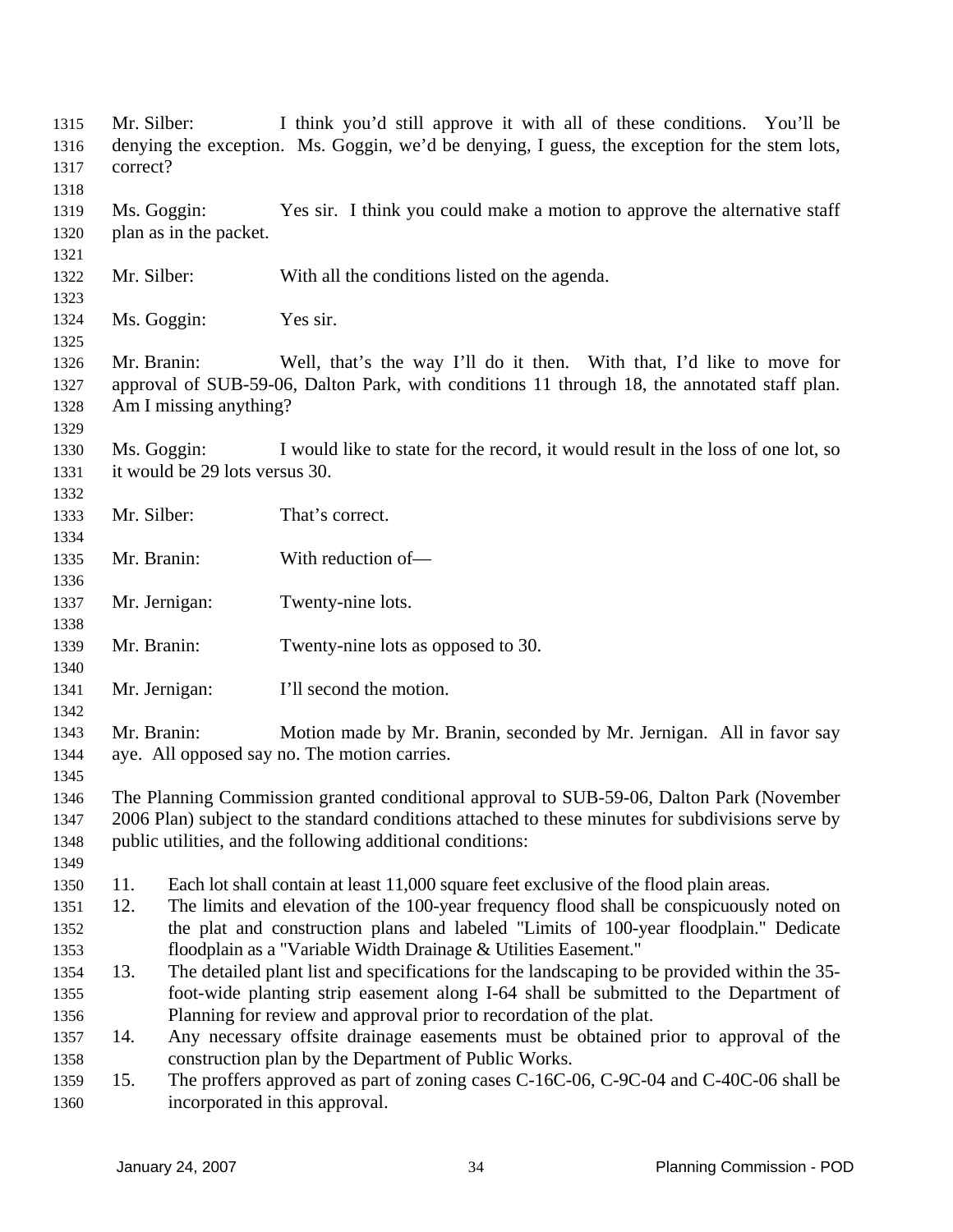Mr. Silber: I think you'd still approve it with all of these conditions. You'll be denying the exception. Ms. Goggin, we'd be denying, I guess, the exception for the stem lots, correct?

Ms. Goggin: Yes sir. I think you could make a motion to approve the alternative staff plan as in the packet.

Mr. Silber: With all the conditions listed on the agenda.

Ms. Goggin: Yes sir.

Mr. Branin: Well, that's the way I'll do it then. With that, I'd like to move for approval of SUB-59-06, Dalton Park, with conditions 11 through 18, the annotated staff plan. Am I missing anything?

Ms. Goggin: I would like to state for the record, it would result in the loss of one lot, so it would be 29 lots versus 30.

Mr. Silber: That's correct.

Mr. Branin: With reduction of—

Mr. Jernigan: Twenty-nine lots.

Mr. Branin: Twenty-nine lots as opposed to 30.

Mr. Jernigan: I'll second the motion.

Mr. Branin: Motion made by Mr. Branin, seconded by Mr. Jernigan. All in favor say aye. All opposed say no. The motion carries.

The Planning Commission granted conditional approval to SUB-59-06, Dalton Park (November 2006 Plan) subject to the standard conditions attached to these minutes for subdivisions serve by public utilities, and the following additional conditions:

11. Each lot shall contain at least 11,000 square feet exclusive of the flood plain areas.
12. The limits and elevation of the 100-year frequency flood shall be conspicuously noted on the plat and construction plans and labeled "Limits of 100-year floodplain." Dedicate floodplain as a "Variable Width Drainage & Utilities Easement."
13. The detailed plant list and specifications for the landscaping to be provided within the 35-foot-wide planting strip easement along I-64 shall be submitted to the Department of Planning for review and approval prior to recordation of the plat.
14. Any necessary offsite drainage easements must be obtained prior to approval of the construction plan by the Department of Public Works.
15. The proffers approved as part of zoning cases C-16C-06, C-9C-04 and C-40C-06 shall be incorporated in this approval.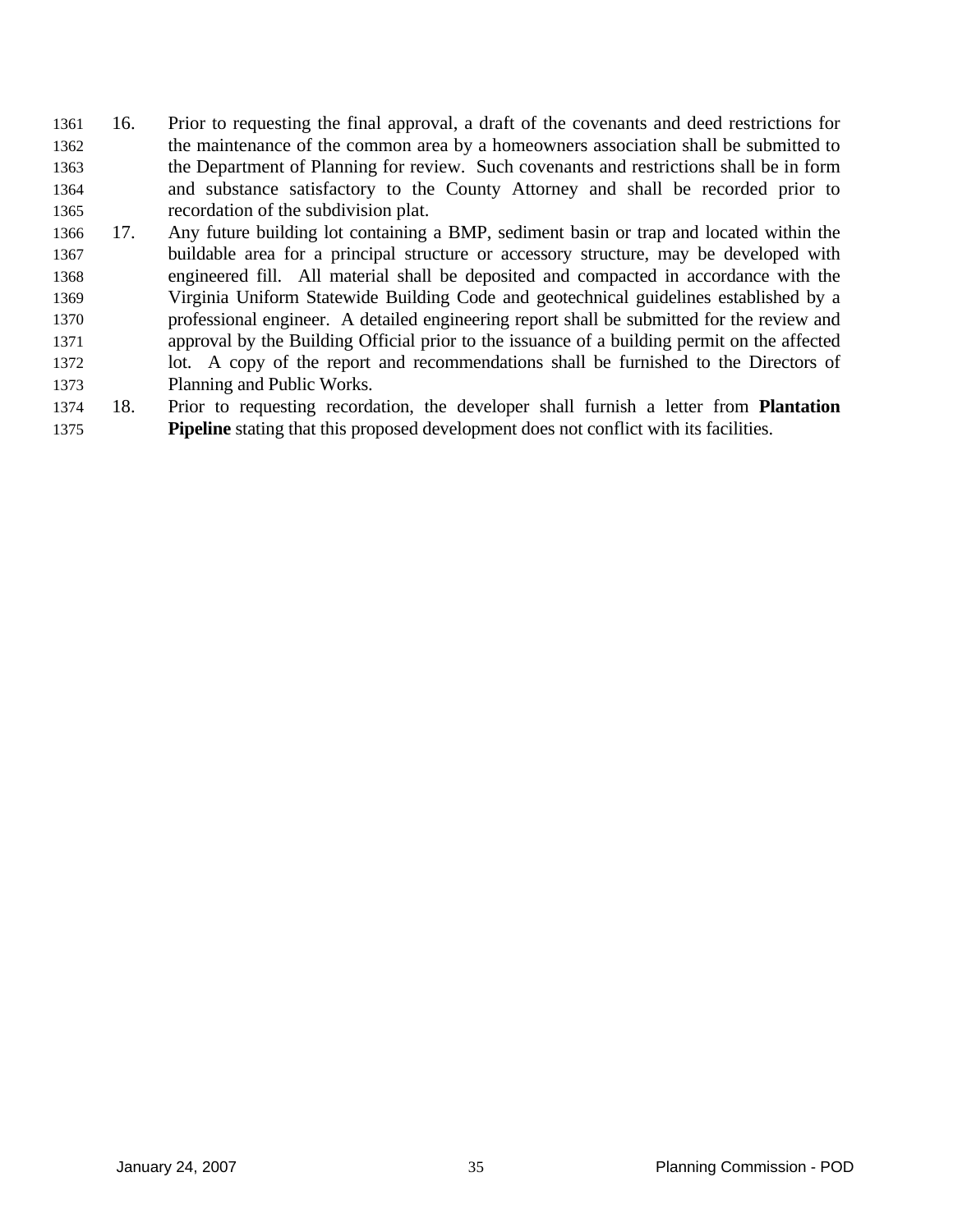16. Prior to requesting the final approval, a draft of the covenants and deed restrictions for the maintenance of the common area by a homeowners association shall be submitted to the Department of Planning for review. Such covenants and restrictions shall be in form and substance satisfactory to the County Attorney and shall be recorded prior to recordation of the subdivision plat.
17. Any future building lot containing a BMP, sediment basin or trap and located within the buildable area for a principal structure or accessory structure, may be developed with engineered fill. All material shall be deposited and compacted in accordance with the Virginia Uniform Statewide Building Code and geotechnical guidelines established by a professional engineer. A detailed engineering report shall be submitted for the review and approval by the Building Official prior to the issuance of a building permit on the affected lot. A copy of the report and recommendations shall be furnished to the Directors of Planning and Public Works.
18. Prior to requesting recordation, the developer shall furnish a letter from **Plantation Pipeline** stating that this proposed development does not conflict with its facilities.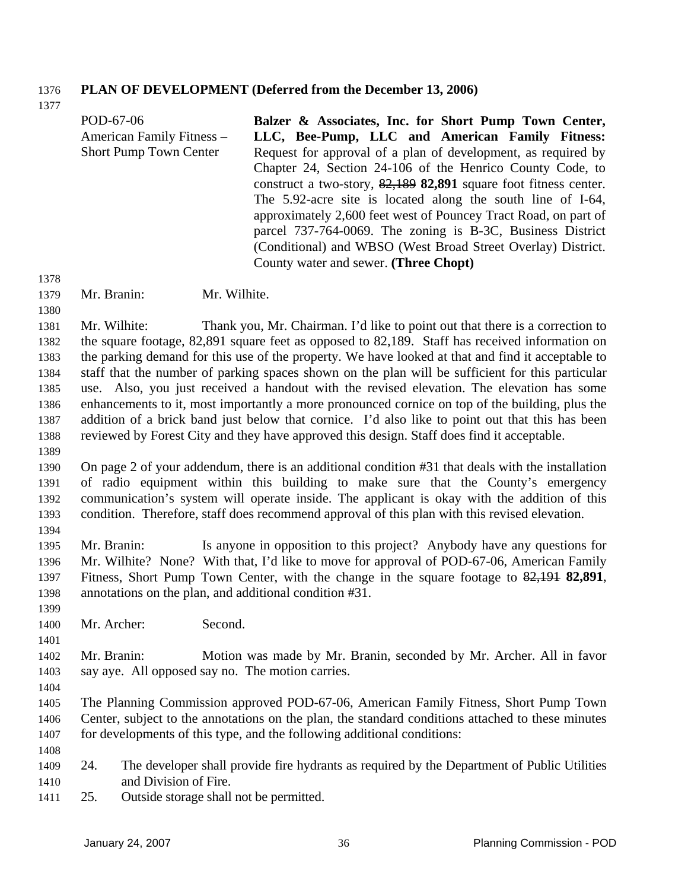**PLAN OF DEVELOPMENT (Deferred from the December 13, 2006)**

POD-67-06
American Family Fitness – Short Pump Town Center

**Balzer & Associates, Inc. for Short Pump Town Center, LLC, Bee-Pump, LLC and American Family Fitness:** Request for approval of a plan of development, as required by Chapter 24, Section 24-106 of the Henrico County Code, to construct a two-story, ~~82,189~~ **82,891** square foot fitness center. The 5.92-acre site is located along the south line of I-64, approximately 2,600 feet west of Pouncey Tract Road, on part of parcel 737-764-0069. The zoning is B-3C, Business District (Conditional) and WBSO (West Broad Street Overlay) District. County water and sewer. **(Three Chopt)**

Mr. Branin: Mr. Wilhite.

Mr. Wilhite: Thank you, Mr. Chairman. I'd like to point out that there is a correction to the square footage, 82,891 square feet as opposed to 82,189. Staff has received information on the parking demand for this use of the property. We have looked at that and find it acceptable to staff that the number of parking spaces shown on the plan will be sufficient for this particular use. Also, you just received a handout with the revised elevation. The elevation has some enhancements to it, most importantly a more pronounced cornice on top of the building, plus the addition of a brick band just below that cornice. I'd also like to point out that this has been reviewed by Forest City and they have approved this design. Staff does find it acceptable.

On page 2 of your addendum, there is an additional condition #31 that deals with the installation of radio equipment within this building to make sure that the County's emergency communication's system will operate inside. The applicant is okay with the addition of this condition. Therefore, staff does recommend approval of this plan with this revised elevation.

Mr. Branin: Is anyone in opposition to this project? Anybody have any questions for Mr. Wilhite? None? With that, I'd like to move for approval of POD-67-06, American Family Fitness, Short Pump Town Center, with the change in the square footage to ~~82,191~~ **82,891**, annotations on the plan, and additional condition #31.

Mr. Archer: Second.

Mr. Branin: Motion was made by Mr. Branin, seconded by Mr. Archer. All in favor say aye. All opposed say no. The motion carries.

The Planning Commission approved POD-67-06, American Family Fitness, Short Pump Town Center, subject to the annotations on the plan, the standard conditions attached to these minutes for developments of this type, and the following additional conditions:

24. The developer shall provide fire hydrants as required by the Department of Public Utilities and Division of Fire.
25. Outside storage shall not be permitted.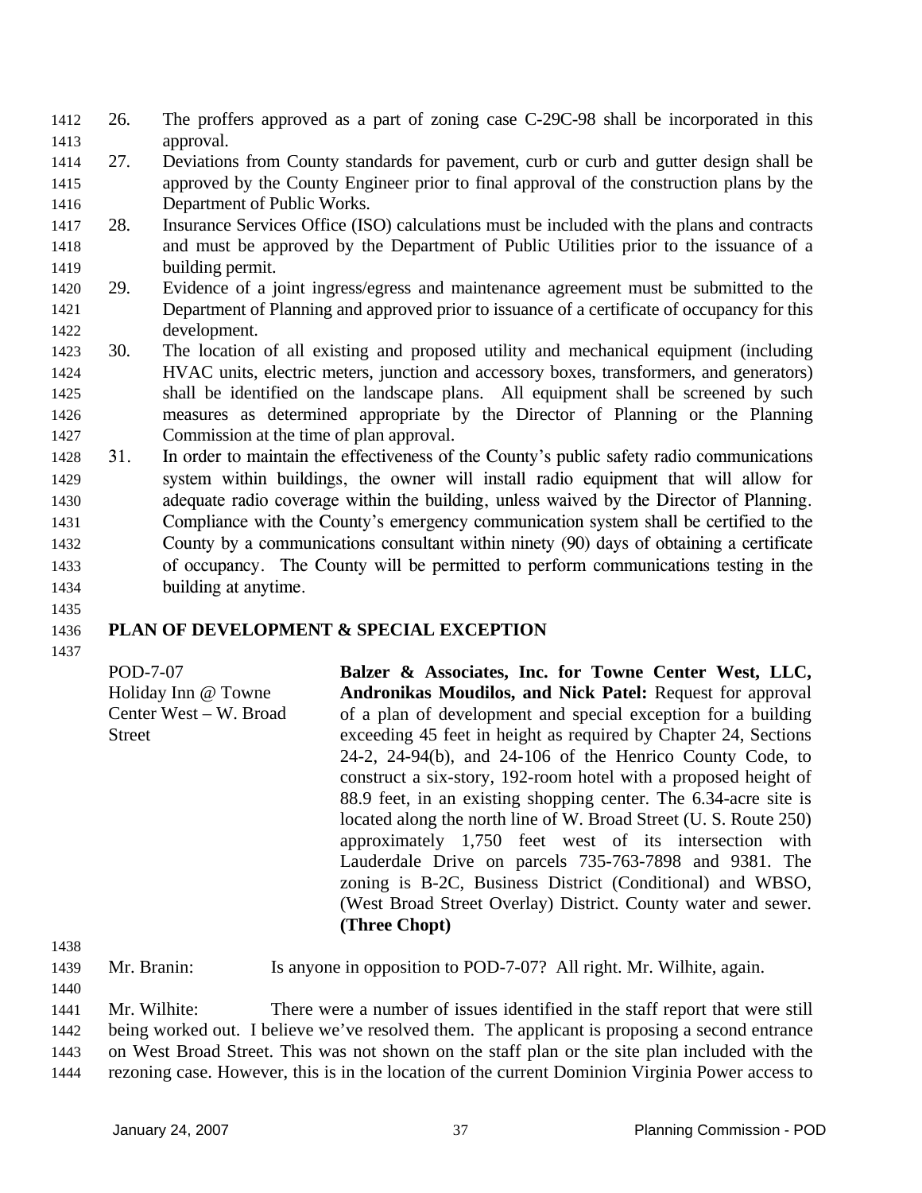26. The proffers approved as a part of zoning case C-29C-98 shall be incorporated in this approval.
27. Deviations from County standards for pavement, curb or curb and gutter design shall be approved by the County Engineer prior to final approval of the construction plans by the Department of Public Works.
28. Insurance Services Office (ISO) calculations must be included with the plans and contracts and must be approved by the Department of Public Utilities prior to the issuance of a building permit.
29. Evidence of a joint ingress/egress and maintenance agreement must be submitted to the Department of Planning and approved prior to issuance of a certificate of occupancy for this development.
30. The location of all existing and proposed utility and mechanical equipment (including HVAC units, electric meters, junction and accessory boxes, transformers, and generators) shall be identified on the landscape plans. All equipment shall be screened by such measures as determined appropriate by the Director of Planning or the Planning Commission at the time of plan approval.
31. In order to maintain the effectiveness of the County's public safety radio communications system within buildings, the owner will install radio equipment that will allow for adequate radio coverage within the building, unless waived by the Director of Planning. Compliance with the County's emergency communication system shall be certified to the County by a communications consultant within ninety (90) days of obtaining a certificate of occupancy. The County will be permitted to perform communications testing in the building at anytime.

## PLAN OF DEVELOPMENT & SPECIAL EXCEPTION

POD-7-07
Holiday Inn @ Towne Center West – W. Broad Street

**Balzer & Associates, Inc. for Towne Center West, LLC, Andronikas Moudilos, and Nick Patel:** Request for approval of a plan of development and special exception for a building exceeding 45 feet in height as required by Chapter 24, Sections 24-2, 24-94(b), and 24-106 of the Henrico County Code, to construct a six-story, 192-room hotel with a proposed height of 88.9 feet, in an existing shopping center. The 6.34-acre site is located along the north line of W. Broad Street (U. S. Route 250) approximately 1,750 feet west of its intersection with Lauderdale Drive on parcels 735-763-7898 and 9381. The zoning is B-2C, Business District (Conditional) and WBSO, (West Broad Street Overlay) District. County water and sewer. **(Three Chopt)**

Mr. Branin: Is anyone in opposition to POD-7-07? All right. Mr. Wilhite, again.

Mr. Wilhite: There were a number of issues identified in the staff report that were still being worked out. I believe we've resolved them. The applicant is proposing a second entrance on West Broad Street. This was not shown on the staff plan or the site plan included with the rezoning case. However, this is in the location of the current Dominion Virginia Power access to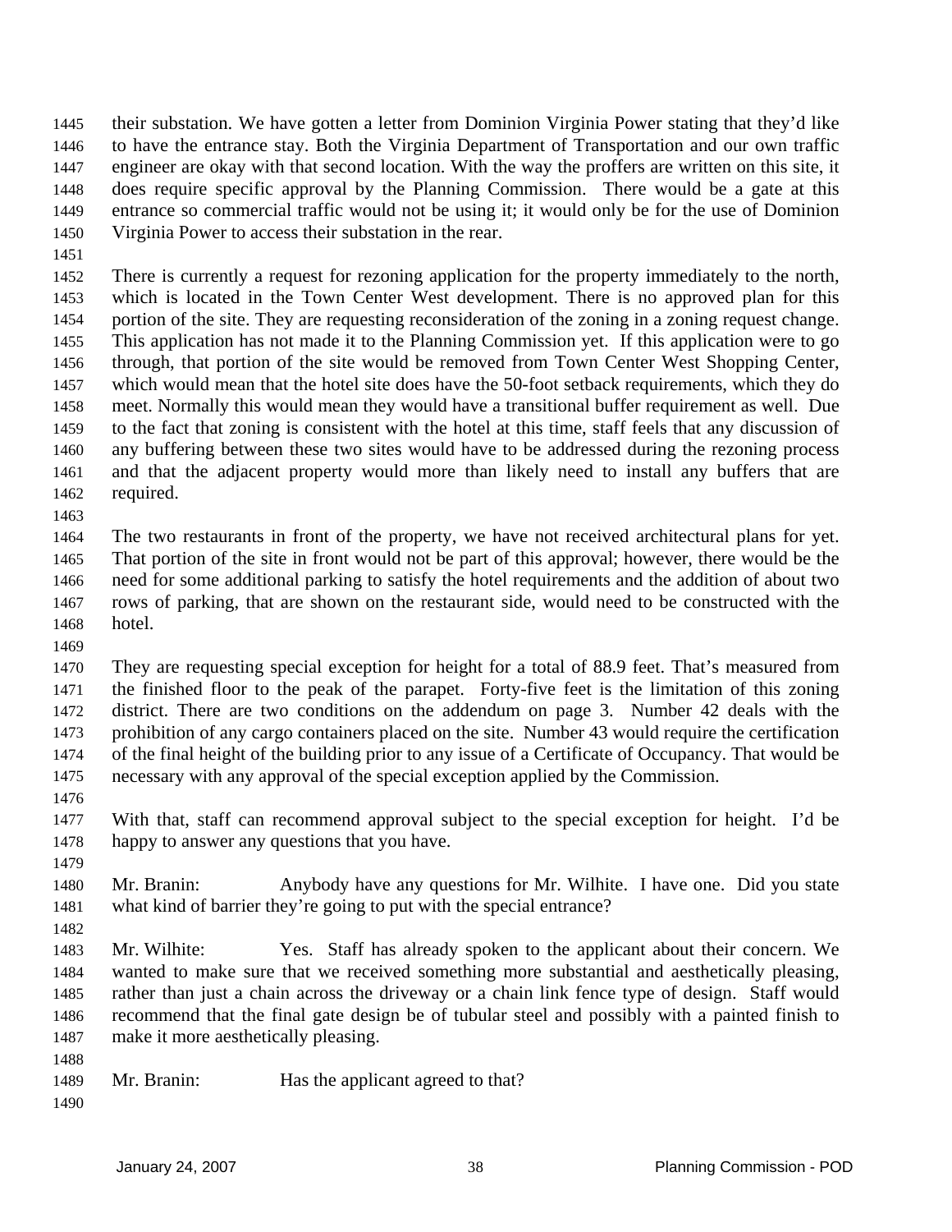their substation. We have gotten a letter from Dominion Virginia Power stating that they'd like to have the entrance stay. Both the Virginia Department of Transportation and our own traffic engineer are okay with that second location. With the way the proffers are written on this site, it does require specific approval by the Planning Commission. There would be a gate at this entrance so commercial traffic would not be using it; it would only be for the use of Dominion Virginia Power to access their substation in the rear.

There is currently a request for rezoning application for the property immediately to the north, which is located in the Town Center West development. There is no approved plan for this portion of the site. They are requesting reconsideration of the zoning in a zoning request change. This application has not made it to the Planning Commission yet. If this application were to go through, that portion of the site would be removed from Town Center West Shopping Center, which would mean that the hotel site does have the 50-foot setback requirements, which they do meet. Normally this would mean they would have a transitional buffer requirement as well. Due to the fact that zoning is consistent with the hotel at this time, staff feels that any discussion of any buffering between these two sites would have to be addressed during the rezoning process and that the adjacent property would more than likely need to install any buffers that are required.

The two restaurants in front of the property, we have not received architectural plans for yet. That portion of the site in front would not be part of this approval; however, there would be the need for some additional parking to satisfy the hotel requirements and the addition of about two rows of parking, that are shown on the restaurant side, would need to be constructed with the hotel.

They are requesting special exception for height for a total of 88.9 feet. That's measured from the finished floor to the peak of the parapet. Forty-five feet is the limitation of this zoning district. There are two conditions on the addendum on page 3. Number 42 deals with the prohibition of any cargo containers placed on the site. Number 43 would require the certification of the final height of the building prior to any issue of a Certificate of Occupancy. That would be necessary with any approval of the special exception applied by the Commission.

With that, staff can recommend approval subject to the special exception for height. I'd be happy to answer any questions that you have.

Mr. Branin: Anybody have any questions for Mr. Wilhite. I have one. Did you state what kind of barrier they're going to put with the special entrance?

Mr. Wilhite: Yes. Staff has already spoken to the applicant about their concern. We wanted to make sure that we received something more substantial and aesthetically pleasing, rather than just a chain across the driveway or a chain link fence type of design. Staff would recommend that the final gate design be of tubular steel and possibly with a painted finish to make it more aesthetically pleasing.

Mr. Branin: Has the applicant agreed to that?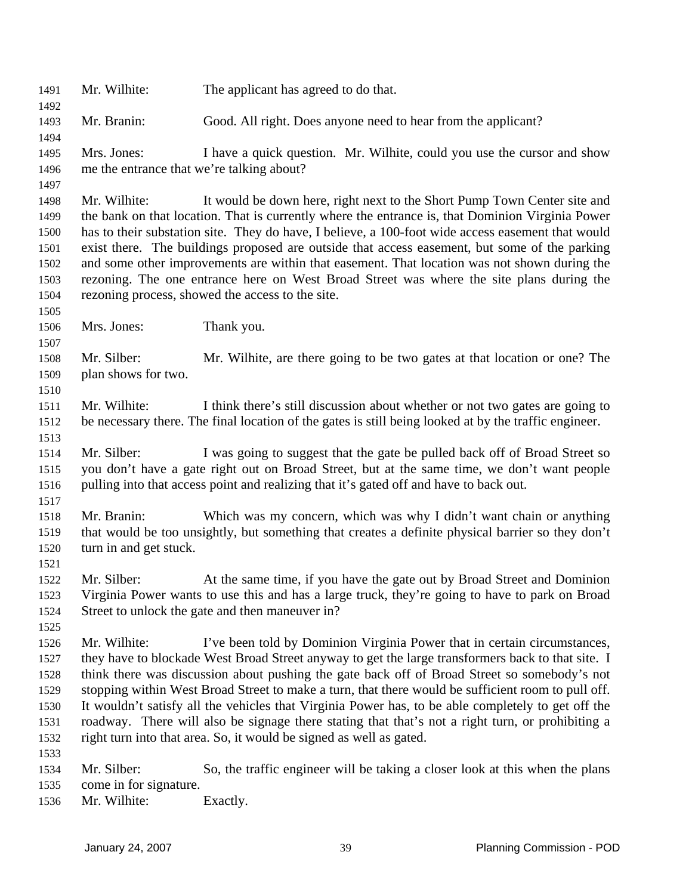Mr. Wilhite: The applicant has agreed to do that.

Mr. Branin: Good. All right. Does anyone need to hear from the applicant?

Mrs. Jones: I have a quick question. Mr. Wilhite, could you use the cursor and show me the entrance that we're talking about?

Mr. Wilhite: It would be down here, right next to the Short Pump Town Center site and the bank on that location. That is currently where the entrance is, that Dominion Virginia Power has to their substation site. They do have, I believe, a 100-foot wide access easement that would exist there. The buildings proposed are outside that access easement, but some of the parking and some other improvements are within that easement. That location was not shown during the rezoning. The one entrance here on West Broad Street was where the site plans during the rezoning process, showed the access to the site.

Mrs. Jones: Thank you.

Mr. Silber: Mr. Wilhite, are there going to be two gates at that location or one? The plan shows for two.

Mr. Wilhite: I think there's still discussion about whether or not two gates are going to be necessary there. The final location of the gates is still being looked at by the traffic engineer.

Mr. Silber: I was going to suggest that the gate be pulled back off of Broad Street so you don't have a gate right out on Broad Street, but at the same time, we don't want people pulling into that access point and realizing that it's gated off and have to back out.

Mr. Branin: Which was my concern, which was why I didn't want chain or anything that would be too unsightly, but something that creates a definite physical barrier so they don't turn in and get stuck.

Mr. Silber: At the same time, if you have the gate out by Broad Street and Dominion Virginia Power wants to use this and has a large truck, they're going to have to park on Broad Street to unlock the gate and then maneuver in?

Mr. Wilhite: I've been told by Dominion Virginia Power that in certain circumstances, they have to blockade West Broad Street anyway to get the large transformers back to that site. I think there was discussion about pushing the gate back off of Broad Street so somebody's not stopping within West Broad Street to make a turn, that there would be sufficient room to pull off. It wouldn't satisfy all the vehicles that Virginia Power has, to be able completely to get off the roadway. There will also be signage there stating that that's not a right turn, or prohibiting a right turn into that area. So, it would be signed as well as gated.

Mr. Silber: So, the traffic engineer will be taking a closer look at this when the plans come in for signature.

Mr. Wilhite: Exactly.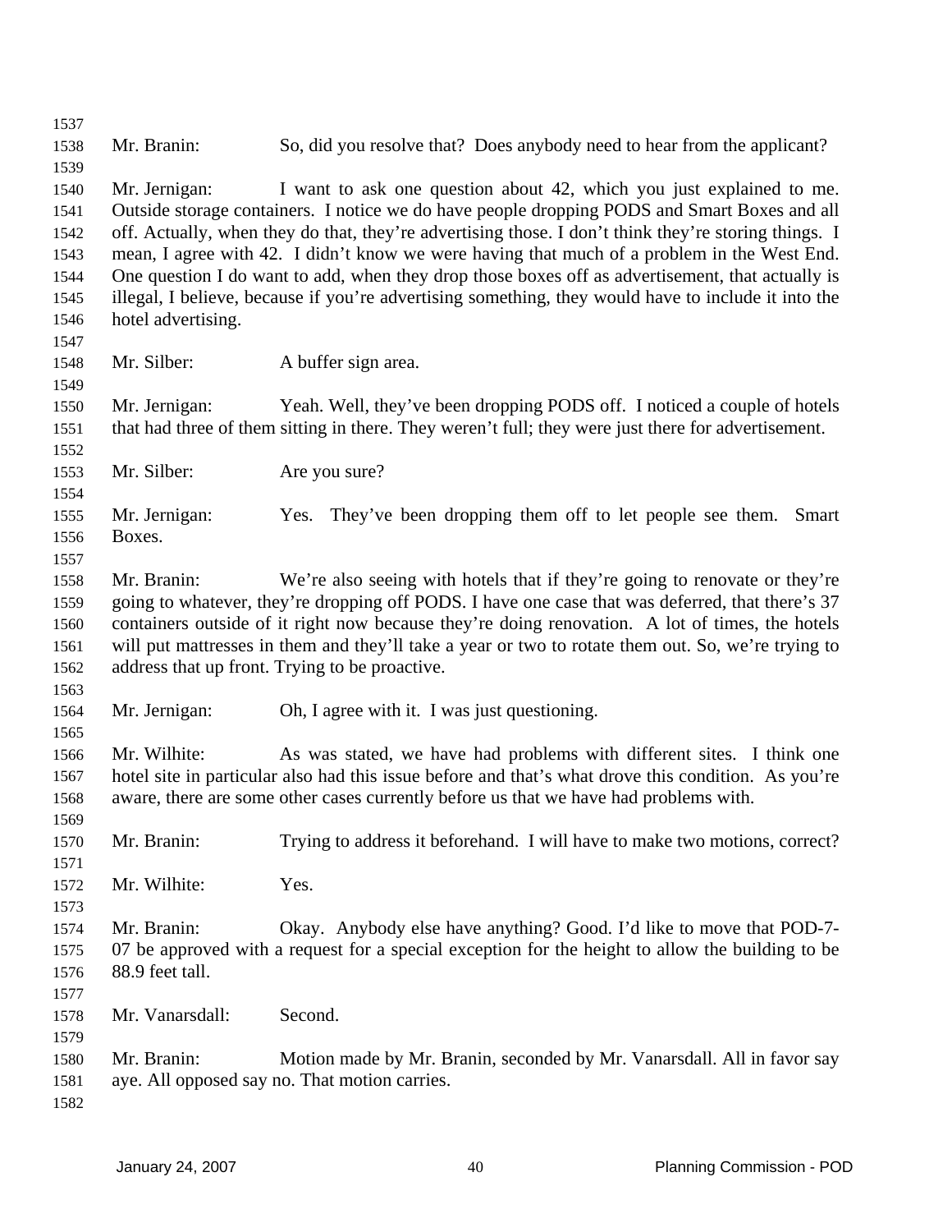Mr. Branin: So, did you resolve that? Does anybody need to hear from the applicant?

Mr. Jernigan: I want to ask one question about 42, which you just explained to me. Outside storage containers. I notice we do have people dropping PODS and Smart Boxes and all off. Actually, when they do that, they're advertising those. I don't think they're storing things. I mean, I agree with 42. I didn't know we were having that much of a problem in the West End. One question I do want to add, when they drop those boxes off as advertisement, that actually is illegal, I believe, because if you're advertising something, they would have to include it into the hotel advertising.

Mr. Silber: A buffer sign area.

Mr. Jernigan: Yeah. Well, they've been dropping PODS off. I noticed a couple of hotels that had three of them sitting in there. They weren't full; they were just there for advertisement.

Mr. Silber: Are you sure?

Mr. Jernigan: Yes. They've been dropping them off to let people see them. Smart Boxes.

Mr. Branin: We're also seeing with hotels that if they're going to renovate or they're going to whatever, they're dropping off PODS. I have one case that was deferred, that there's 37 containers outside of it right now because they're doing renovation. A lot of times, the hotels will put mattresses in them and they'll take a year or two to rotate them out. So, we're trying to address that up front. Trying to be proactive.

Mr. Jernigan: Oh, I agree with it. I was just questioning.

Mr. Wilhite: As was stated, we have had problems with different sites. I think one hotel site in particular also had this issue before and that's what drove this condition. As you're aware, there are some other cases currently before us that we have had problems with.

Mr. Branin: Trying to address it beforehand. I will have to make two motions, correct?

Mr. Wilhite: Yes.

Mr. Branin: Okay. Anybody else have anything? Good. I'd like to move that POD-7-07 be approved with a request for a special exception for the height to allow the building to be 88.9 feet tall.

Mr. Vanarsdall: Second.

Mr. Branin: Motion made by Mr. Branin, seconded by Mr. Vanarsdall. All in favor say aye. All opposed say no. That motion carries.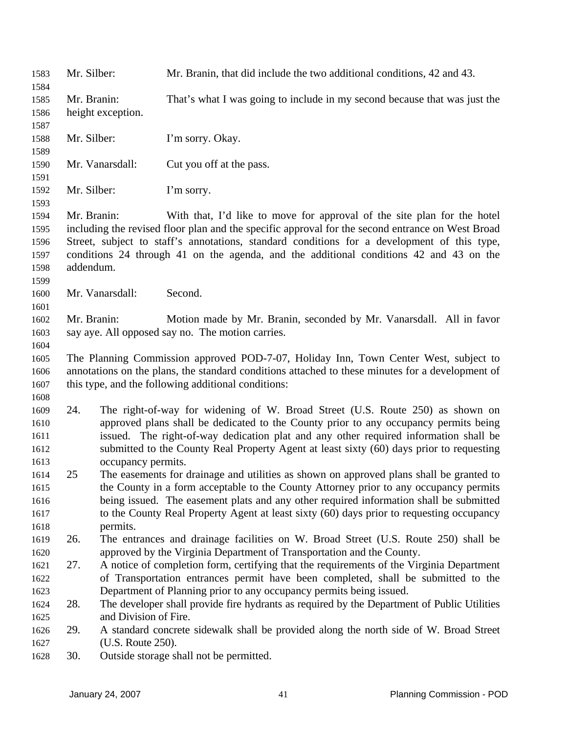Mr. Silber: Mr. Branin, that did include the two additional conditions, 42 and 43.

Mr. Branin: That's what I was going to include in my second because that was just the height exception.

Mr. Silber: I'm sorry. Okay.

Mr. Vanarsdall: Cut you off at the pass.

Mr. Silber: I'm sorry.

Mr. Branin: With that, I'd like to move for approval of the site plan for the hotel including the revised floor plan and the specific approval for the second entrance on West Broad Street, subject to staff's annotations, standard conditions for a development of this type, conditions 24 through 41 on the agenda, and the additional conditions 42 and 43 on the addendum.

Mr. Vanarsdall: Second.

Mr. Branin: Motion made by Mr. Branin, seconded by Mr. Vanarsdall. All in favor say aye. All opposed say no. The motion carries.

The Planning Commission approved POD-7-07, Holiday Inn, Town Center West, subject to annotations on the plans, the standard conditions attached to these minutes for a development of this type, and the following additional conditions:

24. The right-of-way for widening of W. Broad Street (U.S. Route 250) as shown on approved plans shall be dedicated to the County prior to any occupancy permits being issued. The right-of-way dedication plat and any other required information shall be submitted to the County Real Property Agent at least sixty (60) days prior to requesting occupancy permits.
25 The easements for drainage and utilities as shown on approved plans shall be granted to the County in a form acceptable to the County Attorney prior to any occupancy permits being issued. The easement plats and any other required information shall be submitted to the County Real Property Agent at least sixty (60) days prior to requesting occupancy permits.
26. The entrances and drainage facilities on W. Broad Street (U.S. Route 250) shall be approved by the Virginia Department of Transportation and the County.
27. A notice of completion form, certifying that the requirements of the Virginia Department of Transportation entrances permit have been completed, shall be submitted to the Department of Planning prior to any occupancy permits being issued.
28. The developer shall provide fire hydrants as required by the Department of Public Utilities and Division of Fire.
29. A standard concrete sidewalk shall be provided along the north side of W. Broad Street (U.S. Route 250).
30. Outside storage shall not be permitted.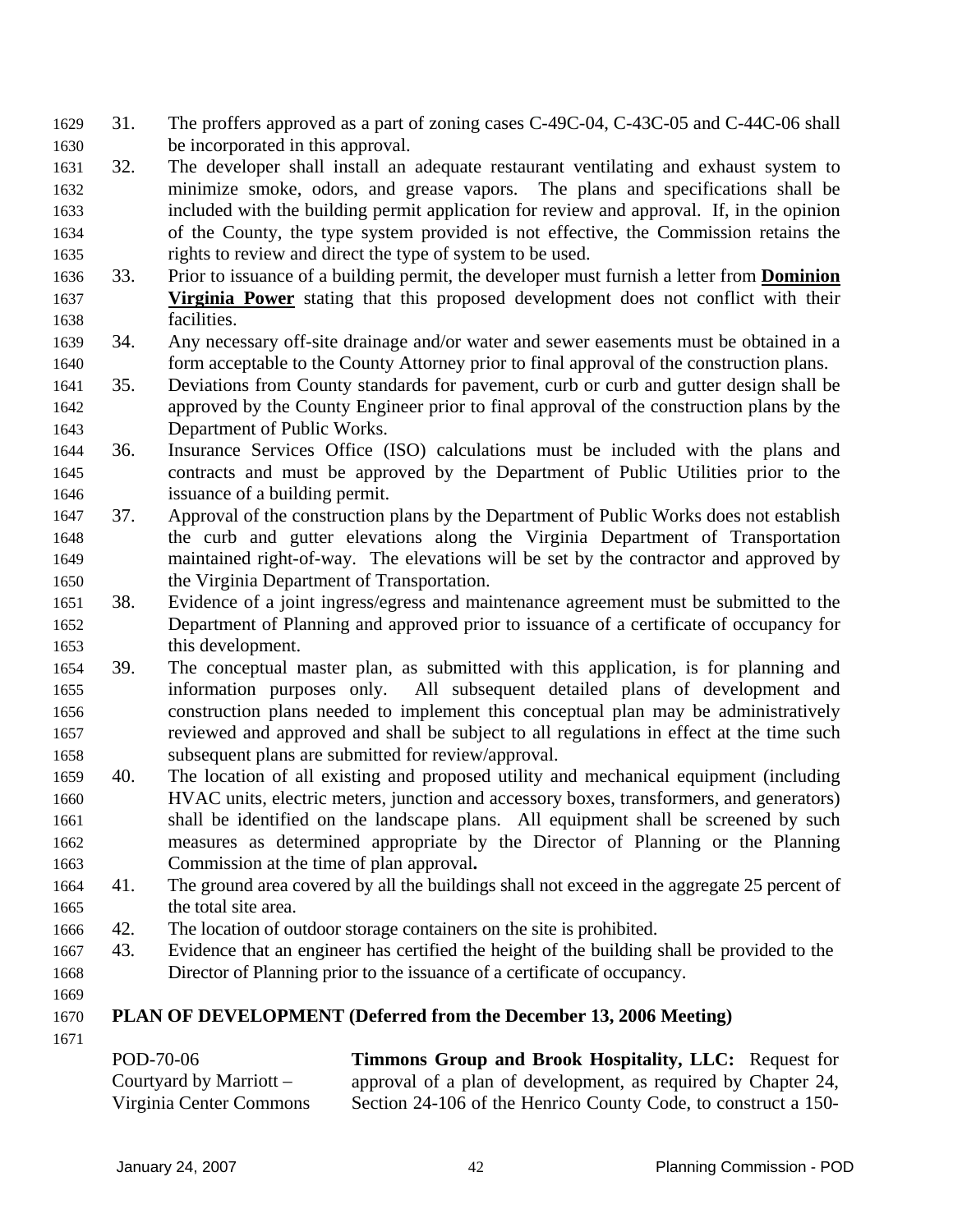31. The proffers approved as a part of zoning cases C-49C-04, C-43C-05 and C-44C-06 shall be incorporated in this approval.
32. The developer shall install an adequate restaurant ventilating and exhaust system to minimize smoke, odors, and grease vapors. The plans and specifications shall be included with the building permit application for review and approval. If, in the opinion of the County, the type system provided is not effective, the Commission retains the rights to review and direct the type of system to be used.
33. Prior to issuance of a building permit, the developer must furnish a letter from **Dominion Virginia Power** stating that this proposed development does not conflict with their facilities.
34. Any necessary off-site drainage and/or water and sewer easements must be obtained in a form acceptable to the County Attorney prior to final approval of the construction plans.
35. Deviations from County standards for pavement, curb or curb and gutter design shall be approved by the County Engineer prior to final approval of the construction plans by the Department of Public Works.
36. Insurance Services Office (ISO) calculations must be included with the plans and contracts and must be approved by the Department of Public Utilities prior to the issuance of a building permit.
37. Approval of the construction plans by the Department of Public Works does not establish the curb and gutter elevations along the Virginia Department of Transportation maintained right-of-way. The elevations will be set by the contractor and approved by the Virginia Department of Transportation.
38. Evidence of a joint ingress/egress and maintenance agreement must be submitted to the Department of Planning and approved prior to issuance of a certificate of occupancy for this development.
39. The conceptual master plan, as submitted with this application, is for planning and information purposes only. All subsequent detailed plans of development and construction plans needed to implement this conceptual plan may be administratively reviewed and approved and shall be subject to all regulations in effect at the time such subsequent plans are submitted for review/approval.
40. The location of all existing and proposed utility and mechanical equipment (including HVAC units, electric meters, junction and accessory boxes, transformers, and generators) shall be identified on the landscape plans. All equipment shall be screened by such measures as determined appropriate by the Director of Planning or the Planning Commission at the time of plan approval**.**
41. The ground area covered by all the buildings shall not exceed in the aggregate 25 percent of the total site area.
42. The location of outdoor storage containers on the site is prohibited.
43. Evidence that an engineer has certified the height of the building shall be provided to the Director of Planning prior to the issuance of a certificate of occupancy.

**PLAN OF DEVELOPMENT (Deferred from the December 13, 2006 Meeting)**

POD-70-06
Courtyard by Marriott –
Virginia Center Commons

**Timmons Group and Brook Hospitality, LLC:** Request for approval of a plan of development, as required by Chapter 24, Section 24-106 of the Henrico County Code, to construct a 150-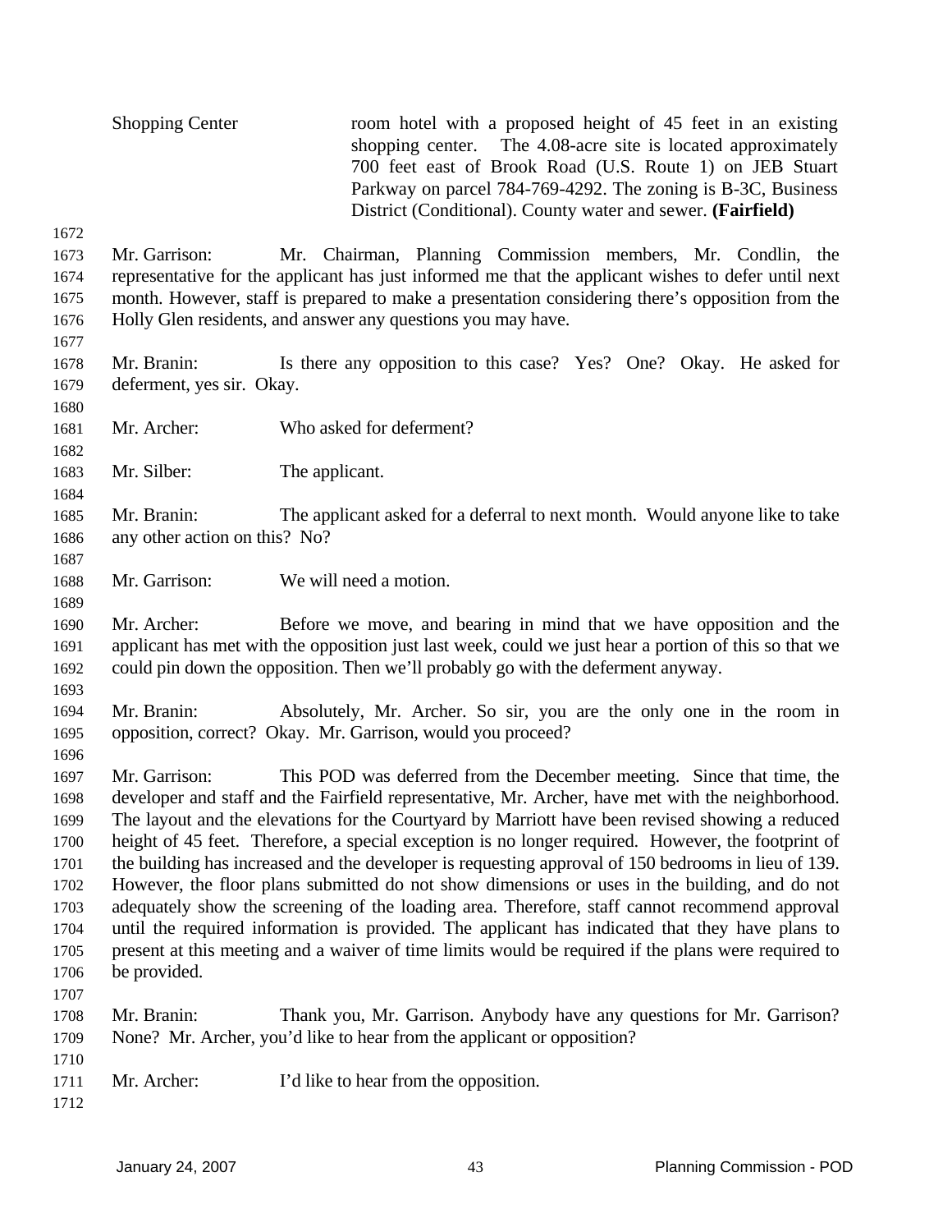Shopping Center — room hotel with a proposed height of 45 feet in an existing shopping center. The 4.08-acre site is located approximately 700 feet east of Brook Road (U.S. Route 1) on JEB Stuart Parkway on parcel 784-769-4292. The zoning is B-3C, Business District (Conditional). County water and sewer. **(Fairfield)**

1672

1673 Mr. Garrison: Mr. Chairman, Planning Commission members, Mr. Condlin, the
1674 representative for the applicant has just informed me that the applicant wishes to defer until next
1675 month. However, staff is prepared to make a presentation considering there's opposition from the
1676 Holly Glen residents, and answer any questions you may have.

1677

1678 Mr. Branin: Is there any opposition to this case? Yes? One? Okay. He asked for
1679 deferment, yes sir. Okay.

1680

1681 Mr. Archer: Who asked for deferment?

1682

1683 Mr. Silber: The applicant.

1684

1685 Mr. Branin: The applicant asked for a deferral to next month. Would anyone like to take
1686 any other action on this? No?

1687

1688 Mr. Garrison: We will need a motion.

1689

1690 Mr. Archer: Before we move, and bearing in mind that we have opposition and the
1691 applicant has met with the opposition just last week, could we just hear a portion of this so that we
1692 could pin down the opposition. Then we'll probably go with the deferment anyway.

1693

1694 Mr. Branin: Absolutely, Mr. Archer. So sir, you are the only one in the room in
1695 opposition, correct? Okay. Mr. Garrison, would you proceed?

1696

1697 Mr. Garrison: This POD was deferred from the December meeting. Since that time, the
1698 developer and staff and the Fairfield representative, Mr. Archer, have met with the neighborhood.
1699 The layout and the elevations for the Courtyard by Marriott have been revised showing a reduced
1700 height of 45 feet. Therefore, a special exception is no longer required. However, the footprint of
1701 the building has increased and the developer is requesting approval of 150 bedrooms in lieu of 139.
1702 However, the floor plans submitted do not show dimensions or uses in the building, and do not
1703 adequately show the screening of the loading area. Therefore, staff cannot recommend approval
1704 until the required information is provided. The applicant has indicated that they have plans to
1705 present at this meeting and a waiver of time limits would be required if the plans were required to
1706 be provided.

1707

1708 Mr. Branin: Thank you, Mr. Garrison. Anybody have any questions for Mr. Garrison?
1709 None? Mr. Archer, you'd like to hear from the applicant or opposition?

1710

1711 Mr. Archer: I'd like to hear from the opposition.

1712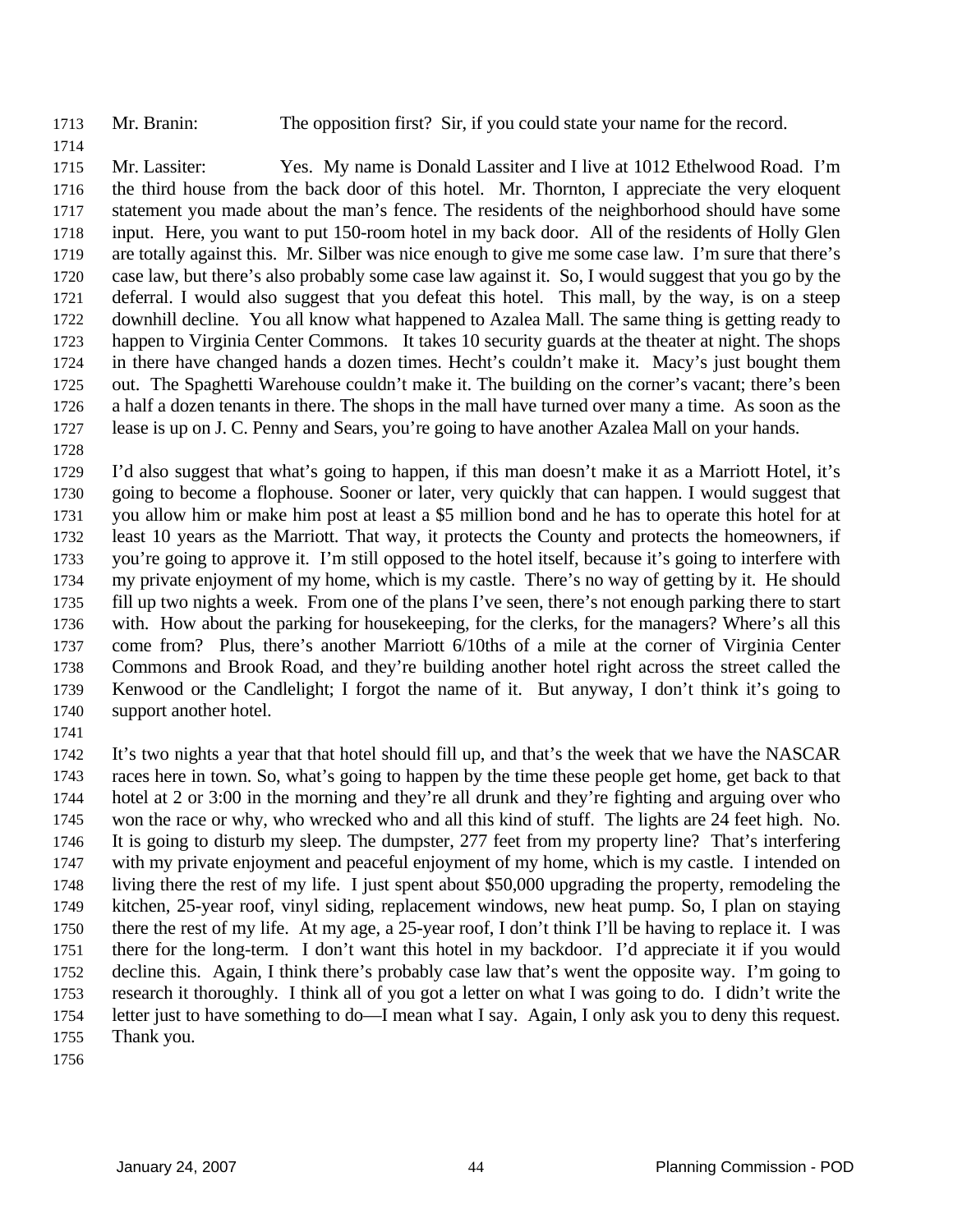Mr. Branin: The opposition first? Sir, if you could state your name for the record.

Mr. Lassiter: Yes. My name is Donald Lassiter and I live at 1012 Ethelwood Road. I'm the third house from the back door of this hotel. Mr. Thornton, I appreciate the very eloquent statement you made about the man's fence. The residents of the neighborhood should have some input. Here, you want to put 150-room hotel in my back door. All of the residents of Holly Glen are totally against this. Mr. Silber was nice enough to give me some case law. I'm sure that there's case law, but there's also probably some case law against it. So, I would suggest that you go by the deferral. I would also suggest that you defeat this hotel. This mall, by the way, is on a steep downhill decline. You all know what happened to Azalea Mall. The same thing is getting ready to happen to Virginia Center Commons. It takes 10 security guards at the theater at night. The shops in there have changed hands a dozen times. Hecht's couldn't make it. Macy's just bought them out. The Spaghetti Warehouse couldn't make it. The building on the corner's vacant; there's been a half a dozen tenants in there. The shops in the mall have turned over many a time. As soon as the lease is up on J. C. Penny and Sears, you're going to have another Azalea Mall on your hands.

I'd also suggest that what's going to happen, if this man doesn't make it as a Marriott Hotel, it's going to become a flophouse. Sooner or later, very quickly that can happen. I would suggest that you allow him or make him post at least a $5 million bond and he has to operate this hotel for at least 10 years as the Marriott. That way, it protects the County and protects the homeowners, if you're going to approve it. I'm still opposed to the hotel itself, because it's going to interfere with my private enjoyment of my home, which is my castle. There's no way of getting by it. He should fill up two nights a week. From one of the plans I've seen, there's not enough parking there to start with. How about the parking for housekeeping, for the clerks, for the managers? Where's all this come from? Plus, there's another Marriott 6/10ths of a mile at the corner of Virginia Center Commons and Brook Road, and they're building another hotel right across the street called the Kenwood or the Candlelight; I forgot the name of it. But anyway, I don't think it's going to support another hotel.

It's two nights a year that that hotel should fill up, and that's the week that we have the NASCAR races here in town. So, what's going to happen by the time these people get home, get back to that hotel at 2 or 3:00 in the morning and they're all drunk and they're fighting and arguing over who won the race or why, who wrecked who and all this kind of stuff. The lights are 24 feet high. No. It is going to disturb my sleep. The dumpster, 277 feet from my property line? That's interfering with my private enjoyment and peaceful enjoyment of my home, which is my castle. I intended on living there the rest of my life. I just spent about $50,000 upgrading the property, remodeling the kitchen, 25-year roof, vinyl siding, replacement windows, new heat pump. So, I plan on staying there the rest of my life. At my age, a 25-year roof, I don't think I'll be having to replace it. I was there for the long-term. I don't want this hotel in my backdoor. I'd appreciate it if you would decline this. Again, I think there's probably case law that's went the opposite way. I'm going to research it thoroughly. I think all of you got a letter on what I was going to do. I didn't write the letter just to have something to do—I mean what I say. Again, I only ask you to deny this request. Thank you.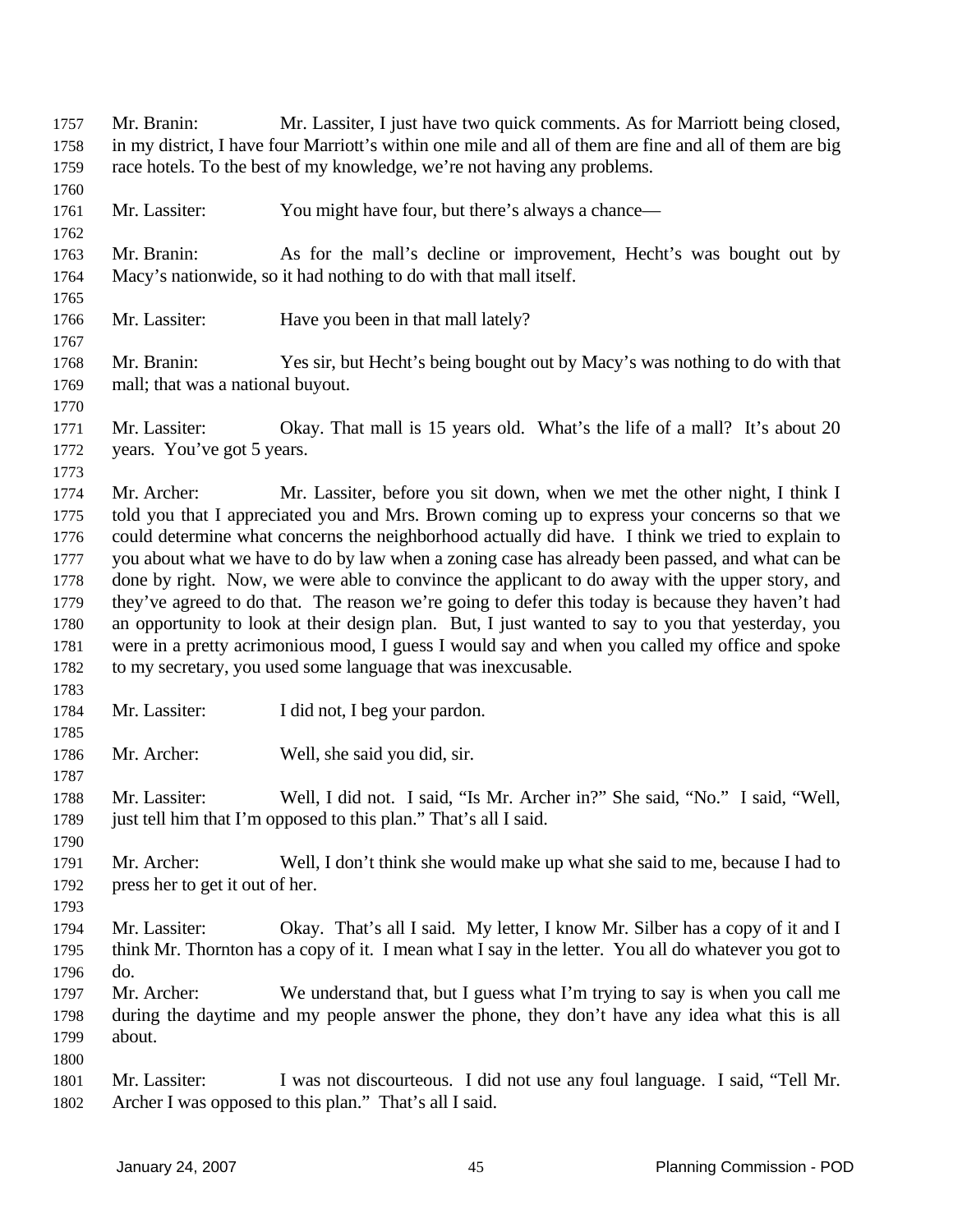Mr. Branin: Mr. Lassiter, I just have two quick comments. As for Marriott being closed, in my district, I have four Marriott's within one mile and all of them are fine and all of them are big race hotels. To the best of my knowledge, we're not having any problems.

Mr. Lassiter: You might have four, but there's always a chance—

Mr. Branin: As for the mall's decline or improvement, Hecht's was bought out by Macy's nationwide, so it had nothing to do with that mall itself.

Mr. Lassiter: Have you been in that mall lately?

Mr. Branin: Yes sir, but Hecht's being bought out by Macy's was nothing to do with that mall; that was a national buyout.

Mr. Lassiter: Okay. That mall is 15 years old. What's the life of a mall? It's about 20 years. You've got 5 years.

Mr. Archer: Mr. Lassiter, before you sit down, when we met the other night, I think I told you that I appreciated you and Mrs. Brown coming up to express your concerns so that we could determine what concerns the neighborhood actually did have. I think we tried to explain to you about what we have to do by law when a zoning case has already been passed, and what can be done by right. Now, we were able to convince the applicant to do away with the upper story, and they've agreed to do that. The reason we're going to defer this today is because they haven't had an opportunity to look at their design plan. But, I just wanted to say to you that yesterday, you were in a pretty acrimonious mood, I guess I would say and when you called my office and spoke to my secretary, you used some language that was inexcusable.

Mr. Lassiter: I did not, I beg your pardon.

Mr. Archer: Well, she said you did, sir.

Mr. Lassiter: Well, I did not. I said, "Is Mr. Archer in?" She said, "No." I said, "Well, just tell him that I'm opposed to this plan." That's all I said.

Mr. Archer: Well, I don't think she would make up what she said to me, because I had to press her to get it out of her.

Mr. Lassiter: Okay. That's all I said. My letter, I know Mr. Silber has a copy of it and I think Mr. Thornton has a copy of it. I mean what I say in the letter. You all do whatever you got to do.

Mr. Archer: We understand that, but I guess what I'm trying to say is when you call me during the daytime and my people answer the phone, they don't have any idea what this is all about.

Mr. Lassiter: I was not discourteous. I did not use any foul language. I said, "Tell Mr. Archer I was opposed to this plan." That's all I said.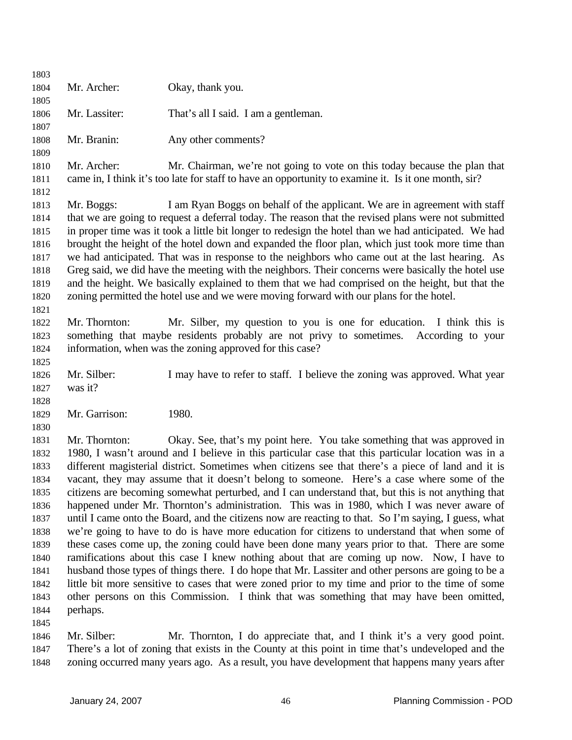Mr. Archer: Okay, thank you.

Mr. Lassiter: That's all I said. I am a gentleman.

Mr. Branin: Any other comments?

Mr. Archer: Mr. Chairman, we're not going to vote on this today because the plan that came in, I think it's too late for staff to have an opportunity to examine it. Is it one month, sir?

Mr. Boggs: I am Ryan Boggs on behalf of the applicant. We are in agreement with staff that we are going to request a deferral today. The reason that the revised plans were not submitted in proper time was it took a little bit longer to redesign the hotel than we had anticipated. We had brought the height of the hotel down and expanded the floor plan, which just took more time than we had anticipated. That was in response to the neighbors who came out at the last hearing. As Greg said, we did have the meeting with the neighbors. Their concerns were basically the hotel use and the height. We basically explained to them that we had comprised on the height, but that the zoning permitted the hotel use and we were moving forward with our plans for the hotel.

Mr. Thornton: Mr. Silber, my question to you is one for education. I think this is something that maybe residents probably are not privy to sometimes. According to your information, when was the zoning approved for this case?

Mr. Silber: I may have to refer to staff. I believe the zoning was approved. What year was it?

Mr. Garrison: 1980.

Mr. Thornton: Okay. See, that's my point here. You take something that was approved in 1980, I wasn't around and I believe in this particular case that this particular location was in a different magisterial district. Sometimes when citizens see that there's a piece of land and it is vacant, they may assume that it doesn't belong to someone. Here's a case where some of the citizens are becoming somewhat perturbed, and I can understand that, but this is not anything that happened under Mr. Thornton's administration. This was in 1980, which I was never aware of until I came onto the Board, and the citizens now are reacting to that. So I'm saying, I guess, what we're going to have to do is have more education for citizens to understand that when some of these cases come up, the zoning could have been done many years prior to that. There are some ramifications about this case I knew nothing about that are coming up now. Now, I have to husband those types of things there. I do hope that Mr. Lassiter and other persons are going to be a little bit more sensitive to cases that were zoned prior to my time and prior to the time of some other persons on this Commission. I think that was something that may have been omitted, perhaps.

Mr. Silber: Mr. Thornton, I do appreciate that, and I think it's a very good point. There's a lot of zoning that exists in the County at this point in time that's undeveloped and the zoning occurred many years ago. As a result, you have development that happens many years after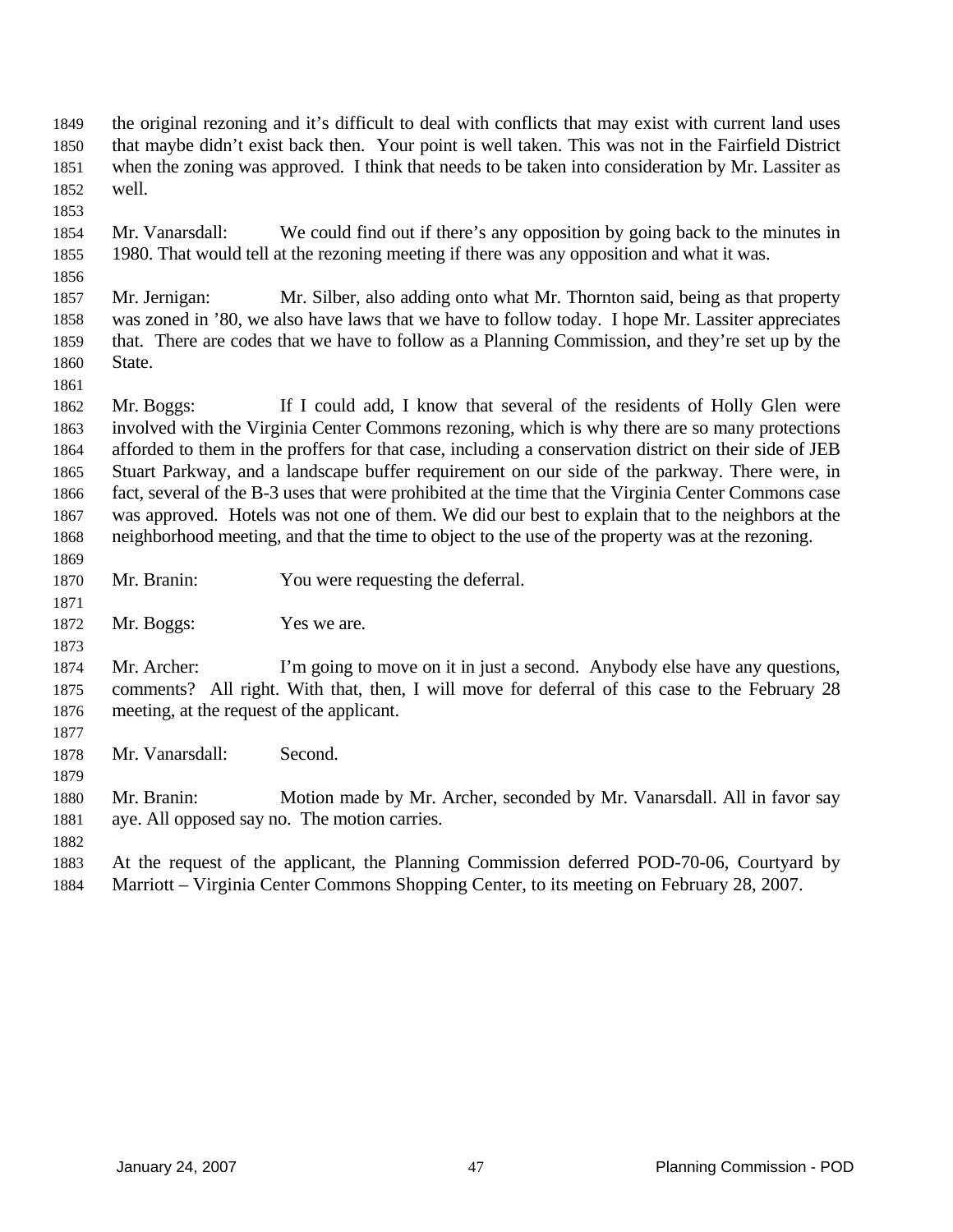the original rezoning and it's difficult to deal with conflicts that may exist with current land uses that maybe didn't exist back then. Your point is well taken. This was not in the Fairfield District when the zoning was approved. I think that needs to be taken into consideration by Mr. Lassiter as well.

Mr. Vanarsdall: We could find out if there's any opposition by going back to the minutes in 1980. That would tell at the rezoning meeting if there was any opposition and what it was.

Mr. Jernigan: Mr. Silber, also adding onto what Mr. Thornton said, being as that property was zoned in '80, we also have laws that we have to follow today. I hope Mr. Lassiter appreciates that. There are codes that we have to follow as a Planning Commission, and they're set up by the State.

Mr. Boggs: If I could add, I know that several of the residents of Holly Glen were involved with the Virginia Center Commons rezoning, which is why there are so many protections afforded to them in the proffers for that case, including a conservation district on their side of JEB Stuart Parkway, and a landscape buffer requirement on our side of the parkway. There were, in fact, several of the B-3 uses that were prohibited at the time that the Virginia Center Commons case was approved. Hotels was not one of them. We did our best to explain that to the neighbors at the neighborhood meeting, and that the time to object to the use of the property was at the rezoning.

Mr. Branin: You were requesting the deferral.

Mr. Boggs: Yes we are.

Mr. Archer: I'm going to move on it in just a second. Anybody else have any questions, comments? All right. With that, then, I will move for deferral of this case to the February 28 meeting, at the request of the applicant.

Mr. Vanarsdall: Second.

Mr. Branin: Motion made by Mr. Archer, seconded by Mr. Vanarsdall. All in favor say aye. All opposed say no. The motion carries.

At the request of the applicant, the Planning Commission deferred POD-70-06, Courtyard by Marriott – Virginia Center Commons Shopping Center, to its meeting on February 28, 2007.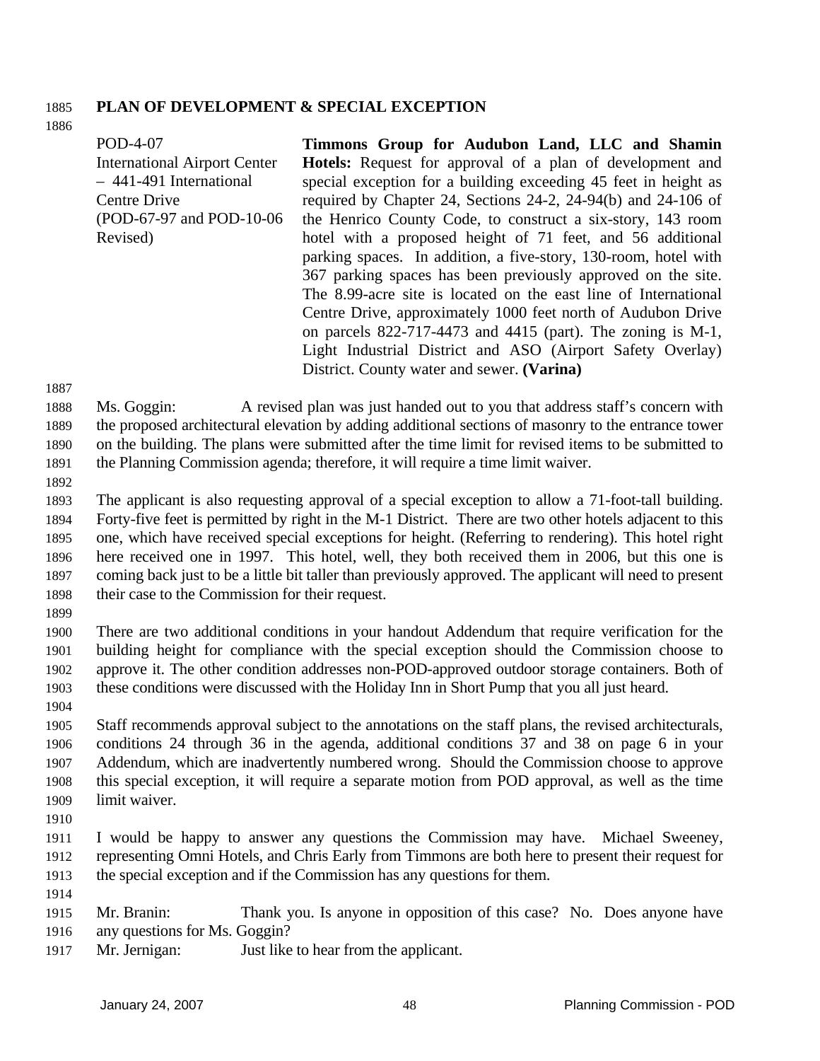## PLAN OF DEVELOPMENT & SPECIAL EXCEPTION

POD-4-07
International Airport Center – 441-491 International Centre Drive
(POD-67-97 and POD-10-06 Revised)

**Timmons Group for Audubon Land, LLC and Shamin Hotels:** Request for approval of a plan of development and special exception for a building exceeding 45 feet in height as required by Chapter 24, Sections 24-2, 24-94(b) and 24-106 of the Henrico County Code, to construct a six-story, 143 room hotel with a proposed height of 71 feet, and 56 additional parking spaces. In addition, a five-story, 130-room, hotel with 367 parking spaces has been previously approved on the site. The 8.99-acre site is located on the east line of International Centre Drive, approximately 1000 feet north of Audubon Drive on parcels 822-717-4473 and 4415 (part). The zoning is M-1, Light Industrial District and ASO (Airport Safety Overlay) District. County water and sewer. **(Varina)**

Ms. Goggin: A revised plan was just handed out to you that address staff's concern with the proposed architectural elevation by adding additional sections of masonry to the entrance tower on the building. The plans were submitted after the time limit for revised items to be submitted to the Planning Commission agenda; therefore, it will require a time limit waiver.

The applicant is also requesting approval of a special exception to allow a 71-foot-tall building. Forty-five feet is permitted by right in the M-1 District. There are two other hotels adjacent to this one, which have received special exceptions for height. (Referring to rendering). This hotel right here received one in 1997. This hotel, well, they both received them in 2006, but this one is coming back just to be a little bit taller than previously approved. The applicant will need to present their case to the Commission for their request.

There are two additional conditions in your handout Addendum that require verification for the building height for compliance with the special exception should the Commission choose to approve it. The other condition addresses non-POD-approved outdoor storage containers. Both of these conditions were discussed with the Holiday Inn in Short Pump that you all just heard.

Staff recommends approval subject to the annotations on the staff plans, the revised architecturals, conditions 24 through 36 in the agenda, additional conditions 37 and 38 on page 6 in your Addendum, which are inadvertently numbered wrong. Should the Commission choose to approve this special exception, it will require a separate motion from POD approval, as well as the time limit waiver.

I would be happy to answer any questions the Commission may have. Michael Sweeney, representing Omni Hotels, and Chris Early from Timmons are both here to present their request for the special exception and if the Commission has any questions for them.

Mr. Branin: Thank you. Is anyone in opposition of this case? No. Does anyone have any questions for Ms. Goggin?

Mr. Jernigan: Just like to hear from the applicant.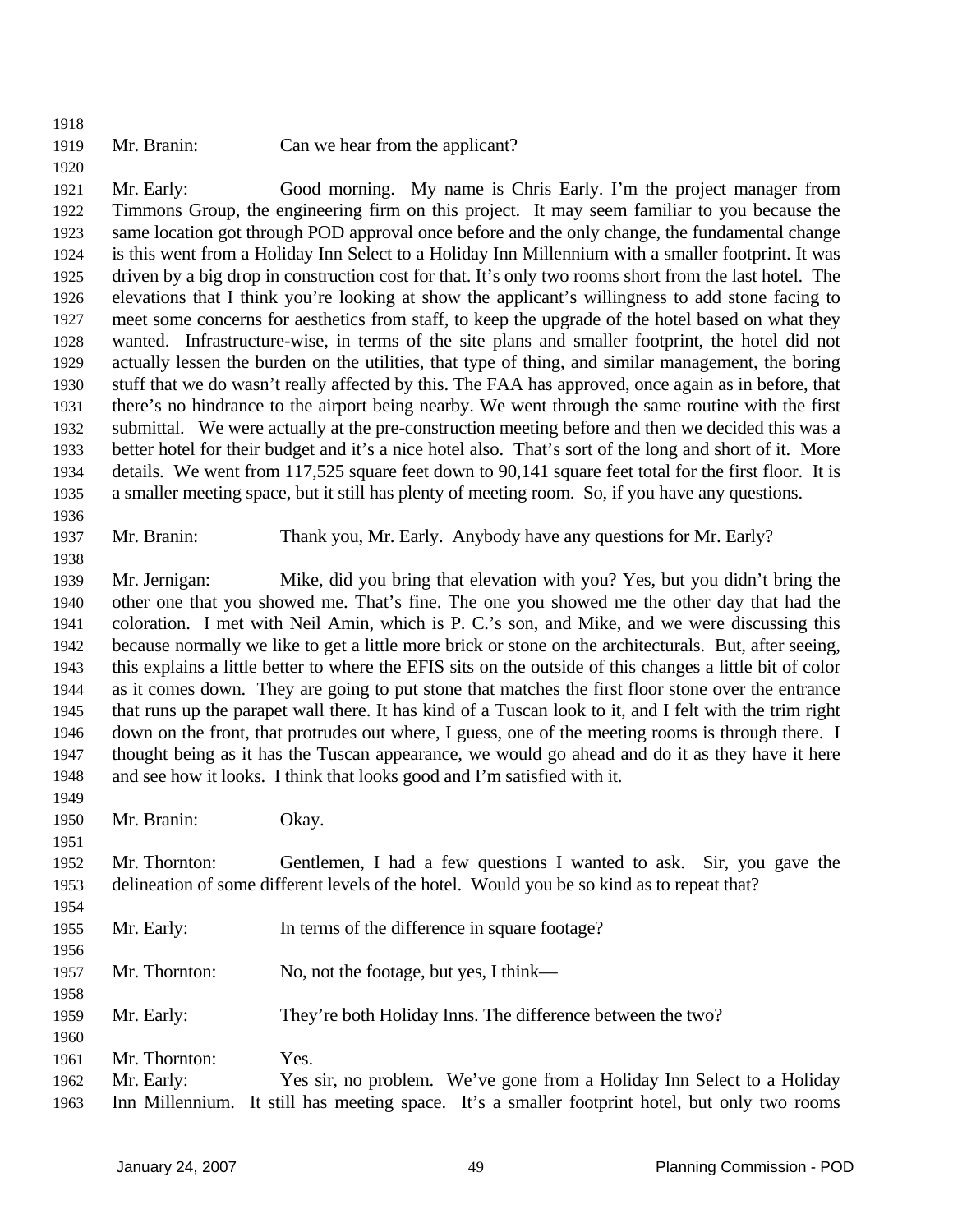Mr. Branin: Can we hear from the applicant?

Mr. Early: Good morning. My name is Chris Early. I'm the project manager from Timmons Group, the engineering firm on this project. It may seem familiar to you because the same location got through POD approval once before and the only change, the fundamental change is this went from a Holiday Inn Select to a Holiday Inn Millennium with a smaller footprint. It was driven by a big drop in construction cost for that. It's only two rooms short from the last hotel. The elevations that I think you're looking at show the applicant's willingness to add stone facing to meet some concerns for aesthetics from staff, to keep the upgrade of the hotel based on what they wanted. Infrastructure-wise, in terms of the site plans and smaller footprint, the hotel did not actually lessen the burden on the utilities, that type of thing, and similar management, the boring stuff that we do wasn't really affected by this. The FAA has approved, once again as in before, that there's no hindrance to the airport being nearby. We went through the same routine with the first submittal. We were actually at the pre-construction meeting before and then we decided this was a better hotel for their budget and it's a nice hotel also. That's sort of the long and short of it. More details. We went from 117,525 square feet down to 90,141 square feet total for the first floor. It is a smaller meeting space, but it still has plenty of meeting room. So, if you have any questions.

Mr. Branin: Thank you, Mr. Early. Anybody have any questions for Mr. Early?

Mr. Jernigan: Mike, did you bring that elevation with you? Yes, but you didn't bring the other one that you showed me. That's fine. The one you showed me the other day that had the coloration. I met with Neil Amin, which is P. C.'s son, and Mike, and we were discussing this because normally we like to get a little more brick or stone on the architecturals. But, after seeing, this explains a little better to where the EFIS sits on the outside of this changes a little bit of color as it comes down. They are going to put stone that matches the first floor stone over the entrance that runs up the parapet wall there. It has kind of a Tuscan look to it, and I felt with the trim right down on the front, that protrudes out where, I guess, one of the meeting rooms is through there. I thought being as it has the Tuscan appearance, we would go ahead and do it as they have it here and see how it looks. I think that looks good and I'm satisfied with it.

Mr. Branin: Okay.

Mr. Thornton: Gentlemen, I had a few questions I wanted to ask. Sir, you gave the delineation of some different levels of the hotel. Would you be so kind as to repeat that?

Mr. Early: In terms of the difference in square footage?

Mr. Thornton: No, not the footage, but yes, I think—

Mr. Early: They're both Holiday Inns. The difference between the two?

Mr. Thornton: Yes.

Mr. Early: Yes sir, no problem. We've gone from a Holiday Inn Select to a Holiday Inn Millennium. It still has meeting space. It's a smaller footprint hotel, but only two rooms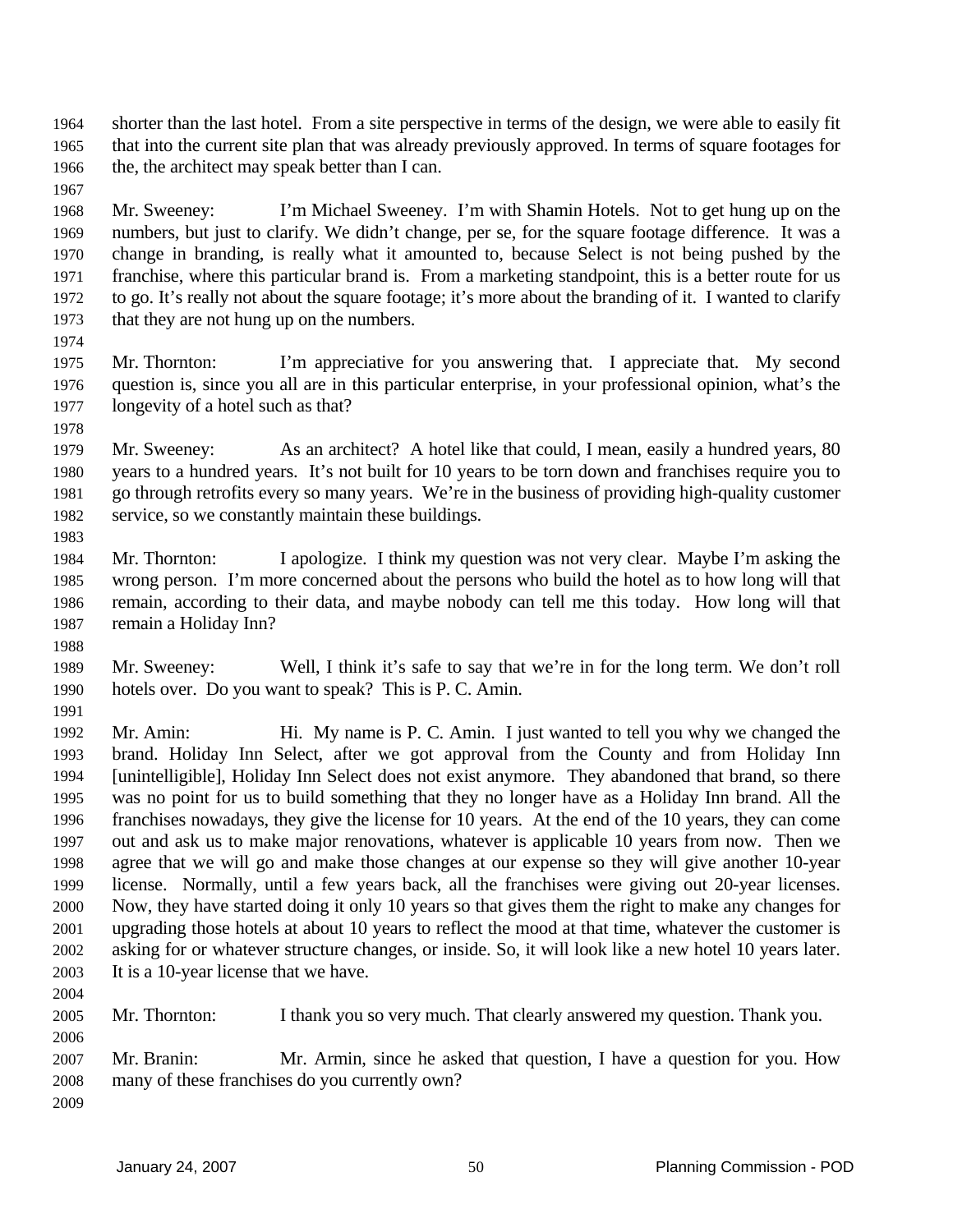shorter than the last hotel. From a site perspective in terms of the design, we were able to easily fit that into the current site plan that was already previously approved. In terms of square footages for the, the architect may speak better than I can.

Mr. Sweeney: I'm Michael Sweeney. I'm with Shamin Hotels. Not to get hung up on the numbers, but just to clarify. We didn't change, per se, for the square footage difference. It was a change in branding, is really what it amounted to, because Select is not being pushed by the franchise, where this particular brand is. From a marketing standpoint, this is a better route for us to go. It's really not about the square footage; it's more about the branding of it. I wanted to clarify that they are not hung up on the numbers.

Mr. Thornton: I'm appreciative for you answering that. I appreciate that. My second question is, since you all are in this particular enterprise, in your professional opinion, what's the longevity of a hotel such as that?

Mr. Sweeney: As an architect? A hotel like that could, I mean, easily a hundred years, 80 years to a hundred years. It's not built for 10 years to be torn down and franchises require you to go through retrofits every so many years. We're in the business of providing high-quality customer service, so we constantly maintain these buildings.

Mr. Thornton: I apologize. I think my question was not very clear. Maybe I'm asking the wrong person. I'm more concerned about the persons who build the hotel as to how long will that remain, according to their data, and maybe nobody can tell me this today. How long will that remain a Holiday Inn?

Mr. Sweeney: Well, I think it's safe to say that we're in for the long term. We don't roll hotels over. Do you want to speak? This is P. C. Amin.

Mr. Amin: Hi. My name is P. C. Amin. I just wanted to tell you why we changed the brand. Holiday Inn Select, after we got approval from the County and from Holiday Inn [unintelligible], Holiday Inn Select does not exist anymore. They abandoned that brand, so there was no point for us to build something that they no longer have as a Holiday Inn brand. All the franchises nowadays, they give the license for 10 years. At the end of the 10 years, they can come out and ask us to make major renovations, whatever is applicable 10 years from now. Then we agree that we will go and make those changes at our expense so they will give another 10-year license. Normally, until a few years back, all the franchises were giving out 20-year licenses. Now, they have started doing it only 10 years so that gives them the right to make any changes for upgrading those hotels at about 10 years to reflect the mood at that time, whatever the customer is asking for or whatever structure changes, or inside. So, it will look like a new hotel 10 years later. It is a 10-year license that we have.

Mr. Thornton: I thank you so very much. That clearly answered my question. Thank you.

Mr. Branin: Mr. Armin, since he asked that question, I have a question for you. How many of these franchises do you currently own?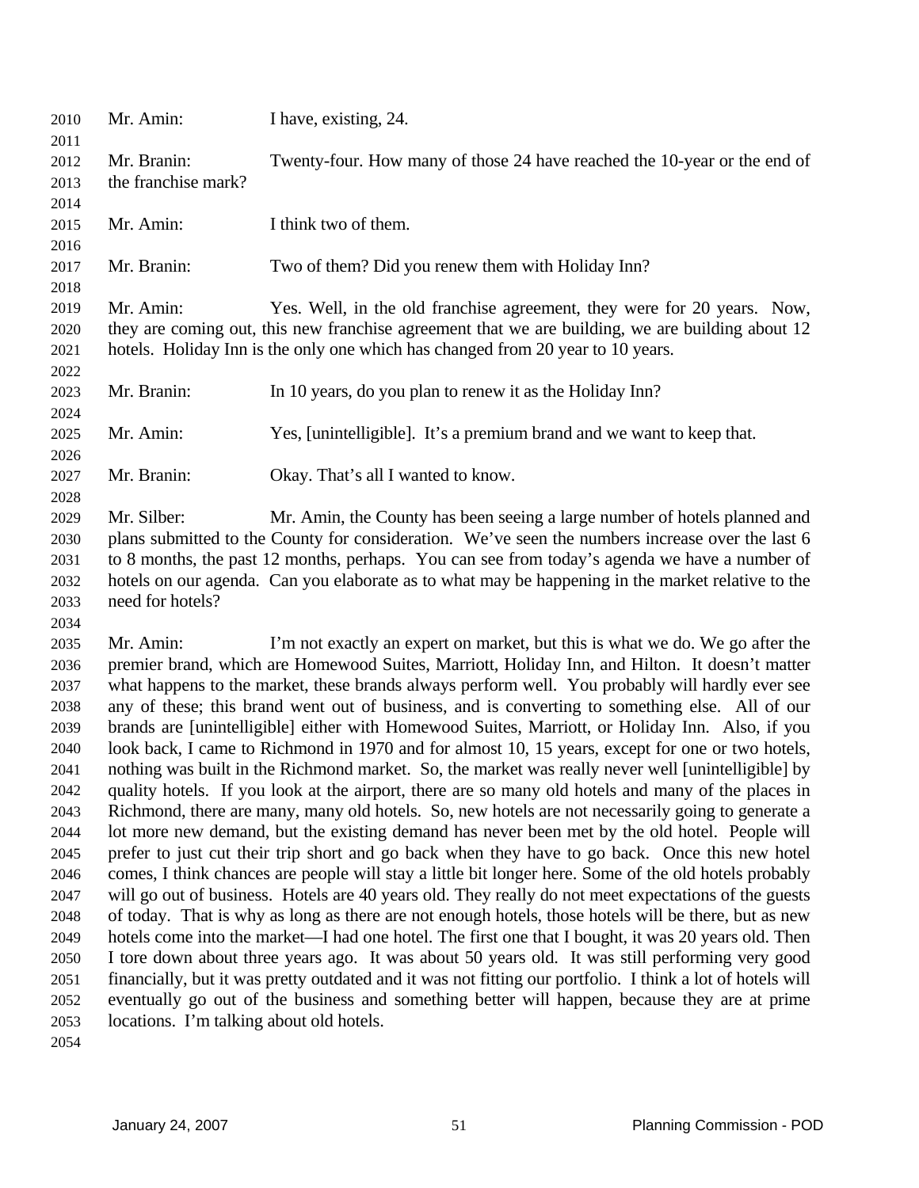Mr. Amin: I have, existing, 24.

Mr. Branin: Twenty-four. How many of those 24 have reached the 10-year or the end of the franchise mark?

Mr. Amin: I think two of them.

Mr. Branin: Two of them? Did you renew them with Holiday Inn?

Mr. Amin: Yes. Well, in the old franchise agreement, they were for 20 years. Now, they are coming out, this new franchise agreement that we are building, we are building about 12 hotels. Holiday Inn is the only one which has changed from 20 year to 10 years.

Mr. Branin: In 10 years, do you plan to renew it as the Holiday Inn?

Mr. Amin: Yes, [unintelligible]. It's a premium brand and we want to keep that.

Mr. Branin: Okay. That's all I wanted to know.

Mr. Silber: Mr. Amin, the County has been seeing a large number of hotels planned and plans submitted to the County for consideration. We've seen the numbers increase over the last 6 to 8 months, the past 12 months, perhaps. You can see from today's agenda we have a number of hotels on our agenda. Can you elaborate as to what may be happening in the market relative to the need for hotels?

Mr. Amin: I'm not exactly an expert on market, but this is what we do. We go after the premier brand, which are Homewood Suites, Marriott, Holiday Inn, and Hilton. It doesn't matter what happens to the market, these brands always perform well. You probably will hardly ever see any of these; this brand went out of business, and is converting to something else. All of our brands are [unintelligible] either with Homewood Suites, Marriott, or Holiday Inn. Also, if you look back, I came to Richmond in 1970 and for almost 10, 15 years, except for one or two hotels, nothing was built in the Richmond market. So, the market was really never well [unintelligible] by quality hotels. If you look at the airport, there are so many old hotels and many of the places in Richmond, there are many, many old hotels. So, new hotels are not necessarily going to generate a lot more new demand, but the existing demand has never been met by the old hotel. People will prefer to just cut their trip short and go back when they have to go back. Once this new hotel comes, I think chances are people will stay a little bit longer here. Some of the old hotels probably will go out of business. Hotels are 40 years old. They really do not meet expectations of the guests of today. That is why as long as there are not enough hotels, those hotels will be there, but as new hotels come into the market—I had one hotel. The first one that I bought, it was 20 years old. Then I tore down about three years ago. It was about 50 years old. It was still performing very good financially, but it was pretty outdated and it was not fitting our portfolio. I think a lot of hotels will eventually go out of the business and something better will happen, because they are at prime locations. I'm talking about old hotels.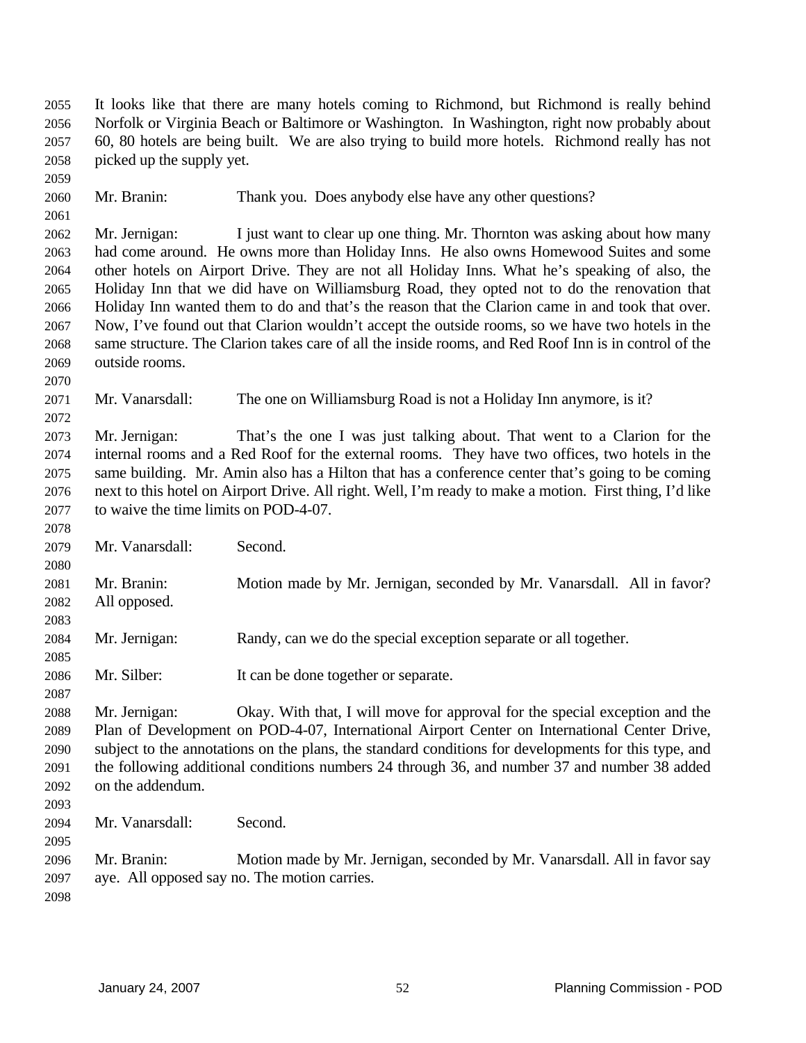It looks like that there are many hotels coming to Richmond, but Richmond is really behind Norfolk or Virginia Beach or Baltimore or Washington. In Washington, right now probably about 60, 80 hotels are being built. We are also trying to build more hotels. Richmond really has not picked up the supply yet.

Mr. Branin: Thank you. Does anybody else have any other questions?

Mr. Jernigan: I just want to clear up one thing. Mr. Thornton was asking about how many had come around. He owns more than Holiday Inns. He also owns Homewood Suites and some other hotels on Airport Drive. They are not all Holiday Inns. What he's speaking of also, the Holiday Inn that we did have on Williamsburg Road, they opted not to do the renovation that Holiday Inn wanted them to do and that's the reason that the Clarion came in and took that over. Now, I've found out that Clarion wouldn't accept the outside rooms, so we have two hotels in the same structure. The Clarion takes care of all the inside rooms, and Red Roof Inn is in control of the outside rooms.

Mr. Vanarsdall: The one on Williamsburg Road is not a Holiday Inn anymore, is it?

Mr. Jernigan: That's the one I was just talking about. That went to a Clarion for the internal rooms and a Red Roof for the external rooms. They have two offices, two hotels in the same building. Mr. Amin also has a Hilton that has a conference center that's going to be coming next to this hotel on Airport Drive. All right. Well, I'm ready to make a motion. First thing, I'd like to waive the time limits on POD-4-07.

Mr. Vanarsdall: Second.

Mr. Branin: Motion made by Mr. Jernigan, seconded by Mr. Vanarsdall. All in favor? All opposed.

Mr. Jernigan: Randy, can we do the special exception separate or all together.

Mr. Silber: It can be done together or separate.

Mr. Jernigan: Okay. With that, I will move for approval for the special exception and the Plan of Development on POD-4-07, International Airport Center on International Center Drive, subject to the annotations on the plans, the standard conditions for developments for this type, and the following additional conditions numbers 24 through 36, and number 37 and number 38 added on the addendum.

Mr. Vanarsdall: Second.

Mr. Branin: Motion made by Mr. Jernigan, seconded by Mr. Vanarsdall. All in favor say aye. All opposed say no. The motion carries.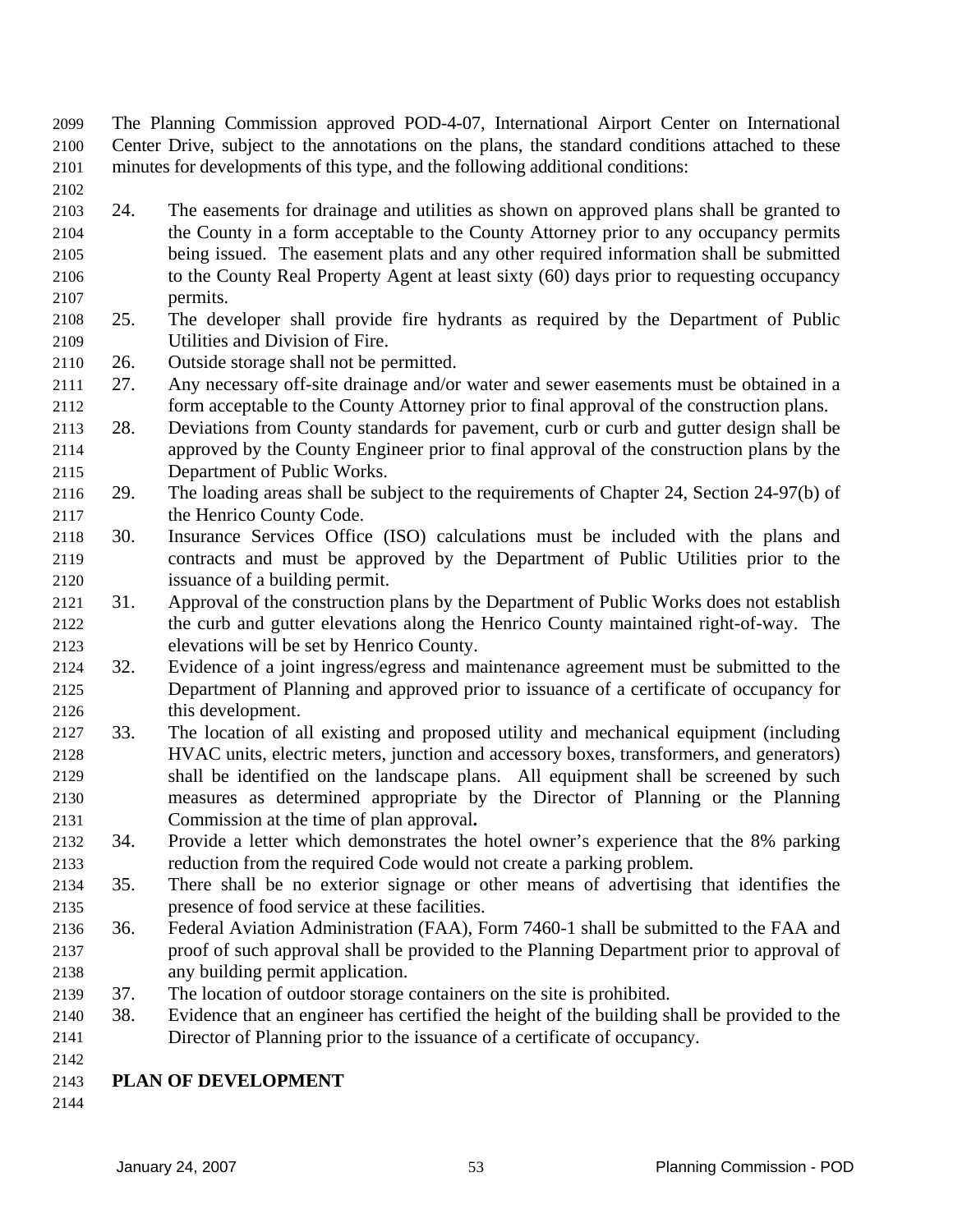The Planning Commission approved POD-4-07, International Airport Center on International Center Drive, subject to the annotations on the plans, the standard conditions attached to these minutes for developments of this type, and the following additional conditions:

24. The easements for drainage and utilities as shown on approved plans shall be granted to the County in a form acceptable to the County Attorney prior to any occupancy permits being issued. The easement plats and any other required information shall be submitted to the County Real Property Agent at least sixty (60) days prior to requesting occupancy permits.
25. The developer shall provide fire hydrants as required by the Department of Public Utilities and Division of Fire.
26. Outside storage shall not be permitted.
27. Any necessary off-site drainage and/or water and sewer easements must be obtained in a form acceptable to the County Attorney prior to final approval of the construction plans.
28. Deviations from County standards for pavement, curb or curb and gutter design shall be approved by the County Engineer prior to final approval of the construction plans by the Department of Public Works.
29. The loading areas shall be subject to the requirements of Chapter 24, Section 24-97(b) of the Henrico County Code.
30. Insurance Services Office (ISO) calculations must be included with the plans and contracts and must be approved by the Department of Public Utilities prior to the issuance of a building permit.
31. Approval of the construction plans by the Department of Public Works does not establish the curb and gutter elevations along the Henrico County maintained right-of-way. The elevations will be set by Henrico County.
32. Evidence of a joint ingress/egress and maintenance agreement must be submitted to the Department of Planning and approved prior to issuance of a certificate of occupancy for this development.
33. The location of all existing and proposed utility and mechanical equipment (including HVAC units, electric meters, junction and accessory boxes, transformers, and generators) shall be identified on the landscape plans. All equipment shall be screened by such measures as determined appropriate by the Director of Planning or the Planning Commission at the time of plan approval.
34. Provide a letter which demonstrates the hotel owner's experience that the 8% parking reduction from the required Code would not create a parking problem.
35. There shall be no exterior signage or other means of advertising that identifies the presence of food service at these facilities.
36. Federal Aviation Administration (FAA), Form 7460-1 shall be submitted to the FAA and proof of such approval shall be provided to the Planning Department prior to approval of any building permit application.
37. The location of outdoor storage containers on the site is prohibited.
38. Evidence that an engineer has certified the height of the building shall be provided to the Director of Planning prior to the issuance of a certificate of occupancy.

**PLAN OF DEVELOPMENT**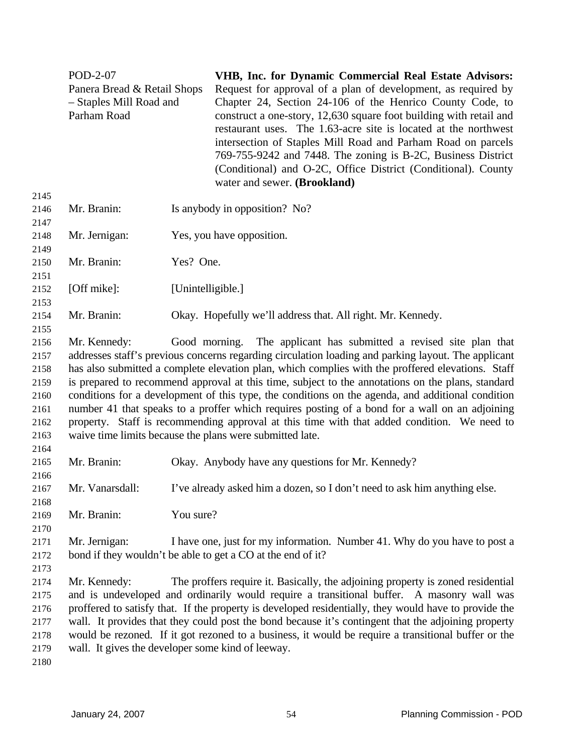POD-2-07
Panera Bread & Retail Shops – Staples Mill Road and Parham Road

**VHB, Inc. for Dynamic Commercial Real Estate Advisors:** Request for approval of a plan of development, as required by Chapter 24, Section 24-106 of the Henrico County Code, to construct a one-story, 12,630 square foot building with retail and restaurant uses. The 1.63-acre site is located at the northwest intersection of Staples Mill Road and Parham Road on parcels 769-755-9242 and 7448. The zoning is B-2C, Business District (Conditional) and O-2C, Office District (Conditional). County water and sewer. **(Brookland)**

Mr. Branin: Is anybody in opposition? No?

Mr. Jernigan: Yes, you have opposition.

Mr. Branin: Yes? One.

[Off mike]: [Unintelligible.]

Mr. Branin: Okay. Hopefully we'll address that. All right. Mr. Kennedy.

Mr. Kennedy: Good morning. The applicant has submitted a revised site plan that addresses staff's previous concerns regarding circulation loading and parking layout. The applicant has also submitted a complete elevation plan, which complies with the proffered elevations. Staff is prepared to recommend approval at this time, subject to the annotations on the plans, standard conditions for a development of this type, the conditions on the agenda, and additional condition number 41 that speaks to a proffer which requires posting of a bond for a wall on an adjoining property. Staff is recommending approval at this time with that added condition. We need to waive time limits because the plans were submitted late.

Mr. Branin: Okay. Anybody have any questions for Mr. Kennedy?

Mr. Vanarsdall: I've already asked him a dozen, so I don't need to ask him anything else.

Mr. Branin: You sure?

Mr. Jernigan: I have one, just for my information. Number 41. Why do you have to post a bond if they wouldn't be able to get a CO at the end of it?

Mr. Kennedy: The proffers require it. Basically, the adjoining property is zoned residential and is undeveloped and ordinarily would require a transitional buffer. A masonry wall was proffered to satisfy that. If the property is developed residentially, they would have to provide the wall. It provides that they could post the bond because it's contingent that the adjoining property would be rezoned. If it got rezoned to a business, it would be require a transitional buffer or the wall. It gives the developer some kind of leeway.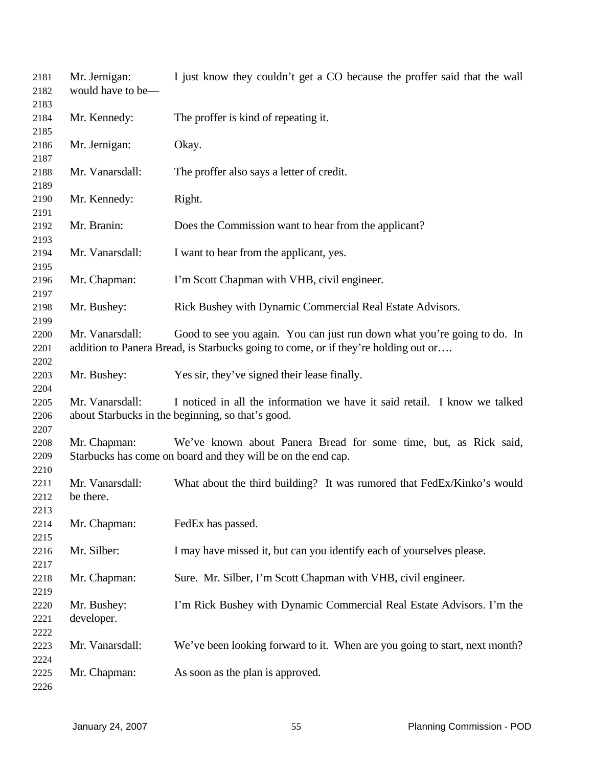Mr. Jernigan: I just know they couldn't get a CO because the proffer said that the wall would have to be—

Mr. Kennedy: The proffer is kind of repeating it.

Mr. Jernigan: Okay.

Mr. Vanarsdall: The proffer also says a letter of credit.

Mr. Kennedy: Right.

Mr. Branin: Does the Commission want to hear from the applicant?

Mr. Vanarsdall: I want to hear from the applicant, yes.

Mr. Chapman: I'm Scott Chapman with VHB, civil engineer.

Mr. Bushey: Rick Bushey with Dynamic Commercial Real Estate Advisors.

Mr. Vanarsdall: Good to see you again. You can just run down what you're going to do. In addition to Panera Bread, is Starbucks going to come, or if they're holding out or….

Mr. Bushey: Yes sir, they've signed their lease finally.

Mr. Vanarsdall: I noticed in all the information we have it said retail. I know we talked about Starbucks in the beginning, so that's good.

Mr. Chapman: We've known about Panera Bread for some time, but, as Rick said, Starbucks has come on board and they will be on the end cap.

Mr. Vanarsdall: What about the third building? It was rumored that FedEx/Kinko's would be there.

Mr. Chapman: FedEx has passed.

Mr. Silber: I may have missed it, but can you identify each of yourselves please.

Mr. Chapman: Sure. Mr. Silber, I'm Scott Chapman with VHB, civil engineer.

Mr. Bushey: I'm Rick Bushey with Dynamic Commercial Real Estate Advisors. I'm the developer.

Mr. Vanarsdall: We've been looking forward to it. When are you going to start, next month?

Mr. Chapman: As soon as the plan is approved.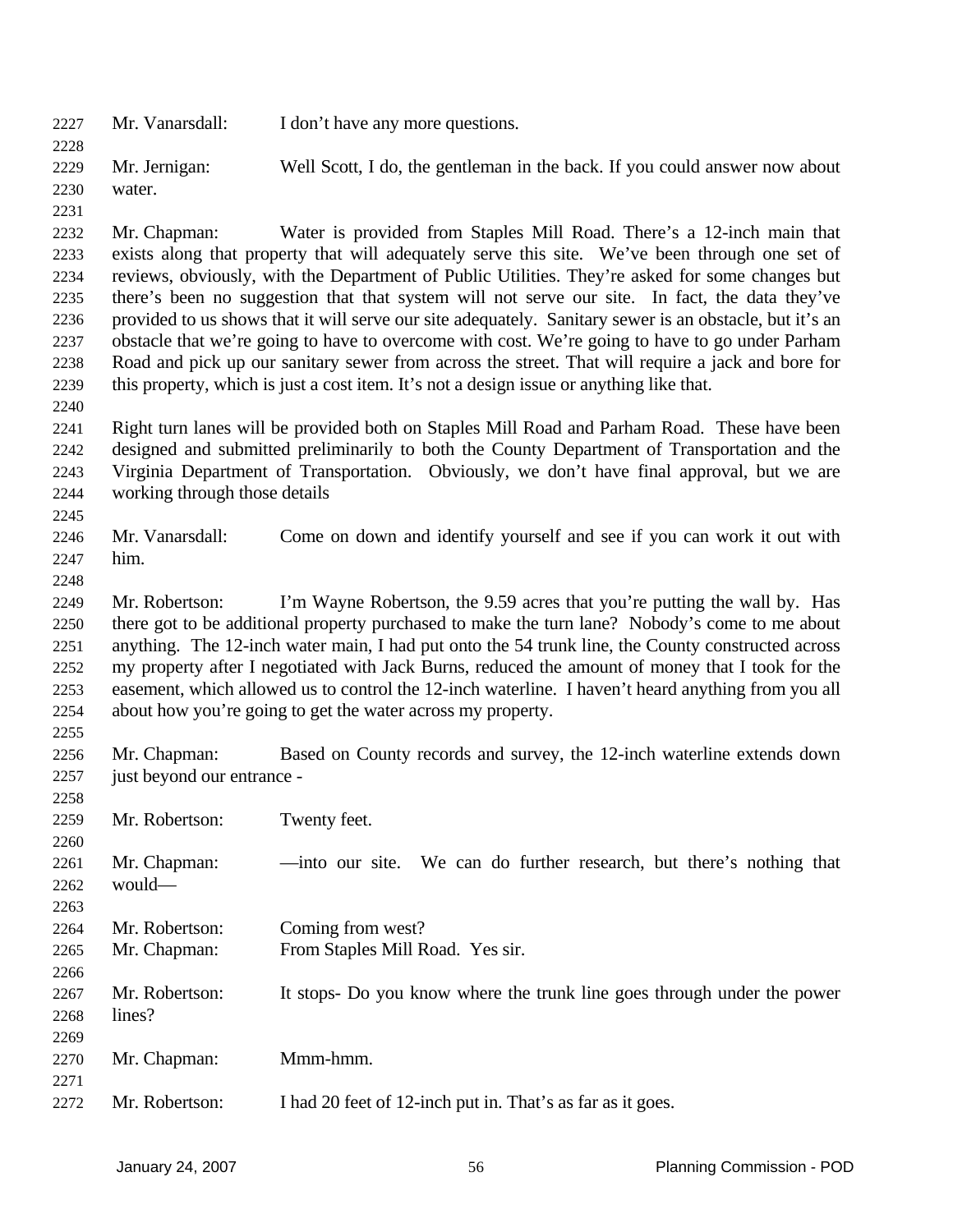Mr. Vanarsdall: I don't have any more questions.

Mr. Jernigan: Well Scott, I do, the gentleman in the back. If you could answer now about water.

Mr. Chapman: Water is provided from Staples Mill Road. There's a 12-inch main that exists along that property that will adequately serve this site. We've been through one set of reviews, obviously, with the Department of Public Utilities. They're asked for some changes but there's been no suggestion that that system will not serve our site. In fact, the data they've provided to us shows that it will serve our site adequately. Sanitary sewer is an obstacle, but it's an obstacle that we're going to have to overcome with cost. We're going to have to go under Parham Road and pick up our sanitary sewer from across the street. That will require a jack and bore for this property, which is just a cost item. It's not a design issue or anything like that.

Right turn lanes will be provided both on Staples Mill Road and Parham Road. These have been designed and submitted preliminarily to both the County Department of Transportation and the Virginia Department of Transportation. Obviously, we don't have final approval, but we are working through those details

Mr. Vanarsdall: Come on down and identify yourself and see if you can work it out with him.

Mr. Robertson: I'm Wayne Robertson, the 9.59 acres that you're putting the wall by. Has there got to be additional property purchased to make the turn lane? Nobody's come to me about anything. The 12-inch water main, I had put onto the 54 trunk line, the County constructed across my property after I negotiated with Jack Burns, reduced the amount of money that I took for the easement, which allowed us to control the 12-inch waterline. I haven't heard anything from you all about how you're going to get the water across my property.

Mr. Chapman: Based on County records and survey, the 12-inch waterline extends down just beyond our entrance -

Mr. Robertson: Twenty feet.

Mr. Chapman: —into our site. We can do further research, but there's nothing that would—

Mr. Robertson: Coming from west?

Mr. Chapman: From Staples Mill Road. Yes sir.

Mr. Robertson: It stops- Do you know where the trunk line goes through under the power lines?

Mr. Chapman: Mmm-hmm.

Mr. Robertson: I had 20 feet of 12-inch put in. That's as far as it goes.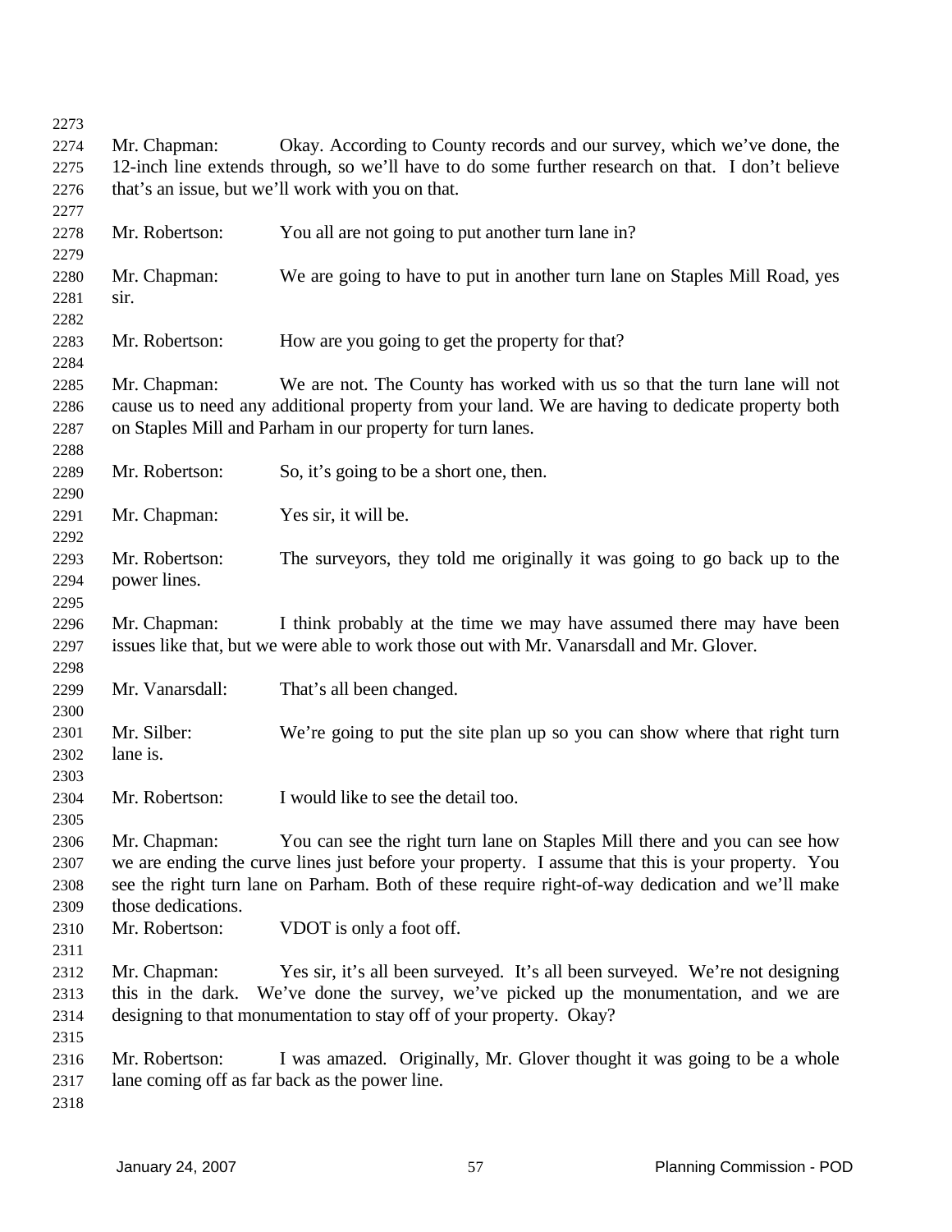Mr. Chapman: Okay. According to County records and our survey, which we've done, the 12-inch line extends through, so we'll have to do some further research on that. I don't believe that's an issue, but we'll work with you on that.

Mr. Robertson: You all are not going to put another turn lane in?

Mr. Chapman: We are going to have to put in another turn lane on Staples Mill Road, yes sir.

Mr. Robertson: How are you going to get the property for that?

Mr. Chapman: We are not. The County has worked with us so that the turn lane will not cause us to need any additional property from your land. We are having to dedicate property both on Staples Mill and Parham in our property for turn lanes.

Mr. Robertson: So, it's going to be a short one, then.

Mr. Chapman: Yes sir, it will be.

Mr. Robertson: The surveyors, they told me originally it was going to go back up to the power lines.

Mr. Chapman: I think probably at the time we may have assumed there may have been issues like that, but we were able to work those out with Mr. Vanarsdall and Mr. Glover.

Mr. Vanarsdall: That's all been changed.

Mr. Silber: We're going to put the site plan up so you can show where that right turn lane is.

Mr. Robertson: I would like to see the detail too.

Mr. Chapman: You can see the right turn lane on Staples Mill there and you can see how we are ending the curve lines just before your property. I assume that this is your property. You see the right turn lane on Parham. Both of these require right-of-way dedication and we'll make those dedications.

Mr. Robertson: VDOT is only a foot off.

Mr. Chapman: Yes sir, it's all been surveyed. It's all been surveyed. We're not designing this in the dark. We've done the survey, we've picked up the monumentation, and we are designing to that monumentation to stay off of your property. Okay?

Mr. Robertson: I was amazed. Originally, Mr. Glover thought it was going to be a whole lane coming off as far back as the power line.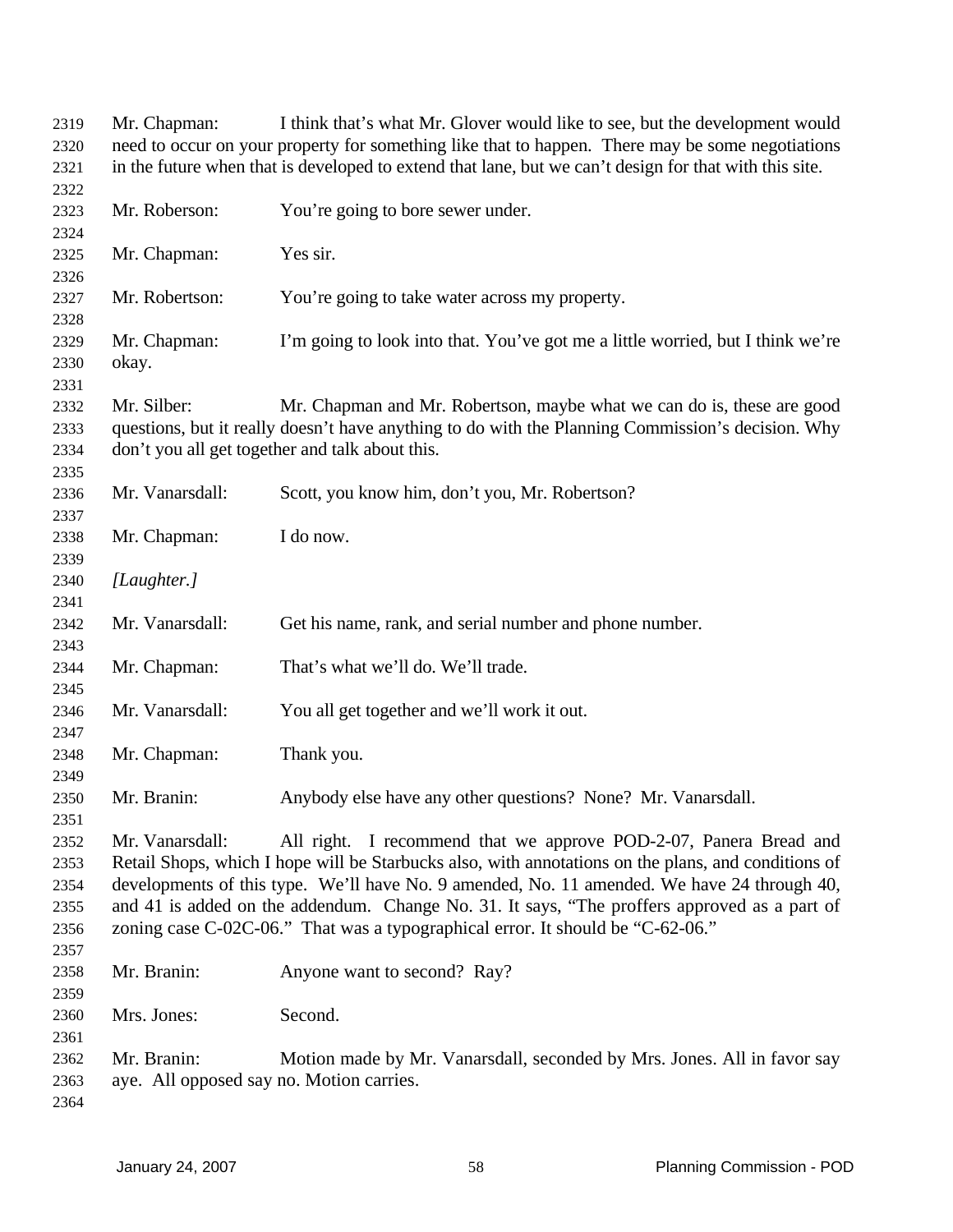Mr. Chapman: I think that's what Mr. Glover would like to see, but the development would need to occur on your property for something like that to happen. There may be some negotiations in the future when that is developed to extend that lane, but we can't design for that with this site.

Mr. Roberson: You're going to bore sewer under.

Mr. Chapman: Yes sir.

Mr. Robertson: You're going to take water across my property.

Mr. Chapman: I'm going to look into that. You've got me a little worried, but I think we're okay.

Mr. Silber: Mr. Chapman and Mr. Robertson, maybe what we can do is, these are good questions, but it really doesn't have anything to do with the Planning Commission's decision. Why don't you all get together and talk about this.

Mr. Vanarsdall: Scott, you know him, don't you, Mr. Robertson?

Mr. Chapman: I do now.

*[Laughter.]*

Mr. Vanarsdall: Get his name, rank, and serial number and phone number.

Mr. Chapman: That's what we'll do. We'll trade.

Mr. Vanarsdall: You all get together and we'll work it out.

Mr. Chapman: Thank you.

Mr. Branin: Anybody else have any other questions? None? Mr. Vanarsdall.

Mr. Vanarsdall: All right. I recommend that we approve POD-2-07, Panera Bread and Retail Shops, which I hope will be Starbucks also, with annotations on the plans, and conditions of developments of this type. We'll have No. 9 amended, No. 11 amended. We have 24 through 40, and 41 is added on the addendum. Change No. 31. It says, "The proffers approved as a part of zoning case C-02C-06." That was a typographical error. It should be "C-62-06."

Mr. Branin: Anyone want to second? Ray?

Mrs. Jones: Second.

Mr. Branin: Motion made by Mr. Vanarsdall, seconded by Mrs. Jones. All in favor say aye. All opposed say no. Motion carries.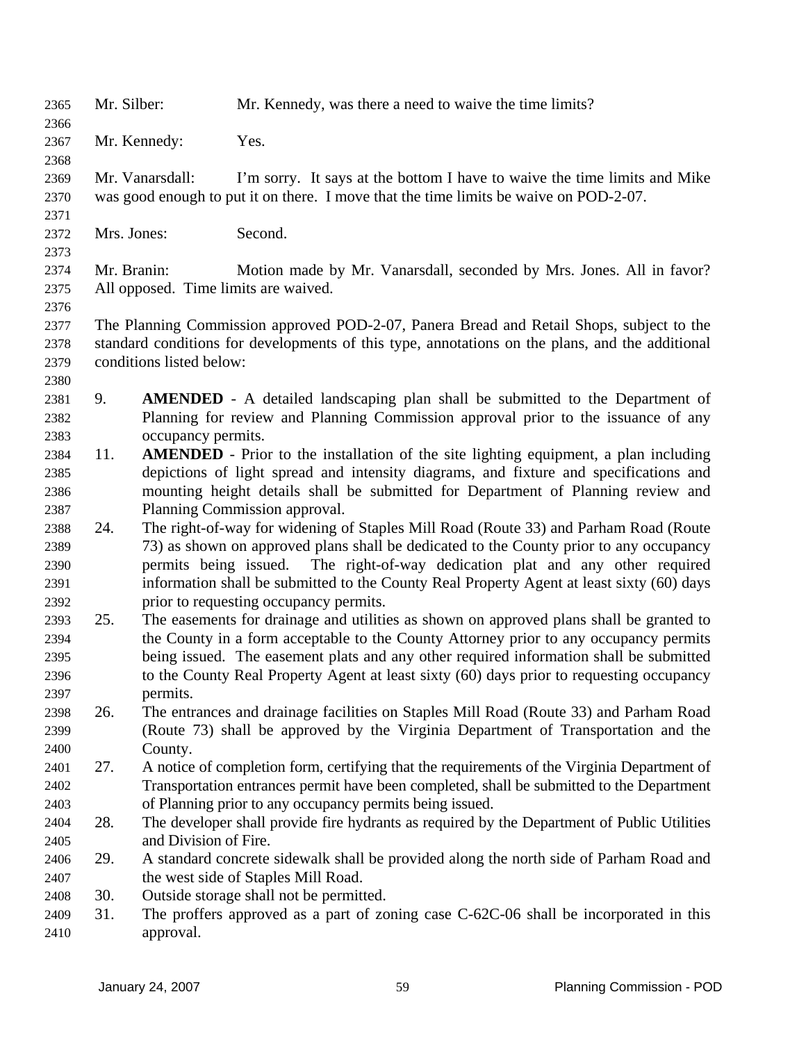Mr. Silber: Mr. Kennedy, was there a need to waive the time limits?

Mr. Kennedy: Yes.

Mr. Vanarsdall: I'm sorry. It says at the bottom I have to waive the time limits and Mike was good enough to put it on there. I move that the time limits be waive on POD-2-07.

Mrs. Jones: Second.

Mr. Branin: Motion made by Mr. Vanarsdall, seconded by Mrs. Jones. All in favor? All opposed. Time limits are waived.

The Planning Commission approved POD-2-07, Panera Bread and Retail Shops, subject to the standard conditions for developments of this type, annotations on the plans, and the additional conditions listed below:

9. **AMENDED** - A detailed landscaping plan shall be submitted to the Department of Planning for review and Planning Commission approval prior to the issuance of any occupancy permits.
11. **AMENDED** - Prior to the installation of the site lighting equipment, a plan including depictions of light spread and intensity diagrams, and fixture and specifications and mounting height details shall be submitted for Department of Planning review and Planning Commission approval.
24. The right-of-way for widening of Staples Mill Road (Route 33) and Parham Road (Route 73) as shown on approved plans shall be dedicated to the County prior to any occupancy permits being issued. The right-of-way dedication plat and any other required information shall be submitted to the County Real Property Agent at least sixty (60) days prior to requesting occupancy permits.
25. The easements for drainage and utilities as shown on approved plans shall be granted to the County in a form acceptable to the County Attorney prior to any occupancy permits being issued. The easement plats and any other required information shall be submitted to the County Real Property Agent at least sixty (60) days prior to requesting occupancy permits.
26. The entrances and drainage facilities on Staples Mill Road (Route 33) and Parham Road (Route 73) shall be approved by the Virginia Department of Transportation and the County.
27. A notice of completion form, certifying that the requirements of the Virginia Department of Transportation entrances permit have been completed, shall be submitted to the Department of Planning prior to any occupancy permits being issued.
28. The developer shall provide fire hydrants as required by the Department of Public Utilities and Division of Fire.
29. A standard concrete sidewalk shall be provided along the north side of Parham Road and the west side of Staples Mill Road.
30. Outside storage shall not be permitted.
31. The proffers approved as a part of zoning case C-62C-06 shall be incorporated in this approval.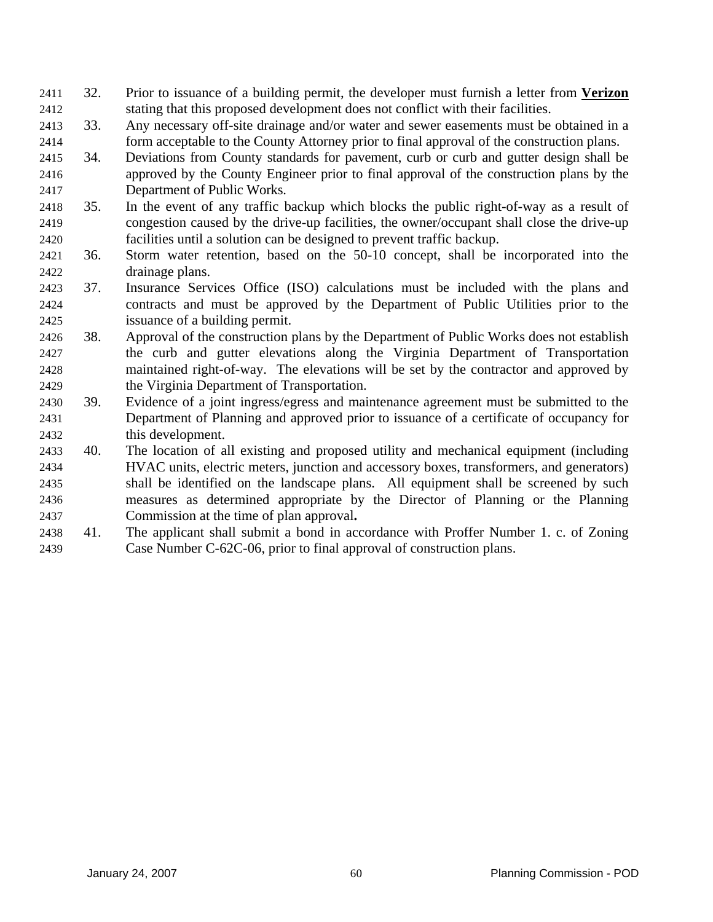32. Prior to issuance of a building permit, the developer must furnish a letter from **Verizon** stating that this proposed development does not conflict with their facilities.
33. Any necessary off-site drainage and/or water and sewer easements must be obtained in a form acceptable to the County Attorney prior to final approval of the construction plans.
34. Deviations from County standards for pavement, curb or curb and gutter design shall be approved by the County Engineer prior to final approval of the construction plans by the Department of Public Works.
35. In the event of any traffic backup which blocks the public right-of-way as a result of congestion caused by the drive-up facilities, the owner/occupant shall close the drive-up facilities until a solution can be designed to prevent traffic backup.
36. Storm water retention, based on the 50-10 concept, shall be incorporated into the drainage plans.
37. Insurance Services Office (ISO) calculations must be included with the plans and contracts and must be approved by the Department of Public Utilities prior to the issuance of a building permit.
38. Approval of the construction plans by the Department of Public Works does not establish the curb and gutter elevations along the Virginia Department of Transportation maintained right-of-way. The elevations will be set by the contractor and approved by the Virginia Department of Transportation.
39. Evidence of a joint ingress/egress and maintenance agreement must be submitted to the Department of Planning and approved prior to issuance of a certificate of occupancy for this development.
40. The location of all existing and proposed utility and mechanical equipment (including HVAC units, electric meters, junction and accessory boxes, transformers, and generators) shall be identified on the landscape plans. All equipment shall be screened by such measures as determined appropriate by the Director of Planning or the Planning Commission at the time of plan approval.
41. The applicant shall submit a bond in accordance with Proffer Number 1. c. of Zoning Case Number C-62C-06, prior to final approval of construction plans.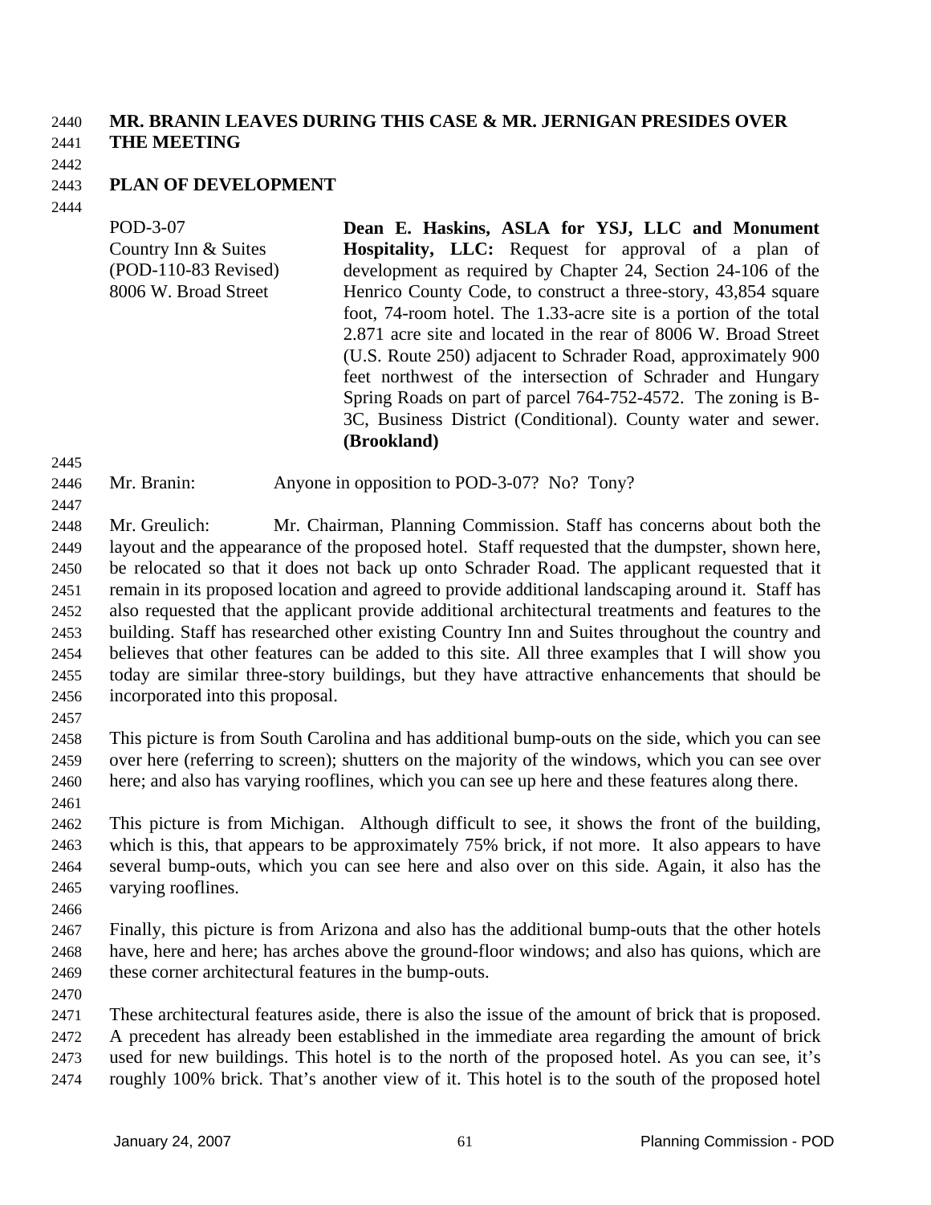**MR. BRANIN LEAVES DURING THIS CASE & MR. JERNIGAN PRESIDES OVER THE MEETING**

**PLAN OF DEVELOPMENT**

POD-3-07
Country Inn & Suites
(POD-110-83 Revised)
8006 W. Broad Street

**Dean E. Haskins, ASLA for YSJ, LLC and Monument Hospitality, LLC:** Request for approval of a plan of development as required by Chapter 24, Section 24-106 of the Henrico County Code, to construct a three-story, 43,854 square foot, 74-room hotel. The 1.33-acre site is a portion of the total 2.871 acre site and located in the rear of 8006 W. Broad Street (U.S. Route 250) adjacent to Schrader Road, approximately 900 feet northwest of the intersection of Schrader and Hungary Spring Roads on part of parcel 764-752-4572. The zoning is B-3C, Business District (Conditional). County water and sewer. **(Brookland)**

Mr. Branin: Anyone in opposition to POD-3-07? No? Tony?

Mr. Greulich: Mr. Chairman, Planning Commission. Staff has concerns about both the layout and the appearance of the proposed hotel. Staff requested that the dumpster, shown here, be relocated so that it does not back up onto Schrader Road. The applicant requested that it remain in its proposed location and agreed to provide additional landscaping around it. Staff has also requested that the applicant provide additional architectural treatments and features to the building. Staff has researched other existing Country Inn and Suites throughout the country and believes that other features can be added to this site. All three examples that I will show you today are similar three-story buildings, but they have attractive enhancements that should be incorporated into this proposal.

This picture is from South Carolina and has additional bump-outs on the side, which you can see over here (referring to screen); shutters on the majority of the windows, which you can see over here; and also has varying rooflines, which you can see up here and these features along there.

This picture is from Michigan. Although difficult to see, it shows the front of the building, which is this, that appears to be approximately 75% brick, if not more. It also appears to have several bump-outs, which you can see here and also over on this side. Again, it also has the varying rooflines.

Finally, this picture is from Arizona and also has the additional bump-outs that the other hotels have, here and here; has arches above the ground-floor windows; and also has quions, which are these corner architectural features in the bump-outs.

These architectural features aside, there is also the issue of the amount of brick that is proposed. A precedent has already been established in the immediate area regarding the amount of brick used for new buildings. This hotel is to the north of the proposed hotel. As you can see, it's roughly 100% brick. That's another view of it. This hotel is to the south of the proposed hotel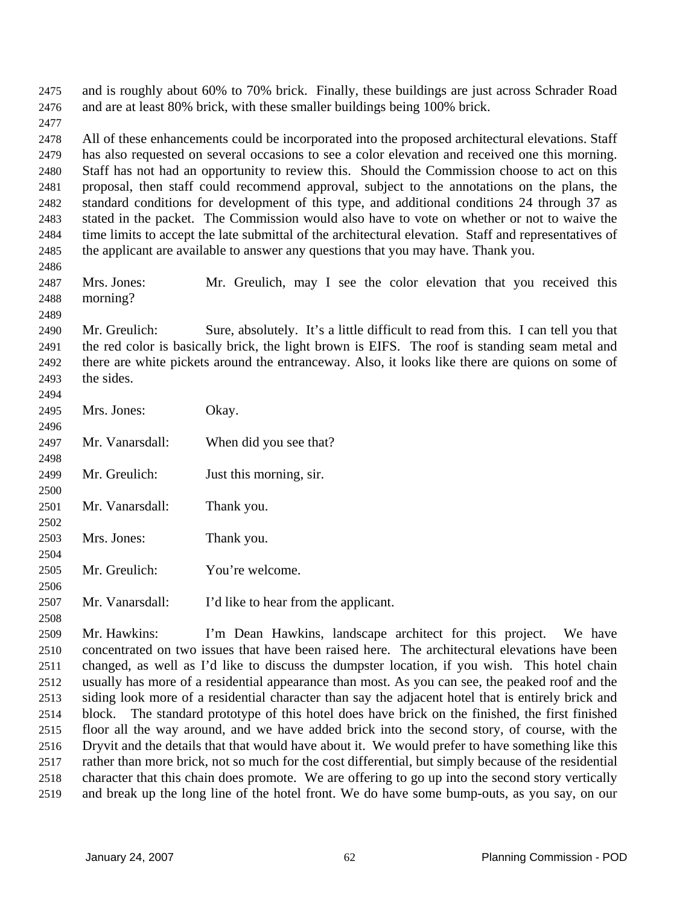and is roughly about 60% to 70% brick. Finally, these buildings are just across Schrader Road and are at least 80% brick, with these smaller buildings being 100% brick.

All of these enhancements could be incorporated into the proposed architectural elevations. Staff has also requested on several occasions to see a color elevation and received one this morning. Staff has not had an opportunity to review this. Should the Commission choose to act on this proposal, then staff could recommend approval, subject to the annotations on the plans, the standard conditions for development of this type, and additional conditions 24 through 37 as stated in the packet. The Commission would also have to vote on whether or not to waive the time limits to accept the late submittal of the architectural elevation. Staff and representatives of the applicant are available to answer any questions that you may have. Thank you.

Mrs. Jones: Mr. Greulich, may I see the color elevation that you received this morning?

Mr. Greulich: Sure, absolutely. It's a little difficult to read from this. I can tell you that the red color is basically brick, the light brown is EIFS. The roof is standing seam metal and there are white pickets around the entranceway. Also, it looks like there are quions on some of the sides.

Mrs. Jones: Okay.

Mr. Vanarsdall: When did you see that?

Mr. Greulich: Just this morning, sir.

Mr. Vanarsdall: Thank you.

Mrs. Jones: Thank you.

Mr. Greulich: You're welcome.

Mr. Vanarsdall: I'd like to hear from the applicant.

Mr. Hawkins: I'm Dean Hawkins, landscape architect for this project. We have concentrated on two issues that have been raised here. The architectural elevations have been changed, as well as I'd like to discuss the dumpster location, if you wish. This hotel chain usually has more of a residential appearance than most. As you can see, the peaked roof and the siding look more of a residential character than say the adjacent hotel that is entirely brick and block. The standard prototype of this hotel does have brick on the finished, the first finished floor all the way around, and we have added brick into the second story, of course, with the Dryvit and the details that that would have about it. We would prefer to have something like this rather than more brick, not so much for the cost differential, but simply because of the residential character that this chain does promote. We are offering to go up into the second story vertically and break up the long line of the hotel front. We do have some bump-outs, as you say, on our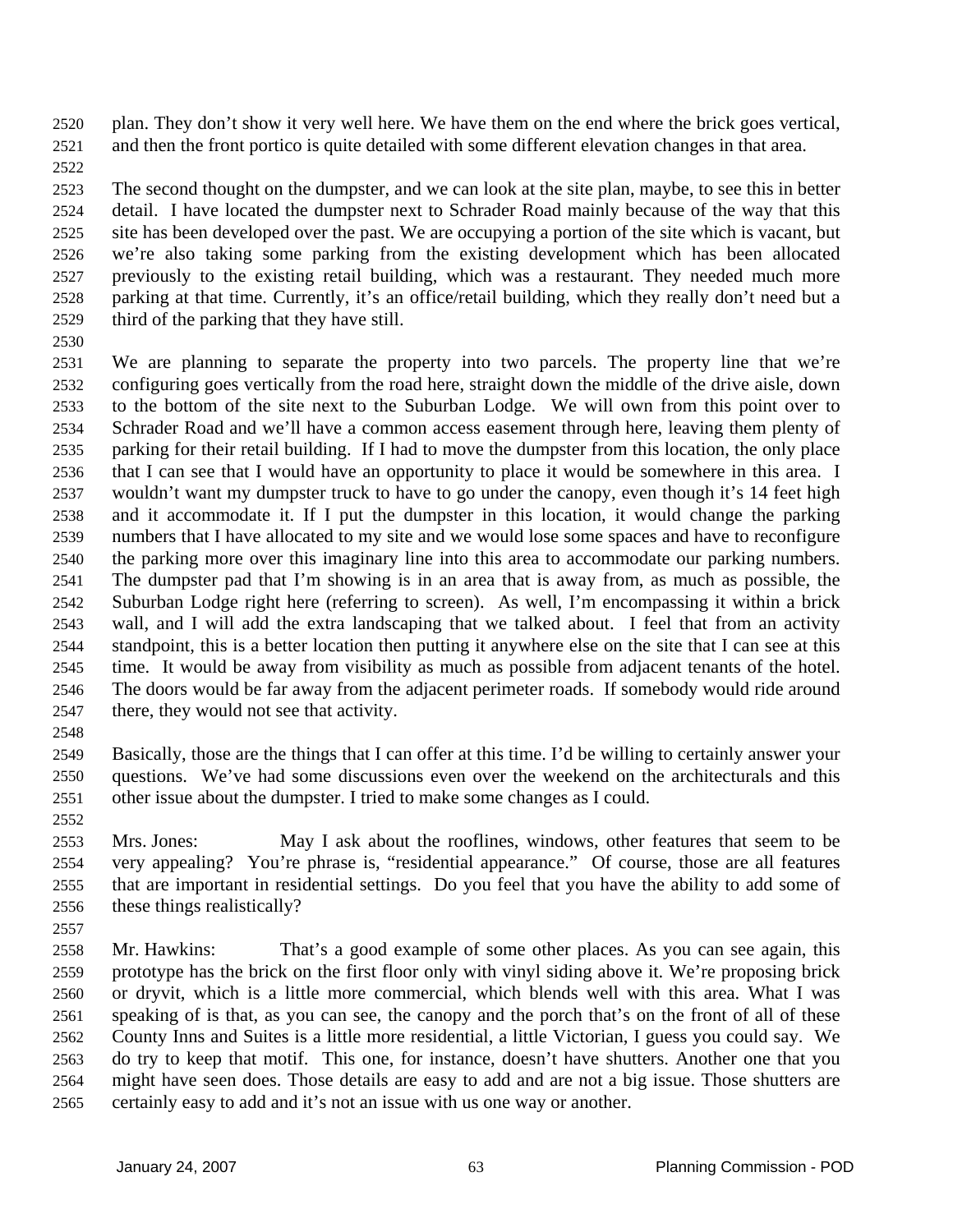plan. They don't show it very well here. We have them on the end where the brick goes vertical, and then the front portico is quite detailed with some different elevation changes in that area.

The second thought on the dumpster, and we can look at the site plan, maybe, to see this in better detail. I have located the dumpster next to Schrader Road mainly because of the way that this site has been developed over the past. We are occupying a portion of the site which is vacant, but we're also taking some parking from the existing development which has been allocated previously to the existing retail building, which was a restaurant. They needed much more parking at that time. Currently, it's an office/retail building, which they really don't need but a third of the parking that they have still.

We are planning to separate the property into two parcels. The property line that we're configuring goes vertically from the road here, straight down the middle of the drive aisle, down to the bottom of the site next to the Suburban Lodge. We will own from this point over to Schrader Road and we'll have a common access easement through here, leaving them plenty of parking for their retail building. If I had to move the dumpster from this location, the only place that I can see that I would have an opportunity to place it would be somewhere in this area. I wouldn't want my dumpster truck to have to go under the canopy, even though it's 14 feet high and it accommodate it. If I put the dumpster in this location, it would change the parking numbers that I have allocated to my site and we would lose some spaces and have to reconfigure the parking more over this imaginary line into this area to accommodate our parking numbers. The dumpster pad that I'm showing is in an area that is away from, as much as possible, the Suburban Lodge right here (referring to screen). As well, I'm encompassing it within a brick wall, and I will add the extra landscaping that we talked about. I feel that from an activity standpoint, this is a better location then putting it anywhere else on the site that I can see at this time. It would be away from visibility as much as possible from adjacent tenants of the hotel. The doors would be far away from the adjacent perimeter roads. If somebody would ride around there, they would not see that activity.

Basically, those are the things that I can offer at this time. I'd be willing to certainly answer your questions. We've had some discussions even over the weekend on the architecturals and this other issue about the dumpster. I tried to make some changes as I could.

Mrs. Jones: May I ask about the rooflines, windows, other features that seem to be very appealing? You're phrase is, "residential appearance." Of course, those are all features that are important in residential settings. Do you feel that you have the ability to add some of these things realistically?

Mr. Hawkins: That's a good example of some other places. As you can see again, this prototype has the brick on the first floor only with vinyl siding above it. We're proposing brick or dryvit, which is a little more commercial, which blends well with this area. What I was speaking of is that, as you can see, the canopy and the porch that's on the front of all of these County Inns and Suites is a little more residential, a little Victorian, I guess you could say. We do try to keep that motif. This one, for instance, doesn't have shutters. Another one that you might have seen does. Those details are easy to add and are not a big issue. Those shutters are certainly easy to add and it's not an issue with us one way or another.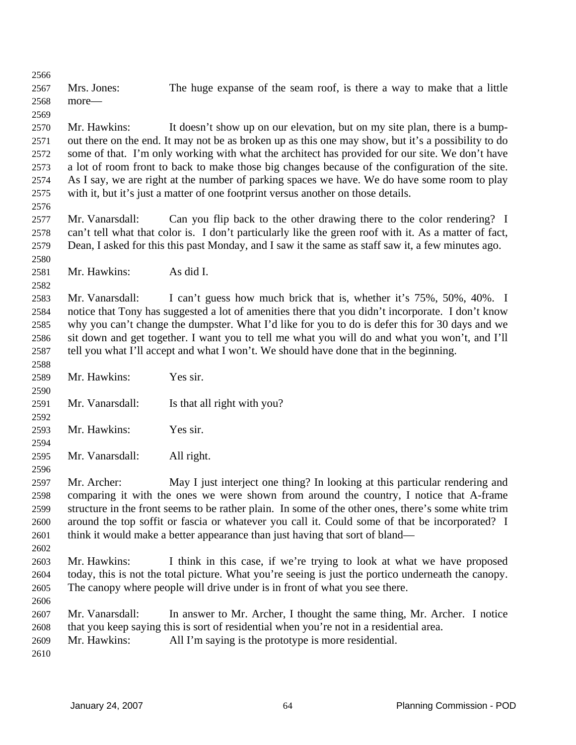Mrs. Jones: The huge expanse of the seam roof, is there a way to make that a little more—

Mr. Hawkins: It doesn't show up on our elevation, but on my site plan, there is a bump-out there on the end. It may not be as broken up as this one may show, but it's a possibility to do some of that. I'm only working with what the architect has provided for our site. We don't have a lot of room front to back to make those big changes because of the configuration of the site. As I say, we are right at the number of parking spaces we have. We do have some room to play with it, but it's just a matter of one footprint versus another on those details.

Mr. Vanarsdall: Can you flip back to the other drawing there to the color rendering? I can't tell what that color is. I don't particularly like the green roof with it. As a matter of fact, Dean, I asked for this this past Monday, and I saw it the same as staff saw it, a few minutes ago.

Mr. Hawkins: As did I.

Mr. Vanarsdall: I can't guess how much brick that is, whether it's 75%, 50%, 40%. I notice that Tony has suggested a lot of amenities there that you didn't incorporate. I don't know why you can't change the dumpster. What I'd like for you to do is defer this for 30 days and we sit down and get together. I want you to tell me what you will do and what you won't, and I'll tell you what I'll accept and what I won't. We should have done that in the beginning.

Mr. Hawkins: Yes sir.

Mr. Vanarsdall: Is that all right with you?

Mr. Hawkins: Yes sir.

Mr. Vanarsdall: All right.

Mr. Archer: May I just interject one thing? In looking at this particular rendering and comparing it with the ones we were shown from around the country, I notice that A-frame structure in the front seems to be rather plain. In some of the other ones, there's some white trim around the top soffit or fascia or whatever you call it. Could some of that be incorporated? I think it would make a better appearance than just having that sort of bland—

Mr. Hawkins: I think in this case, if we're trying to look at what we have proposed today, this is not the total picture. What you're seeing is just the portico underneath the canopy. The canopy where people will drive under is in front of what you see there.

Mr. Vanarsdall: In answer to Mr. Archer, I thought the same thing, Mr. Archer. I notice that you keep saying this is sort of residential when you're not in a residential area.

Mr. Hawkins: All I'm saying is the prototype is more residential.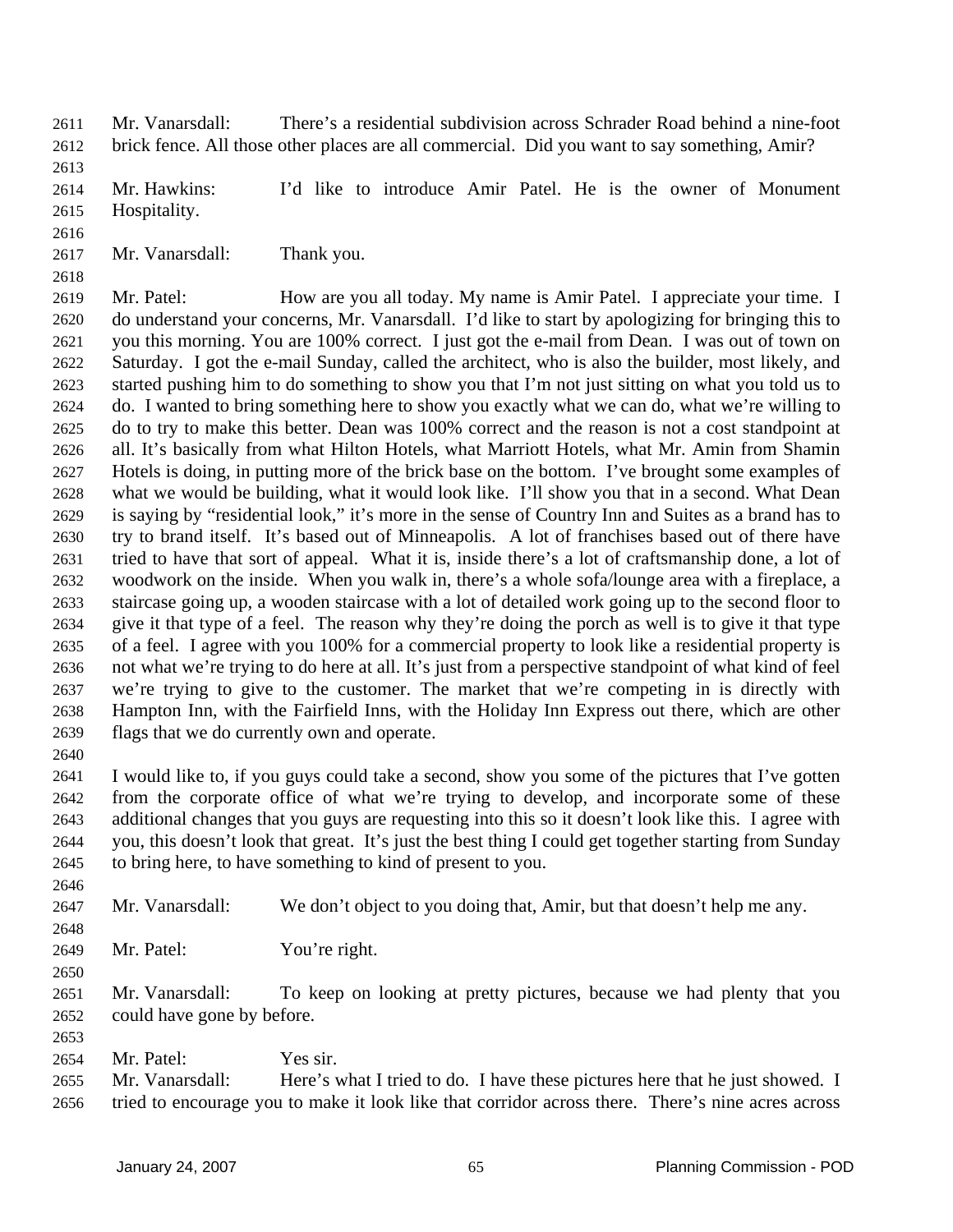Mr. Vanarsdall: There's a residential subdivision across Schrader Road behind a nine-foot brick fence. All those other places are all commercial. Did you want to say something, Amir?

Mr. Hawkins: I'd like to introduce Amir Patel. He is the owner of Monument Hospitality.

Mr. Vanarsdall: Thank you.

Mr. Patel: How are you all today. My name is Amir Patel. I appreciate your time. I do understand your concerns, Mr. Vanarsdall. I'd like to start by apologizing for bringing this to you this morning. You are 100% correct. I just got the e-mail from Dean. I was out of town on Saturday. I got the e-mail Sunday, called the architect, who is also the builder, most likely, and started pushing him to do something to show you that I'm not just sitting on what you told us to do. I wanted to bring something here to show you exactly what we can do, what we're willing to do to try to make this better. Dean was 100% correct and the reason is not a cost standpoint at all. It's basically from what Hilton Hotels, what Marriott Hotels, what Mr. Amin from Shamin Hotels is doing, in putting more of the brick base on the bottom. I've brought some examples of what we would be building, what it would look like. I'll show you that in a second. What Dean is saying by "residential look," it's more in the sense of Country Inn and Suites as a brand has to try to brand itself. It's based out of Minneapolis. A lot of franchises based out of there have tried to have that sort of appeal. What it is, inside there's a lot of craftsmanship done, a lot of woodwork on the inside. When you walk in, there's a whole sofa/lounge area with a fireplace, a staircase going up, a wooden staircase with a lot of detailed work going up to the second floor to give it that type of a feel. The reason why they're doing the porch as well is to give it that type of a feel. I agree with you 100% for a commercial property to look like a residential property is not what we're trying to do here at all. It's just from a perspective standpoint of what kind of feel we're trying to give to the customer. The market that we're competing in is directly with Hampton Inn, with the Fairfield Inns, with the Holiday Inn Express out there, which are other flags that we do currently own and operate.

I would like to, if you guys could take a second, show you some of the pictures that I've gotten from the corporate office of what we're trying to develop, and incorporate some of these additional changes that you guys are requesting into this so it doesn't look like this. I agree with you, this doesn't look that great. It's just the best thing I could get together starting from Sunday to bring here, to have something to kind of present to you.

Mr. Vanarsdall: We don't object to you doing that, Amir, but that doesn't help me any.

Mr. Patel: You're right.

Mr. Vanarsdall: To keep on looking at pretty pictures, because we had plenty that you could have gone by before.

Mr. Patel: Yes sir.

Mr. Vanarsdall: Here's what I tried to do. I have these pictures here that he just showed. I tried to encourage you to make it look like that corridor across there. There's nine acres across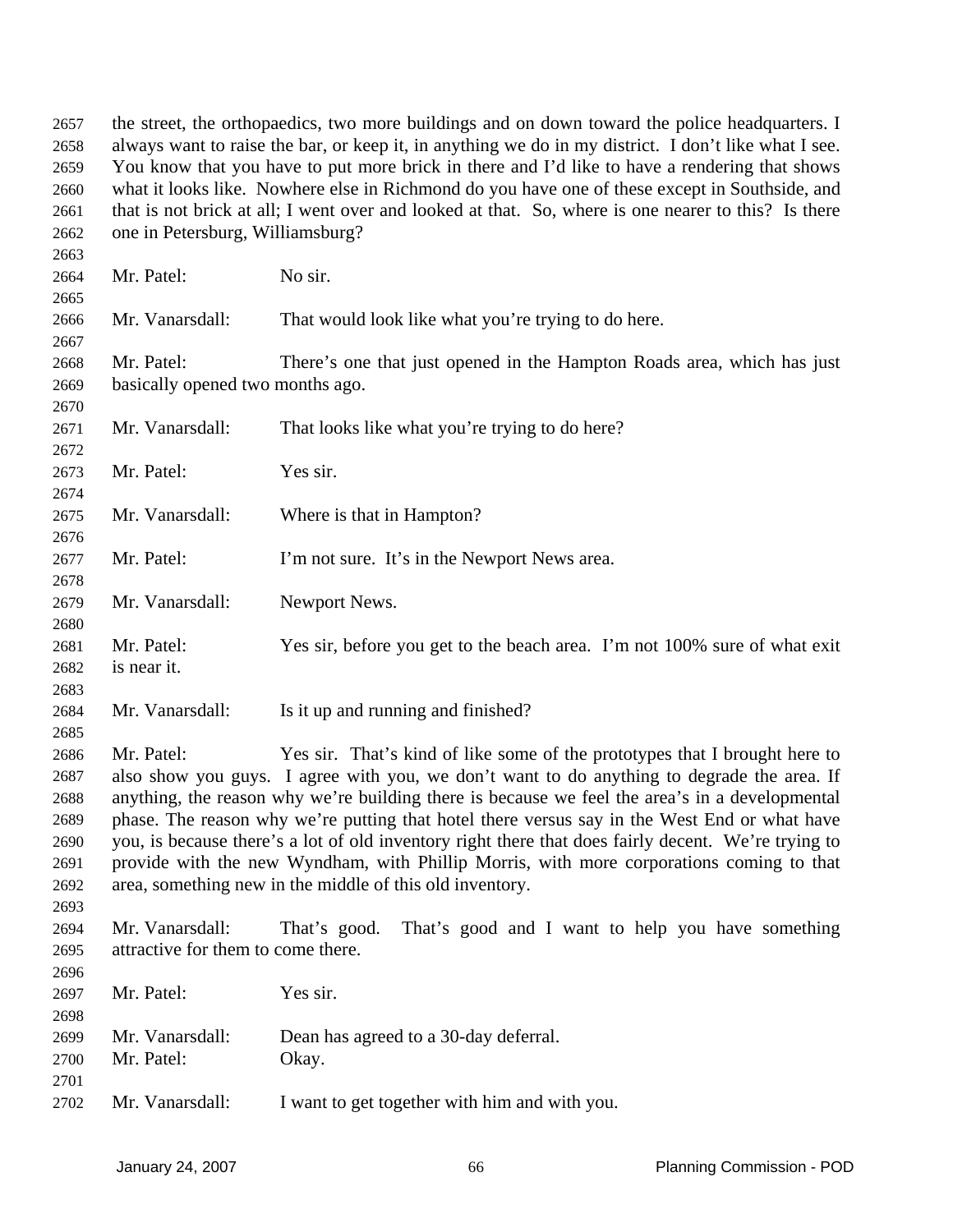the street, the orthopaedics, two more buildings and on down toward the police headquarters. I always want to raise the bar, or keep it, in anything we do in my district. I don't like what I see. You know that you have to put more brick in there and I'd like to have a rendering that shows what it looks like. Nowhere else in Richmond do you have one of these except in Southside, and that is not brick at all; I went over and looked at that. So, where is one nearer to this? Is there one in Petersburg, Williamsburg?

Mr. Patel: No sir.

Mr. Vanarsdall: That would look like what you're trying to do here.

Mr. Patel: There's one that just opened in the Hampton Roads area, which has just basically opened two months ago.

Mr. Vanarsdall: That looks like what you're trying to do here?

Mr. Patel: Yes sir.

Mr. Vanarsdall: Where is that in Hampton?

Mr. Patel: I'm not sure. It's in the Newport News area.

Mr. Vanarsdall: Newport News.

Mr. Patel: Yes sir, before you get to the beach area. I'm not 100% sure of what exit is near it.

Mr. Vanarsdall: Is it up and running and finished?

Mr. Patel: Yes sir. That's kind of like some of the prototypes that I brought here to also show you guys. I agree with you, we don't want to do anything to degrade the area. If anything, the reason why we're building there is because we feel the area's in a developmental phase. The reason why we're putting that hotel there versus say in the West End or what have you, is because there's a lot of old inventory right there that does fairly decent. We're trying to provide with the new Wyndham, with Phillip Morris, with more corporations coming to that area, something new in the middle of this old inventory.

Mr. Vanarsdall: That's good. That's good and I want to help you have something attractive for them to come there.

Mr. Patel: Yes sir.

Mr. Vanarsdall: Dean has agreed to a 30-day deferral.
Mr. Patel: Okay.

Mr. Vanarsdall: I want to get together with him and with you.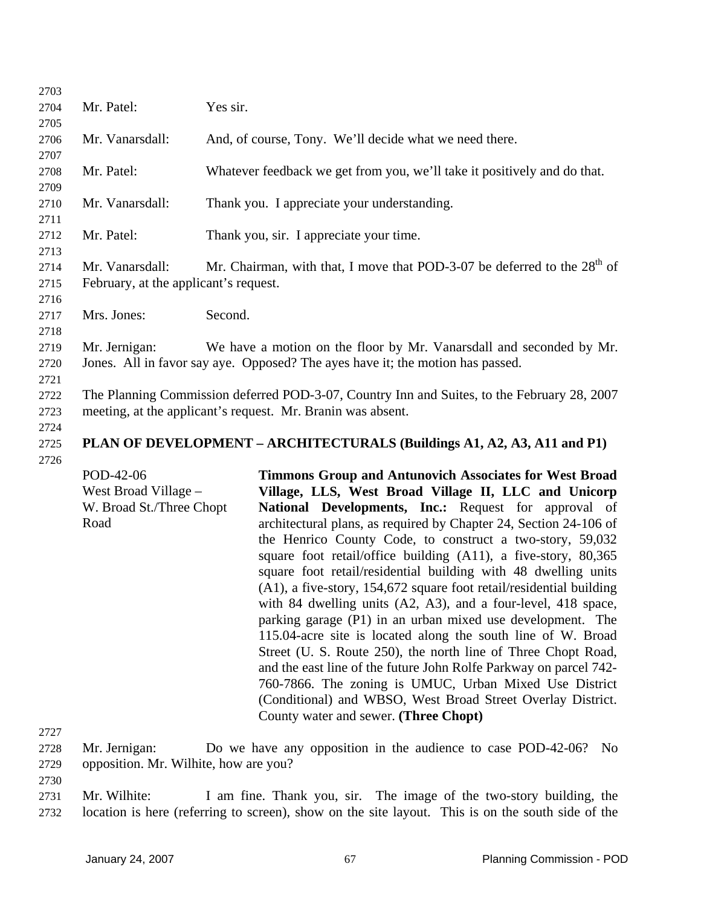Mr. Patel: Yes sir.

Mr. Vanarsdall: And, of course, Tony. We'll decide what we need there.

Mr. Patel: Whatever feedback we get from you, we'll take it positively and do that.

Mr. Vanarsdall: Thank you. I appreciate your understanding.

Mr. Patel: Thank you, sir. I appreciate your time.

Mr. Vanarsdall: Mr. Chairman, with that, I move that POD-3-07 be deferred to the 28th of February, at the applicant's request.

Mrs. Jones: Second.

Mr. Jernigan: We have a motion on the floor by Mr. Vanarsdall and seconded by Mr. Jones. All in favor say aye. Opposed? The ayes have it; the motion has passed.

The Planning Commission deferred POD-3-07, Country Inn and Suites, to the February 28, 2007 meeting, at the applicant's request. Mr. Branin was absent.

**PLAN OF DEVELOPMENT – ARCHITECTURALS (Buildings A1, A2, A3, A11 and P1)**

POD-42-06
West Broad Village –
W. Broad St./Three Chopt Road

**Timmons Group and Antunovich Associates for West Broad Village, LLS, West Broad Village II, LLC and Unicorp National Developments, Inc.:** Request for approval of architectural plans, as required by Chapter 24, Section 24-106 of the Henrico County Code, to construct a two-story, 59,032 square foot retail/office building (A11), a five-story, 80,365 square foot retail/residential building with 48 dwelling units (A1), a five-story, 154,672 square foot retail/residential building with 84 dwelling units (A2, A3), and a four-level, 418 space, parking garage (P1) in an urban mixed use development. The 115.04-acre site is located along the south line of W. Broad Street (U. S. Route 250), the north line of Three Chopt Road, and the east line of the future John Rolfe Parkway on parcel 742-760-7866. The zoning is UMUC, Urban Mixed Use District (Conditional) and WBSO, West Broad Street Overlay District. County water and sewer. **(Three Chopt)**

Mr. Jernigan: Do we have any opposition in the audience to case POD-42-06? No opposition. Mr. Wilhite, how are you?

Mr. Wilhite: I am fine. Thank you, sir. The image of the two-story building, the location is here (referring to screen), show on the site layout. This is on the south side of the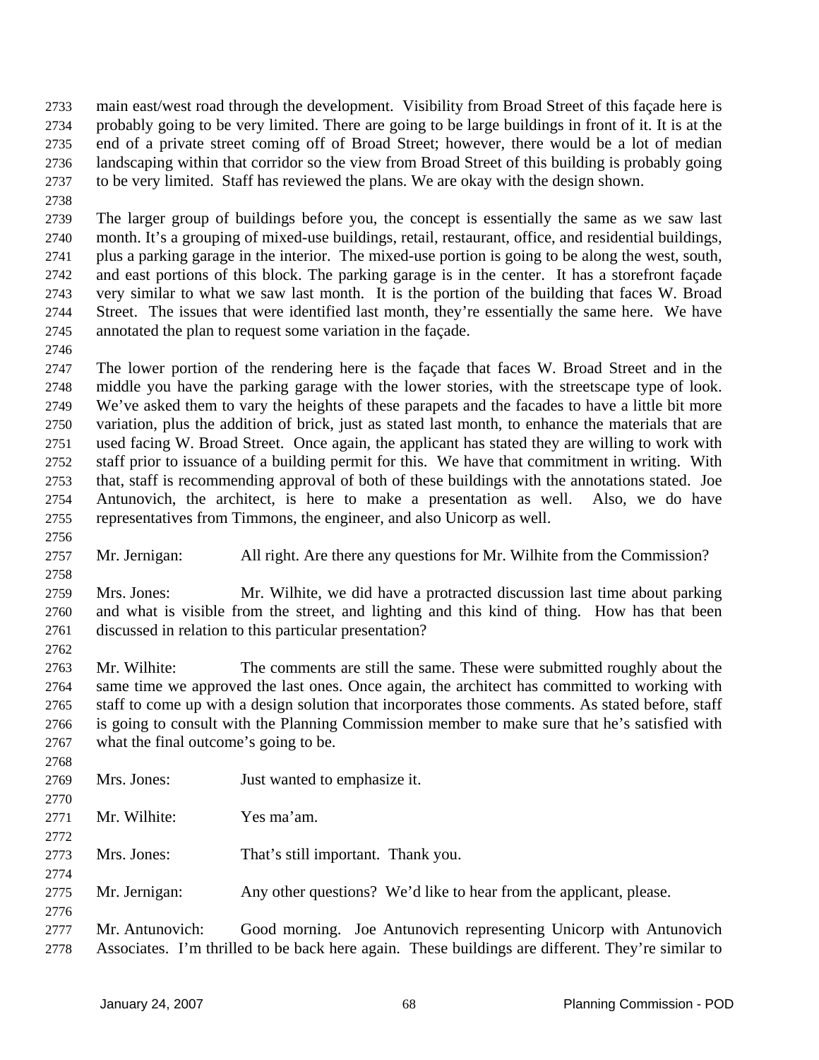main east/west road through the development. Visibility from Broad Street of this façade here is probably going to be very limited. There are going to be large buildings in front of it. It is at the end of a private street coming off of Broad Street; however, there would be a lot of median landscaping within that corridor so the view from Broad Street of this building is probably going to be very limited. Staff has reviewed the plans. We are okay with the design shown.

The larger group of buildings before you, the concept is essentially the same as we saw last month. It's a grouping of mixed-use buildings, retail, restaurant, office, and residential buildings, plus a parking garage in the interior. The mixed-use portion is going to be along the west, south, and east portions of this block. The parking garage is in the center. It has a storefront façade very similar to what we saw last month. It is the portion of the building that faces W. Broad Street. The issues that were identified last month, they're essentially the same here. We have annotated the plan to request some variation in the façade.

The lower portion of the rendering here is the façade that faces W. Broad Street and in the middle you have the parking garage with the lower stories, with the streetscape type of look. We've asked them to vary the heights of these parapets and the facades to have a little bit more variation, plus the addition of brick, just as stated last month, to enhance the materials that are used facing W. Broad Street. Once again, the applicant has stated they are willing to work with staff prior to issuance of a building permit for this. We have that commitment in writing. With that, staff is recommending approval of both of these buildings with the annotations stated. Joe Antunovich, the architect, is here to make a presentation as well. Also, we do have representatives from Timmons, the engineer, and also Unicorp as well.

Mr. Jernigan: All right. Are there any questions for Mr. Wilhite from the Commission?

Mrs. Jones: Mr. Wilhite, we did have a protracted discussion last time about parking and what is visible from the street, and lighting and this kind of thing. How has that been discussed in relation to this particular presentation?

Mr. Wilhite: The comments are still the same. These were submitted roughly about the same time we approved the last ones. Once again, the architect has committed to working with staff to come up with a design solution that incorporates those comments. As stated before, staff is going to consult with the Planning Commission member to make sure that he's satisfied with what the final outcome's going to be.

Mrs. Jones: Just wanted to emphasize it.

Mr. Wilhite: Yes ma'am.

Mrs. Jones: That's still important. Thank you.

Mr. Jernigan: Any other questions? We'd like to hear from the applicant, please.

Mr. Antunovich: Good morning. Joe Antunovich representing Unicorp with Antunovich Associates. I'm thrilled to be back here again. These buildings are different. They're similar to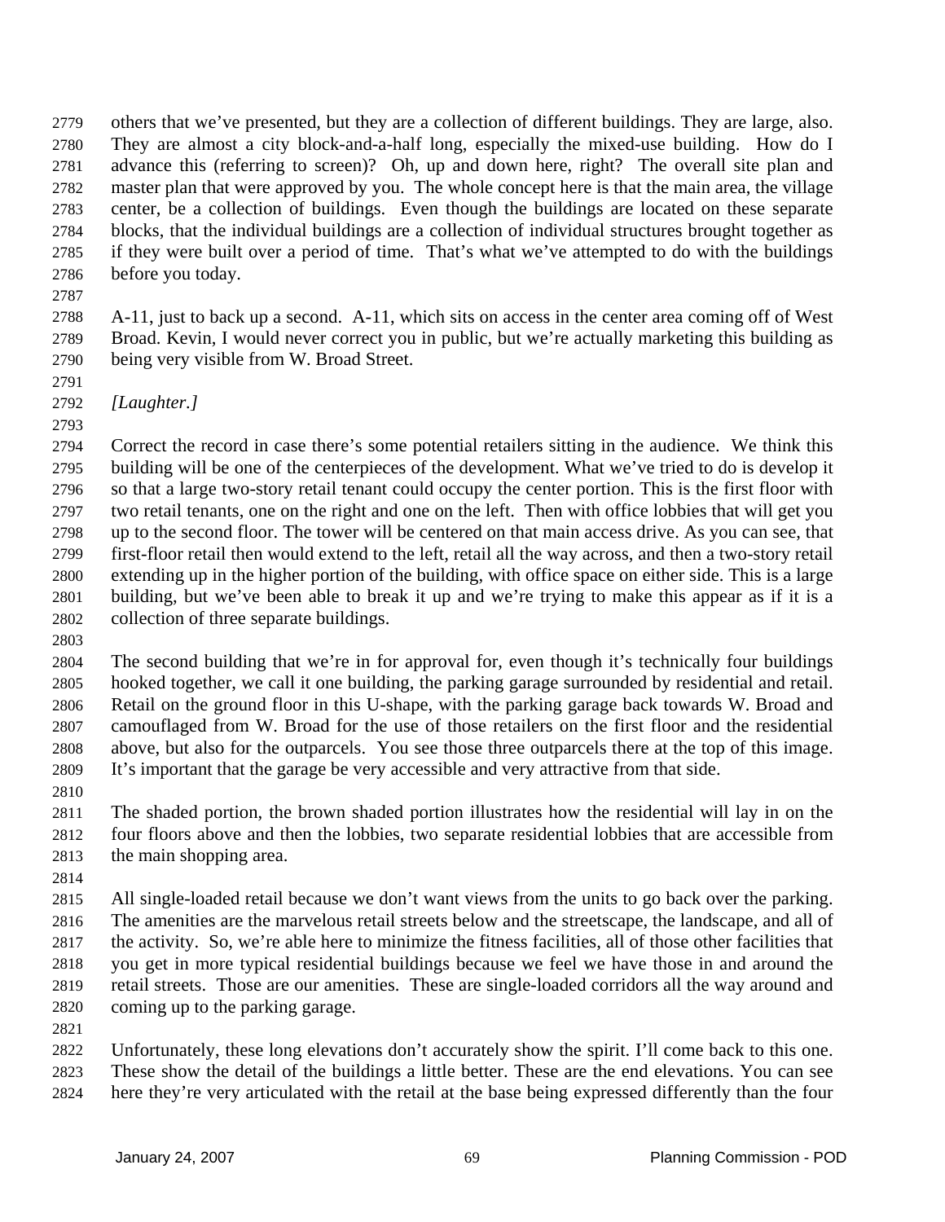others that we've presented, but they are a collection of different buildings. They are large, also. They are almost a city block-and-a-half long, especially the mixed-use building. How do I advance this (referring to screen)? Oh, up and down here, right? The overall site plan and master plan that were approved by you. The whole concept here is that the main area, the village center, be a collection of buildings. Even though the buildings are located on these separate blocks, that the individual buildings are a collection of individual structures brought together as if they were built over a period of time. That's what we've attempted to do with the buildings before you today.

A-11, just to back up a second. A-11, which sits on access in the center area coming off of West Broad. Kevin, I would never correct you in public, but we're actually marketing this building as being very visible from W. Broad Street.

*[Laughter.]*

Correct the record in case there's some potential retailers sitting in the audience. We think this building will be one of the centerpieces of the development. What we've tried to do is develop it so that a large two-story retail tenant could occupy the center portion. This is the first floor with two retail tenants, one on the right and one on the left. Then with office lobbies that will get you up to the second floor. The tower will be centered on that main access drive. As you can see, that first-floor retail then would extend to the left, retail all the way across, and then a two-story retail extending up in the higher portion of the building, with office space on either side. This is a large building, but we've been able to break it up and we're trying to make this appear as if it is a collection of three separate buildings.

The second building that we're in for approval for, even though it's technically four buildings hooked together, we call it one building, the parking garage surrounded by residential and retail. Retail on the ground floor in this U-shape, with the parking garage back towards W. Broad and camouflaged from W. Broad for the use of those retailers on the first floor and the residential above, but also for the outparcels. You see those three outparcels there at the top of this image. It's important that the garage be very accessible and very attractive from that side.

The shaded portion, the brown shaded portion illustrates how the residential will lay in on the four floors above and then the lobbies, two separate residential lobbies that are accessible from the main shopping area.

All single-loaded retail because we don't want views from the units to go back over the parking. The amenities are the marvelous retail streets below and the streetscape, the landscape, and all of the activity. So, we're able here to minimize the fitness facilities, all of those other facilities that you get in more typical residential buildings because we feel we have those in and around the retail streets. Those are our amenities. These are single-loaded corridors all the way around and coming up to the parking garage.

Unfortunately, these long elevations don't accurately show the spirit. I'll come back to this one. These show the detail of the buildings a little better. These are the end elevations. You can see here they're very articulated with the retail at the base being expressed differently than the four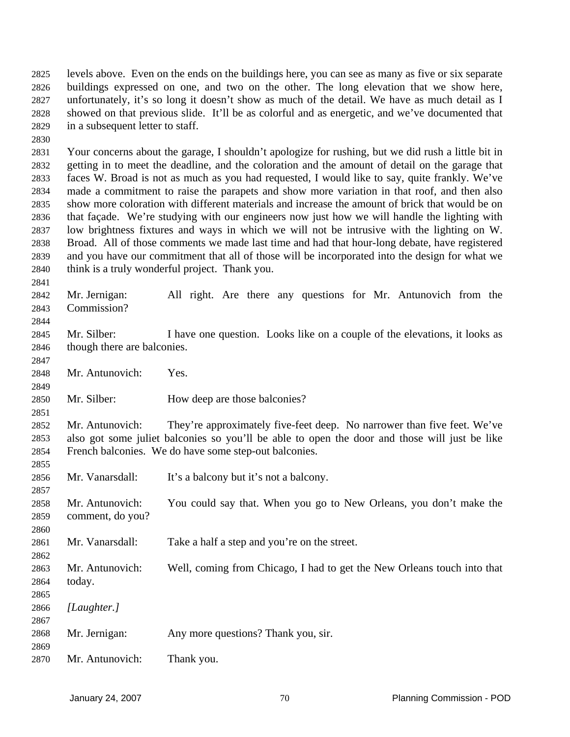levels above. Even on the ends on the buildings here, you can see as many as five or six separate buildings expressed on one, and two on the other. The long elevation that we show here, unfortunately, it's so long it doesn't show as much of the detail. We have as much detail as I showed on that previous slide. It'll be as colorful and as energetic, and we've documented that in a subsequent letter to staff.

Your concerns about the garage, I shouldn't apologize for rushing, but we did rush a little bit in getting in to meet the deadline, and the coloration and the amount of detail on the garage that faces W. Broad is not as much as you had requested, I would like to say, quite frankly. We've made a commitment to raise the parapets and show more variation in that roof, and then also show more coloration with different materials and increase the amount of brick that would be on that façade. We're studying with our engineers now just how we will handle the lighting with low brightness fixtures and ways in which we will not be intrusive with the lighting on W. Broad. All of those comments we made last time and had that hour-long debate, have registered and you have our commitment that all of those will be incorporated into the design for what we think is a truly wonderful project. Thank you.

Mr. Jernigan: All right. Are there any questions for Mr. Antunovich from the Commission?

Mr. Silber: I have one question. Looks like on a couple of the elevations, it looks as though there are balconies.

Mr. Antunovich: Yes.

Mr. Silber: How deep are those balconies?

Mr. Antunovich: They're approximately five-feet deep. No narrower than five feet. We've also got some juliet balconies so you'll be able to open the door and those will just be like French balconies. We do have some step-out balconies.

Mr. Vanarsdall: It's a balcony but it's not a balcony.

Mr. Antunovich: You could say that. When you go to New Orleans, you don't make the comment, do you?

Mr. Vanarsdall: Take a half a step and you're on the street.

Mr. Antunovich: Well, coming from Chicago, I had to get the New Orleans touch into that today.

*[Laughter.]*

Mr. Jernigan: Any more questions? Thank you, sir.

Mr. Antunovich: Thank you.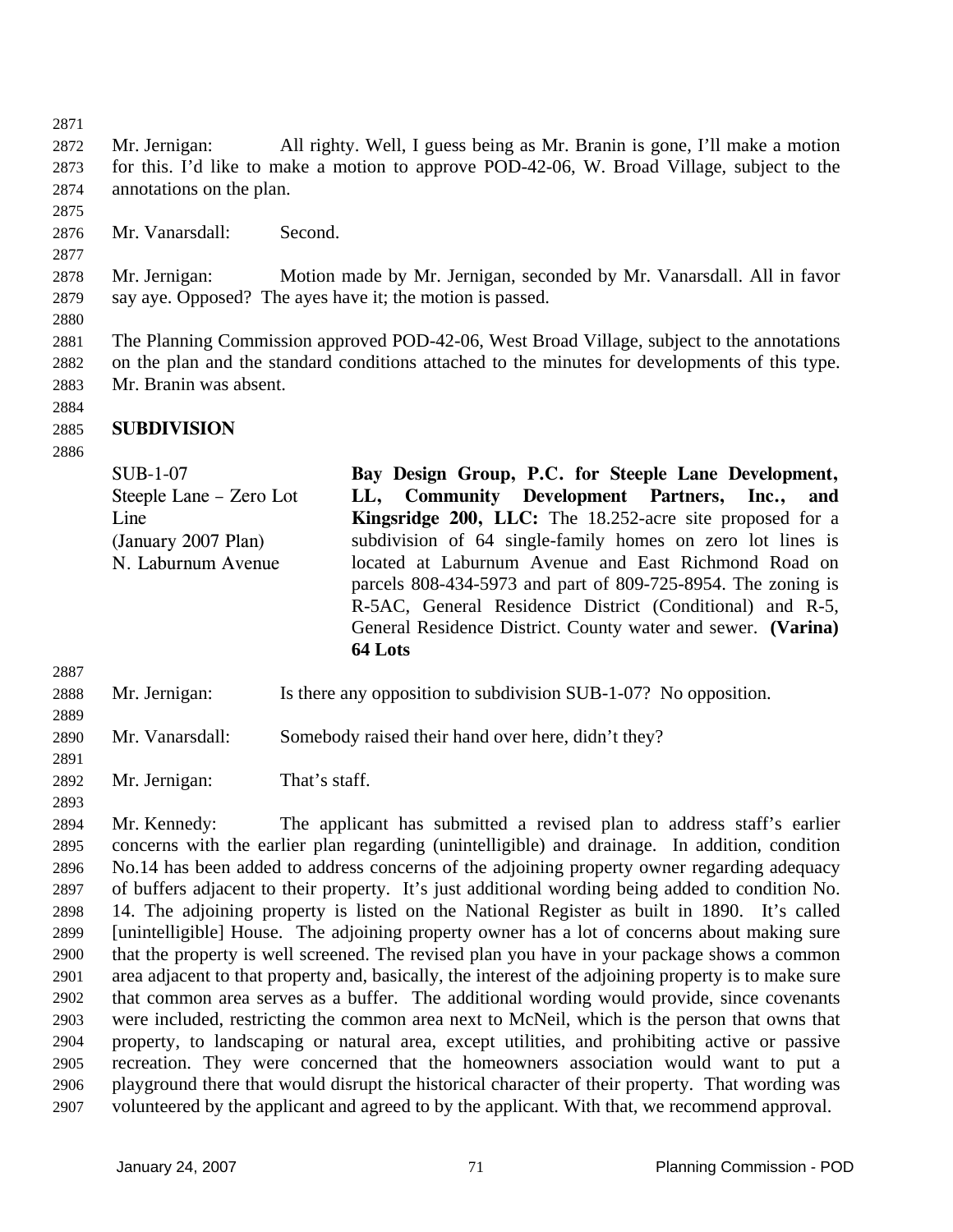Mr. Jernigan: All righty. Well, I guess being as Mr. Branin is gone, I'll make a motion for this. I'd like to make a motion to approve POD-42-06, W. Broad Village, subject to the annotations on the plan.

Mr. Vanarsdall: Second.

Mr. Jernigan: Motion made by Mr. Jernigan, seconded by Mr. Vanarsdall. All in favor say aye. Opposed? The ayes have it; the motion is passed.

The Planning Commission approved POD-42-06, West Broad Village, subject to the annotations on the plan and the standard conditions attached to the minutes for developments of this type. Mr. Branin was absent.

## SUBDIVISION

| | |
|---|---|
| SUB-1-07<br>Steeple Lane – Zero Lot Line<br>(January 2007 Plan)<br>N. Laburnum Avenue | **Bay Design Group, P.C. for Steeple Lane Development, LL, Community Development Partners, Inc., and Kingsridge 200, LLC:** The 18.252-acre site proposed for a subdivision of 64 single-family homes on zero lot lines is located at Laburnum Avenue and East Richmond Road on parcels 808-434-5973 and part of 809-725-8954. The zoning is R-5AC, General Residence District (Conditional) and R-5, General Residence District. County water and sewer. **(Varina) 64 Lots** |

Mr. Jernigan: Is there any opposition to subdivision SUB-1-07? No opposition.

Mr. Vanarsdall: Somebody raised their hand over here, didn't they?

Mr. Jernigan: That's staff.

Mr. Kennedy: The applicant has submitted a revised plan to address staff's earlier concerns with the earlier plan regarding (unintelligible) and drainage. In addition, condition No.14 has been added to address concerns of the adjoining property owner regarding adequacy of buffers adjacent to their property. It's just additional wording being added to condition No. 14. The adjoining property is listed on the National Register as built in 1890. It's called [unintelligible] House. The adjoining property owner has a lot of concerns about making sure that the property is well screened. The revised plan you have in your package shows a common area adjacent to that property and, basically, the interest of the adjoining property is to make sure that common area serves as a buffer. The additional wording would provide, since covenants were included, restricting the common area next to McNeil, which is the person that owns that property, to landscaping or natural area, except utilities, and prohibiting active or passive recreation. They were concerned that the homeowners association would want to put a playground there that would disrupt the historical character of their property. That wording was volunteered by the applicant and agreed to by the applicant. With that, we recommend approval.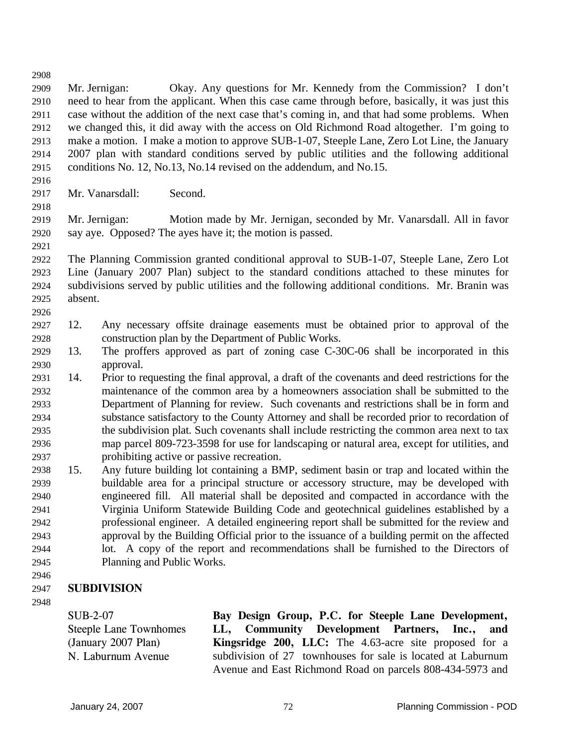Mr. Jernigan: Okay. Any questions for Mr. Kennedy from the Commission? I don't need to hear from the applicant. When this case came through before, basically, it was just this case without the addition of the next case that's coming in, and that had some problems. When we changed this, it did away with the access on Old Richmond Road altogether. I'm going to make a motion. I make a motion to approve SUB-1-07, Steeple Lane, Zero Lot Line, the January 2007 plan with standard conditions served by public utilities and the following additional conditions No. 12, No.13, No.14 revised on the addendum, and No.15.

Mr. Vanarsdall: Second.

Mr. Jernigan: Motion made by Mr. Jernigan, seconded by Mr. Vanarsdall. All in favor say aye. Opposed? The ayes have it; the motion is passed.

The Planning Commission granted conditional approval to SUB-1-07, Steeple Lane, Zero Lot Line (January 2007 Plan) subject to the standard conditions attached to these minutes for subdivisions served by public utilities and the following additional conditions. Mr. Branin was absent.

12. Any necessary offsite drainage easements must be obtained prior to approval of the construction plan by the Department of Public Works.
13. The proffers approved as part of zoning case C-30C-06 shall be incorporated in this approval.
14. Prior to requesting the final approval, a draft of the covenants and deed restrictions for the maintenance of the common area by a homeowners association shall be submitted to the Department of Planning for review. Such covenants and restrictions shall be in form and substance satisfactory to the County Attorney and shall be recorded prior to recordation of the subdivision plat. Such covenants shall include restricting the common area next to tax map parcel 809-723-3598 for use for landscaping or natural area, except for utilities, and prohibiting active or passive recreation.
15. Any future building lot containing a BMP, sediment basin or trap and located within the buildable area for a principal structure or accessory structure, may be developed with engineered fill. All material shall be deposited and compacted in accordance with the Virginia Uniform Statewide Building Code and geotechnical guidelines established by a professional engineer. A detailed engineering report shall be submitted for the review and approval by the Building Official prior to the issuance of a building permit on the affected lot. A copy of the report and recommendations shall be furnished to the Directors of Planning and Public Works.

**SUBDIVISION**

SUB-2-07
Steeple Lane Townhomes
(January 2007 Plan)
N. Laburnum Avenue

**Bay Design Group, P.C. for Steeple Lane Development, LL, Community Development Partners, Inc., and Kingsridge 200, LLC:** The 4.63-acre site proposed for a subdivision of 27 townhouses for sale is located at Laburnum Avenue and East Richmond Road on parcels 808-434-5973 and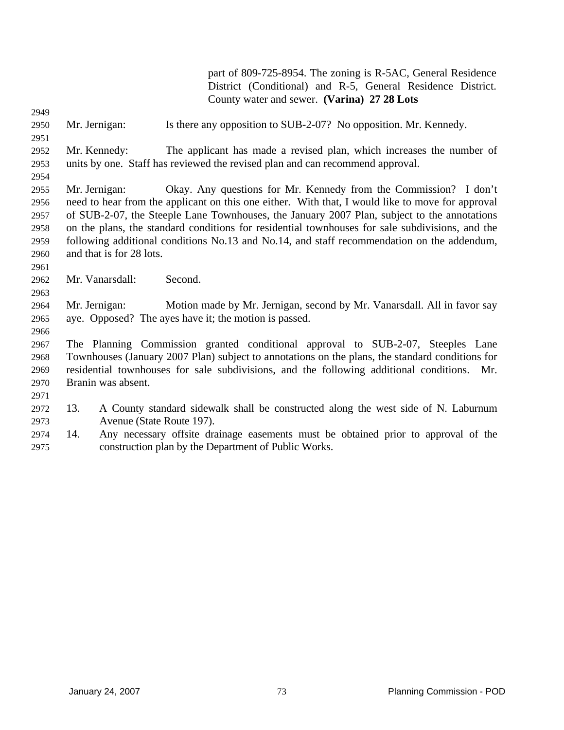part of 809-725-8954. The zoning is R-5AC, General Residence District (Conditional) and R-5, General Residence District. County water and sewer. **(Varina)** ~~**27**~~ **28 Lots**

Mr. Jernigan: Is there any opposition to SUB-2-07? No opposition. Mr. Kennedy.

Mr. Kennedy: The applicant has made a revised plan, which increases the number of units by one. Staff has reviewed the revised plan and can recommend approval.

Mr. Jernigan: Okay. Any questions for Mr. Kennedy from the Commission? I don't need to hear from the applicant on this one either. With that, I would like to move for approval of SUB-2-07, the Steeple Lane Townhouses, the January 2007 Plan, subject to the annotations on the plans, the standard conditions for residential townhouses for sale subdivisions, and the following additional conditions No.13 and No.14, and staff recommendation on the addendum, and that is for 28 lots.

Mr. Vanarsdall: Second.

Mr. Jernigan: Motion made by Mr. Jernigan, second by Mr. Vanarsdall. All in favor say aye. Opposed? The ayes have it; the motion is passed.

The Planning Commission granted conditional approval to SUB-2-07, Steeples Lane Townhouses (January 2007 Plan) subject to annotations on the plans, the standard conditions for residential townhouses for sale subdivisions, and the following additional conditions. Mr. Branin was absent.

13. A County standard sidewalk shall be constructed along the west side of N. Laburnum Avenue (State Route 197).
14. Any necessary offsite drainage easements must be obtained prior to approval of the construction plan by the Department of Public Works.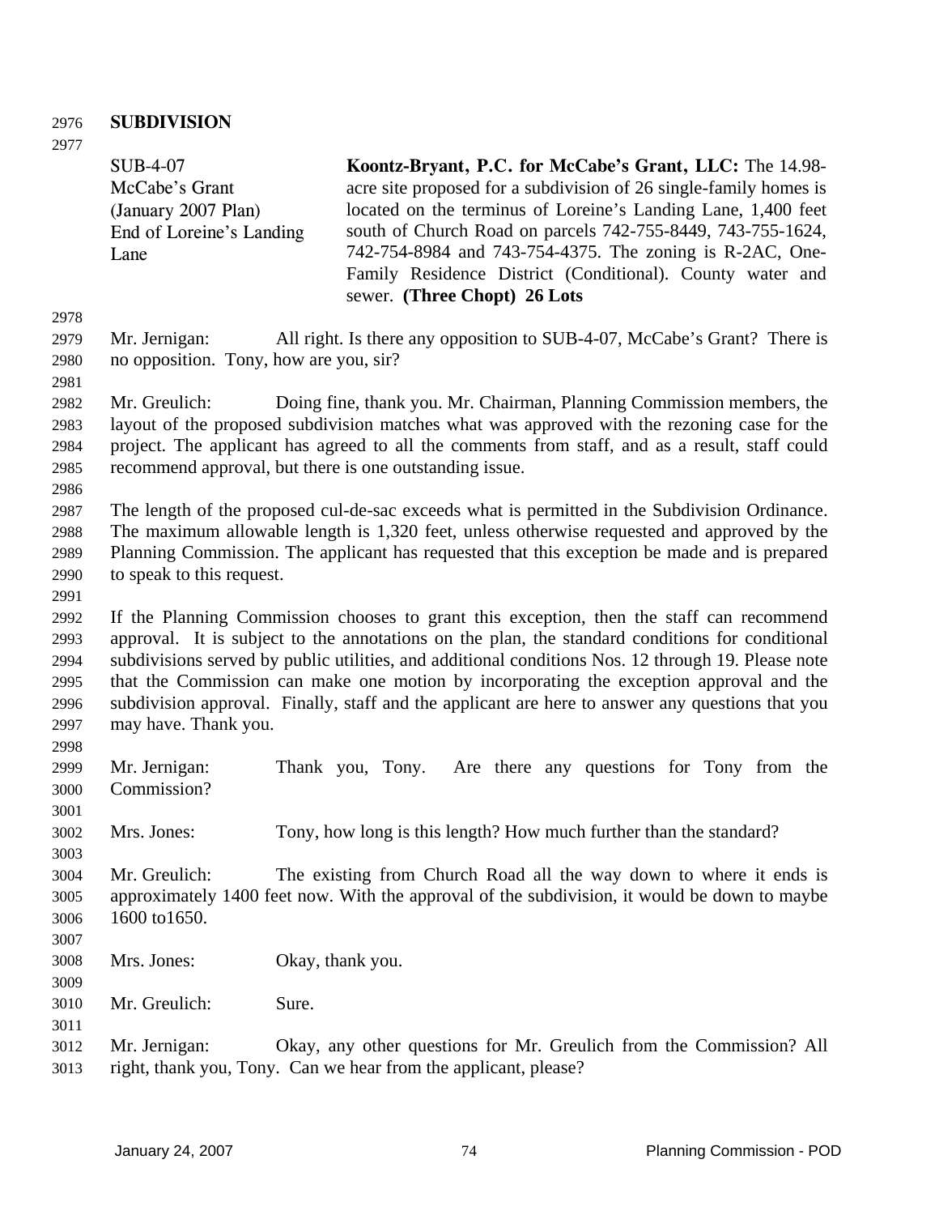**SUBDIVISION**

| | |
|---|---|
| SUB-4-07<br>McCabe's Grant<br>(January 2007 Plan)<br>End of Loreine's Landing Lane | **Koontz-Bryant, P.C. for McCabe's Grant, LLC:** The 14.98-acre site proposed for a subdivision of 26 single-family homes is located on the terminus of Loreine's Landing Lane, 1,400 feet south of Church Road on parcels 742-755-8449, 743-755-1624, 742-754-8984 and 743-754-4375. The zoning is R-2AC, One-Family Residence District (Conditional). County water and sewer. **(Three Chopt) 26 Lots** |

Mr. Jernigan: All right. Is there any opposition to SUB-4-07, McCabe's Grant? There is no opposition. Tony, how are you, sir?

Mr. Greulich: Doing fine, thank you. Mr. Chairman, Planning Commission members, the layout of the proposed subdivision matches what was approved with the rezoning case for the project. The applicant has agreed to all the comments from staff, and as a result, staff could recommend approval, but there is one outstanding issue.

The length of the proposed cul-de-sac exceeds what is permitted in the Subdivision Ordinance. The maximum allowable length is 1,320 feet, unless otherwise requested and approved by the Planning Commission. The applicant has requested that this exception be made and is prepared to speak to this request.

If the Planning Commission chooses to grant this exception, then the staff can recommend approval. It is subject to the annotations on the plan, the standard conditions for conditional subdivisions served by public utilities, and additional conditions Nos. 12 through 19. Please note that the Commission can make one motion by incorporating the exception approval and the subdivision approval. Finally, staff and the applicant are here to answer any questions that you may have. Thank you.

Mr. Jernigan: Thank you, Tony. Are there any questions for Tony from the Commission?

Mrs. Jones: Tony, how long is this length? How much further than the standard?

Mr. Greulich: The existing from Church Road all the way down to where it ends is approximately 1400 feet now. With the approval of the subdivision, it would be down to maybe 1600 to1650.

Mrs. Jones: Okay, thank you.

Mr. Greulich: Sure.

Mr. Jernigan: Okay, any other questions for Mr. Greulich from the Commission? All right, thank you, Tony. Can we hear from the applicant, please?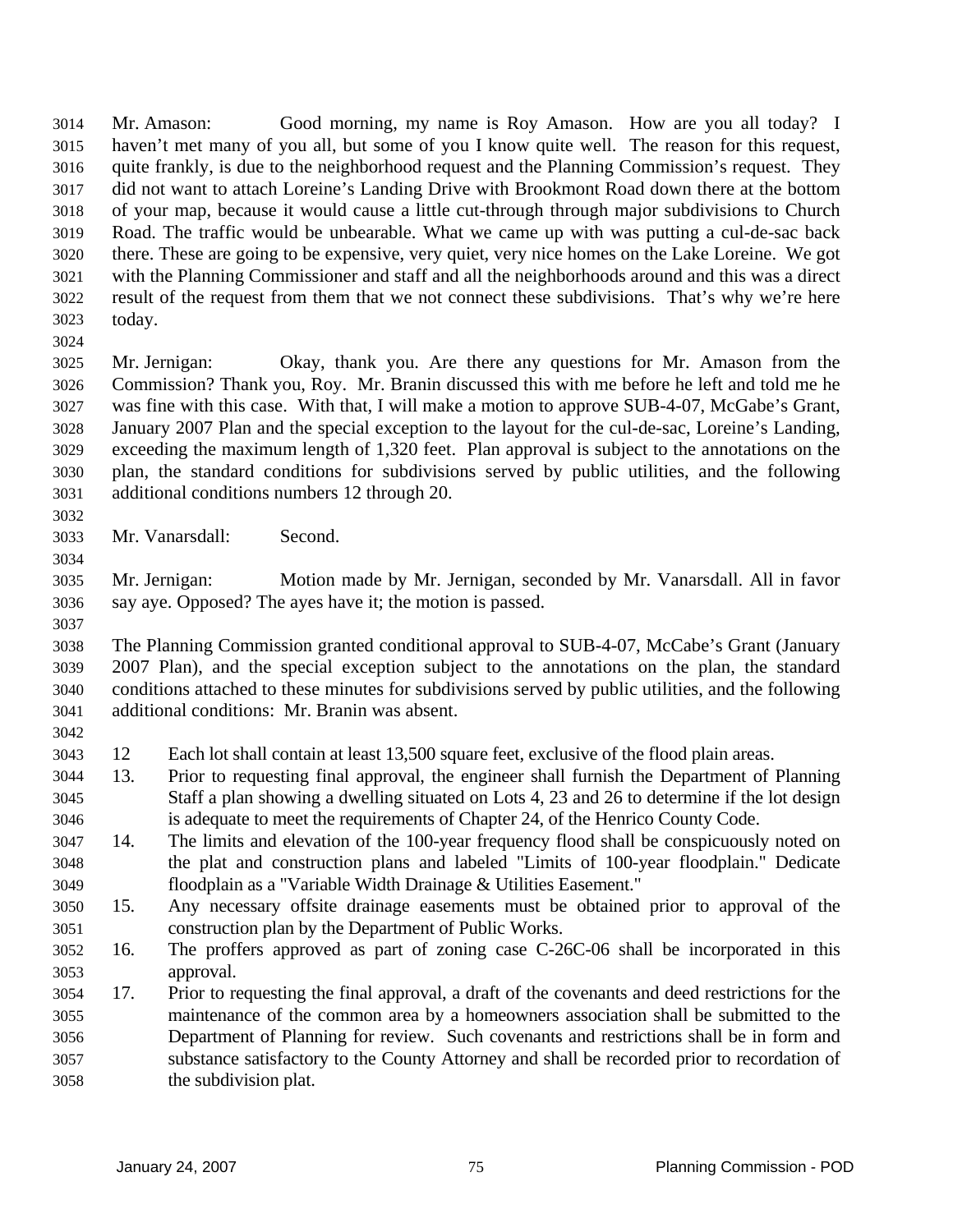Mr. Amason: Good morning, my name is Roy Amason. How are you all today? I haven't met many of you all, but some of you I know quite well. The reason for this request, quite frankly, is due to the neighborhood request and the Planning Commission's request. They did not want to attach Loreine's Landing Drive with Brookmont Road down there at the bottom of your map, because it would cause a little cut-through through major subdivisions to Church Road. The traffic would be unbearable. What we came up with was putting a cul-de-sac back there. These are going to be expensive, very quiet, very nice homes on the Lake Loreine. We got with the Planning Commissioner and staff and all the neighborhoods around and this was a direct result of the request from them that we not connect these subdivisions. That's why we're here today.

Mr. Jernigan: Okay, thank you. Are there any questions for Mr. Amason from the Commission? Thank you, Roy. Mr. Branin discussed this with me before he left and told me he was fine with this case. With that, I will make a motion to approve SUB-4-07, McGabe's Grant, January 2007 Plan and the special exception to the layout for the cul-de-sac, Loreine's Landing, exceeding the maximum length of 1,320 feet. Plan approval is subject to the annotations on the plan, the standard conditions for subdivisions served by public utilities, and the following additional conditions numbers 12 through 20.

Mr. Vanarsdall: Second.

Mr. Jernigan: Motion made by Mr. Jernigan, seconded by Mr. Vanarsdall. All in favor say aye. Opposed? The ayes have it; the motion is passed.

The Planning Commission granted conditional approval to SUB-4-07, McCabe's Grant (January 2007 Plan), and the special exception subject to the annotations on the plan, the standard conditions attached to these minutes for subdivisions served by public utilities, and the following additional conditions: Mr. Branin was absent.

12 Each lot shall contain at least 13,500 square feet, exclusive of the flood plain areas.

13. Prior to requesting final approval, the engineer shall furnish the Department of Planning Staff a plan showing a dwelling situated on Lots 4, 23 and 26 to determine if the lot design is adequate to meet the requirements of Chapter 24, of the Henrico County Code.

14. The limits and elevation of the 100-year frequency flood shall be conspicuously noted on the plat and construction plans and labeled "Limits of 100-year floodplain." Dedicate floodplain as a "Variable Width Drainage & Utilities Easement."

15. Any necessary offsite drainage easements must be obtained prior to approval of the construction plan by the Department of Public Works.

16. The proffers approved as part of zoning case C-26C-06 shall be incorporated in this approval.

17. Prior to requesting the final approval, a draft of the covenants and deed restrictions for the maintenance of the common area by a homeowners association shall be submitted to the Department of Planning for review. Such covenants and restrictions shall be in form and substance satisfactory to the County Attorney and shall be recorded prior to recordation of the subdivision plat.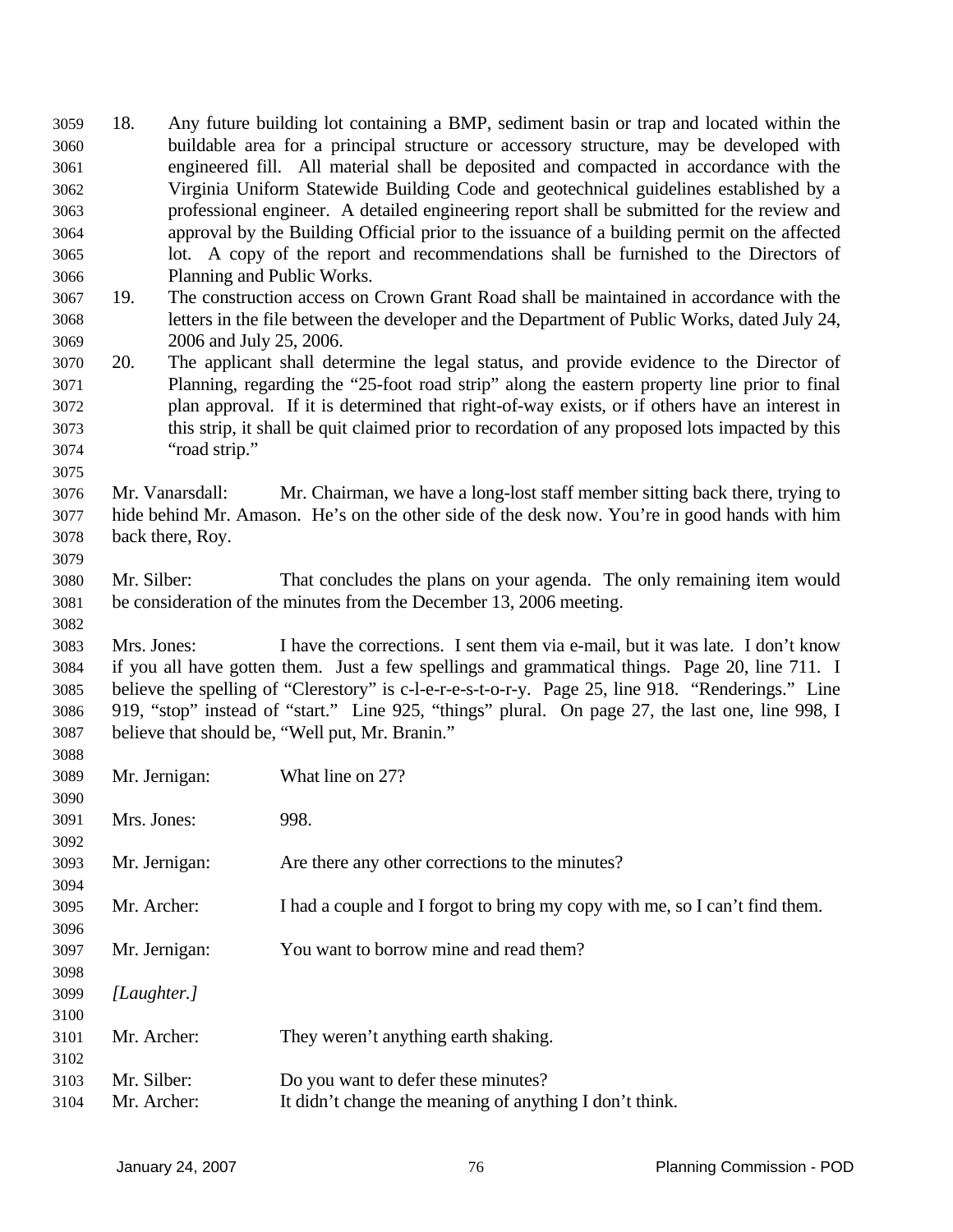18. Any future building lot containing a BMP, sediment basin or trap and located within the buildable area for a principal structure or accessory structure, may be developed with engineered fill. All material shall be deposited and compacted in accordance with the Virginia Uniform Statewide Building Code and geotechnical guidelines established by a professional engineer. A detailed engineering report shall be submitted for the review and approval by the Building Official prior to the issuance of a building permit on the affected lot. A copy of the report and recommendations shall be furnished to the Directors of Planning and Public Works.
19. The construction access on Crown Grant Road shall be maintained in accordance with the letters in the file between the developer and the Department of Public Works, dated July 24, 2006 and July 25, 2006.
20. The applicant shall determine the legal status, and provide evidence to the Director of Planning, regarding the "25-foot road strip" along the eastern property line prior to final plan approval. If it is determined that right-of-way exists, or if others have an interest in this strip, it shall be quit claimed prior to recordation of any proposed lots impacted by this "road strip."

Mr. Vanarsdall: Mr. Chairman, we have a long-lost staff member sitting back there, trying to hide behind Mr. Amason. He's on the other side of the desk now. You're in good hands with him back there, Roy.

Mr. Silber: That concludes the plans on your agenda. The only remaining item would be consideration of the minutes from the December 13, 2006 meeting.

Mrs. Jones: I have the corrections. I sent them via e-mail, but it was late. I don't know if you all have gotten them. Just a few spellings and grammatical things. Page 20, line 711. I believe the spelling of "Clerestory" is c-l-e-r-e-s-t-o-r-y. Page 25, line 918. "Renderings." Line 919, "stop" instead of "start." Line 925, "things" plural. On page 27, the last one, line 998, I believe that should be, "Well put, Mr. Branin."

Mr. Jernigan: What line on 27?

Mrs. Jones: 998.

Mr. Jernigan: Are there any other corrections to the minutes?

Mr. Archer: I had a couple and I forgot to bring my copy with me, so I can't find them.

Mr. Jernigan: You want to borrow mine and read them?

*[Laughter.]*

Mr. Archer: They weren't anything earth shaking.

Mr. Silber: Do you want to defer these minutes?
Mr. Archer: It didn't change the meaning of anything I don't think.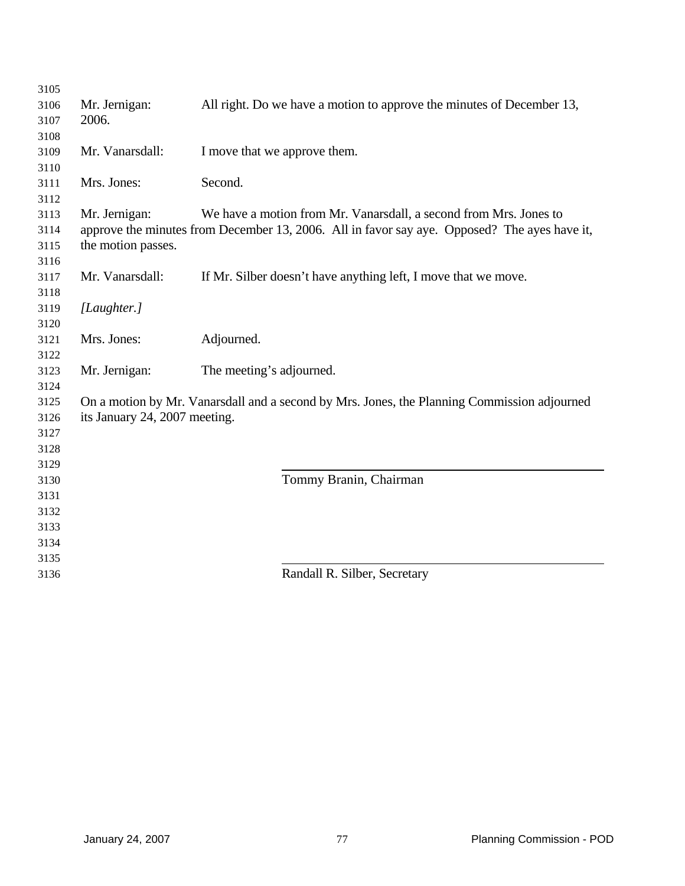Mr. Jernigan: All right. Do we have a motion to approve the minutes of December 13, 2006.

Mr. Vanarsdall: I move that we approve them.

Mrs. Jones: Second.

Mr. Jernigan: We have a motion from Mr. Vanarsdall, a second from Mrs. Jones to approve the minutes from December 13, 2006. All in favor say aye. Opposed? The ayes have it, the motion passes.

Mr. Vanarsdall: If Mr. Silber doesn't have anything left, I move that we move.

*[Laughter.]*

Mrs. Jones: Adjourned.

Mr. Jernigan: The meeting's adjourned.

On a motion by Mr. Vanarsdall and a second by Mrs. Jones, the Planning Commission adjourned its January 24, 2007 meeting.

\_\_\_\_\_\_\_\_\_\_\_\_\_\_\_\_\_\_\_\_\_\_\_\_\_\_\_\_\_\_\_\_\_\_\_\_\_\_

Tommy Branin, Chairman

\_\_\_\_\_\_\_\_\_\_\_\_\_\_\_\_\_\_\_\_\_\_\_\_\_\_\_\_\_\_\_\_\_\_\_\_\_\_

Randall R. Silber, Secretary